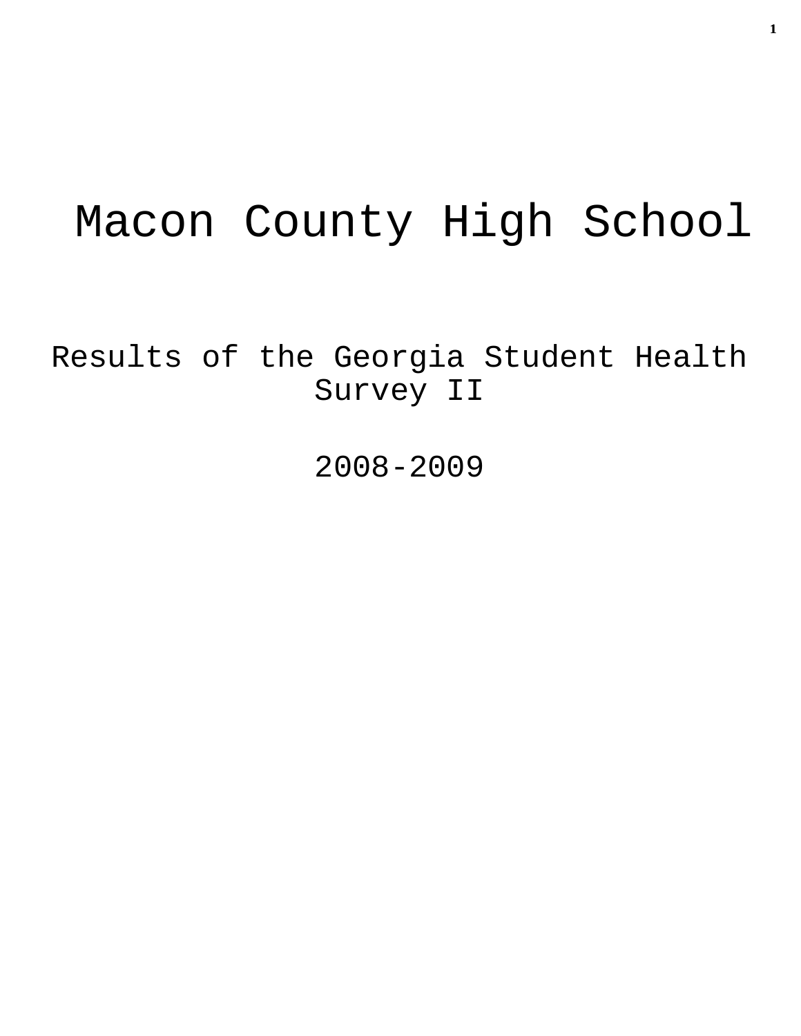# Macon County High School

## Results of the Georgia Student Health Survey II

## 2008-2009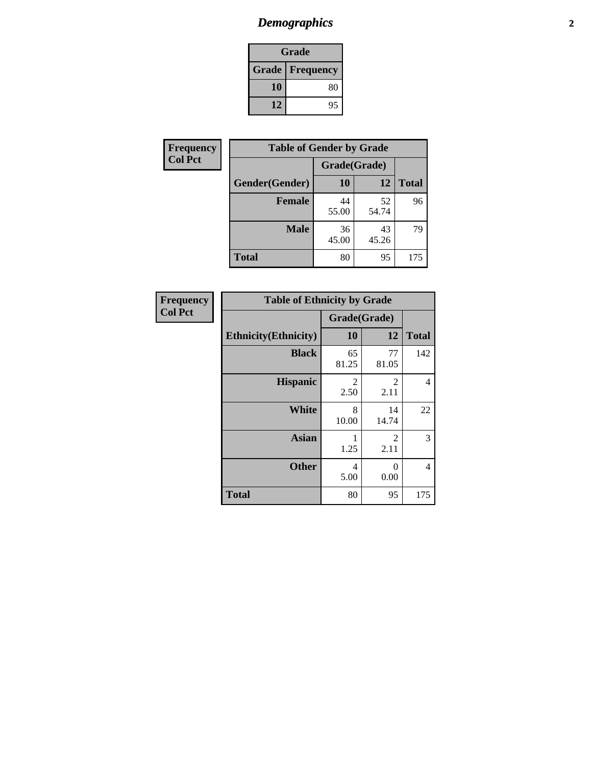# *Demographics*

| Grade | |
|---|---|
| **Grade** | **Frequency** |
| **10** | 80 |
| **12** | 95 |

**Frequency**
**Col Pct**

| Table of Gender by Grade | | | |
|---|---|---|---|
| | Grade(Grade) | | |
| **Gender(Gender)** | **10** | **12** | **Total** |
| **Female** | 44<br>55.00 | 52<br>54.74 | 96 |
| **Male** | 36<br>45.00 | 43<br>45.26 | 79 |
| **Total** | 80 | 95 | 175 |

**Frequency**
**Col Pct**

| Table of Ethnicity by Grade | | | |
|---|---|---|---|
| | Grade(Grade) | | |
| **Ethnicity(Ethnicity)** | **10** | **12** | **Total** |
| **Black** | 65<br>81.25 | 77<br>81.05 | 142 |
| **Hispanic** | 2<br>2.50 | 2<br>2.11 | 4 |
| **White** | 8<br>10.00 | 14<br>14.74 | 22 |
| **Asian** | 1<br>1.25 | 2<br>2.11 | 3 |
| **Other** | 4<br>5.00 | 0<br>0.00 | 4 |
| **Total** | 80 | 95 | 175 |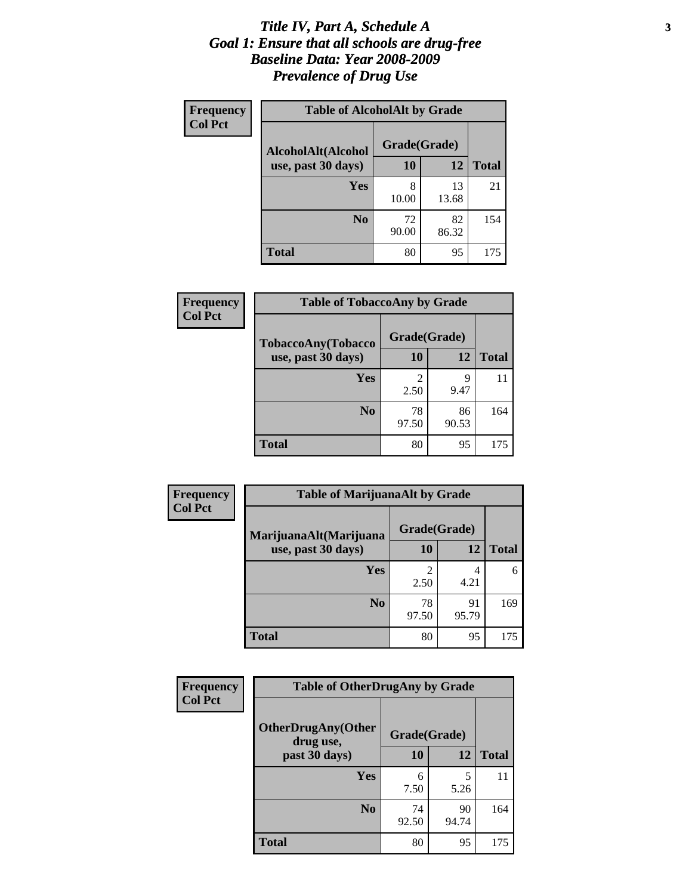# *Title IV, Part A, Schedule A*
# *Goal 1: Ensure that all schools are drug-free*
# *Baseline Data: Year 2008-2009*
# *Prevalence of Drug Use*

**Frequency**
**Col Pct**

| **Table of AlcoholAlt by Grade** | | | |
|---|---|---|---|
| **AlcoholAlt(Alcohol use, past 30 days)** | **Grade(Grade)** | | |
| | **10** | **12** | **Total** |
| **Yes** | 8<br>10.00 | 13<br>13.68 | 21 |
| **No** | 72<br>90.00 | 82<br>86.32 | 154 |
| **Total** | 80 | 95 | 175 |

**Frequency**
**Col Pct**

| **Table of TobaccoAny by Grade** | | | |
|---|---|---|---|
| **TobaccoAny(Tobacco use, past 30 days)** | **Grade(Grade)** | | |
| | **10** | **12** | **Total** |
| **Yes** | 2<br>2.50 | 9<br>9.47 | 11 |
| **No** | 78<br>97.50 | 86<br>90.53 | 164 |
| **Total** | 80 | 95 | 175 |

**Frequency**
**Col Pct**

| **Table of MarijuanaAlt by Grade** | | | |
|---|---|---|---|
| **MarijuanaAlt(Marijuana use, past 30 days)** | **Grade(Grade)** | | |
| | **10** | **12** | **Total** |
| **Yes** | 2<br>2.50 | 4<br>4.21 | 6 |
| **No** | 78<br>97.50 | 91<br>95.79 | 169 |
| **Total** | 80 | 95 | 175 |

**Frequency**
**Col Pct**

| **Table of OtherDrugAny by Grade** | | | |
|---|---|---|---|
| **OtherDrugAny(Other drug use, past 30 days)** | **Grade(Grade)** | | |
| | **10** | **12** | **Total** |
| **Yes** | 6<br>7.50 | 5<br>5.26 | 11 |
| **No** | 74<br>92.50 | 90<br>94.74 | 164 |
| **Total** | 80 | 95 | 175 |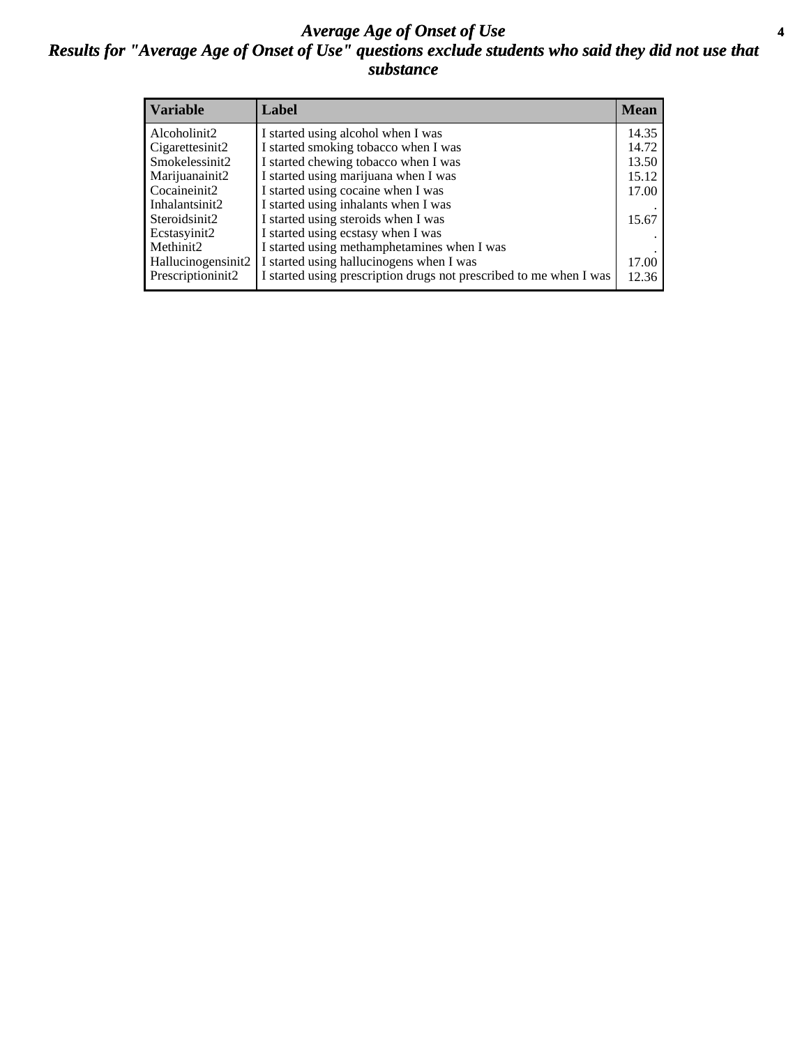# *Average Age of Onset of Use*

## *Results for "Average Age of Onset of Use" questions exclude students who said they did not use that substance*

| Variable | Label | Mean |
|---|---|---|
| Alcoholinit2 | I started using alcohol when I was | 14.35 |
| Cigarettesinit2 | I started smoking tobacco when I was | 14.72 |
| Smokelessinit2 | I started chewing tobacco when I was | 13.50 |
| Marijuanainit2 | I started using marijuana when I was | 15.12 |
| Cocaineinit2 | I started using cocaine when I was | 17.00 |
| Inhalantsinit2 | I started using inhalants when I was | . |
| Steroidsinit2 | I started using steroids when I was | 15.67 |
| Ecstasyinit2 | I started using ecstasy when I was | . |
| Methinit2 | I started using methamphetamines when I was | . |
| Hallucinogensinit2 | I started using hallucinogens when I was | 17.00 |
| Prescriptioninit2 | I started using prescription drugs not prescribed to me when I was | 12.36 |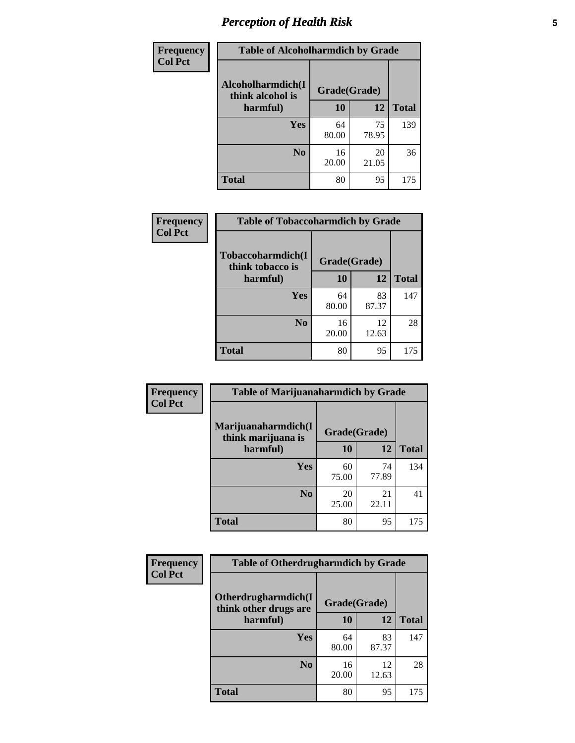# Perception of Health Risk

| Frequency<br>Col Pct | | | |
|---|---|---|---|

**Table of Alcoholharmdich by Grade**

| Alcoholharmdich(I think alcohol is harmful) | Grade(Grade) | | |
|---|---|---|---|
| | 10 | 12 | Total |
| Yes | 64<br>80.00 | 75<br>78.95 | 139 |
| No | 16<br>20.00 | 20<br>21.05 | 36 |
| Total | 80 | 95 | 175 |

**Table of Tobaccoharmdich by Grade**

| Tobaccoharmdich(I think tobacco is harmful) | Grade(Grade) | | |
|---|---|---|---|
| | 10 | 12 | Total |
| Yes | 64<br>80.00 | 83<br>87.37 | 147 |
| No | 16<br>20.00 | 12<br>12.63 | 28 |
| Total | 80 | 95 | 175 |

**Table of Marijuanaharmdich by Grade**

| Marijuanaharmdich(I think marijuana is harmful) | Grade(Grade) | | |
|---|---|---|---|
| | 10 | 12 | Total |
| Yes | 60<br>75.00 | 74<br>77.89 | 134 |
| No | 20<br>25.00 | 21<br>22.11 | 41 |
| Total | 80 | 95 | 175 |

**Table of Otherdrugharmdich by Grade**

| Otherdrugharmdich(I think other drugs are harmful) | Grade(Grade) | | |
|---|---|---|---|
| | 10 | 12 | Total |
| Yes | 64<br>80.00 | 83<br>87.37 | 147 |
| No | 16<br>20.00 | 12<br>12.63 | 28 |
| Total | 80 | 95 | 175 |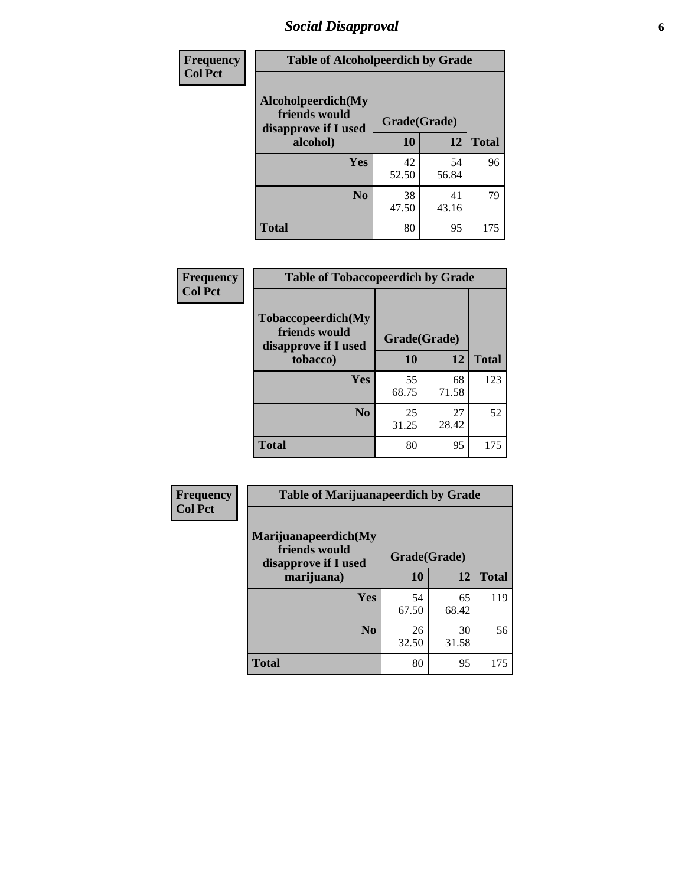## Social Disapproval

**Frequency**
**Col Pct**

| Table of Alcoholpeerdich by Grade | | | |
|---|---|---|---|
| Alcoholpeerdich(My friends would disapprove if I used alcohol) | Grade(Grade) | | |
| | 10 | 12 | Total |
| Yes | 42<br>52.50 | 54<br>56.84 | 96 |
| No | 38<br>47.50 | 41<br>43.16 | 79 |
| Total | 80 | 95 | 175 |

**Frequency**
**Col Pct**

| Table of Tobaccopeerdich by Grade | | | |
|---|---|---|---|
| Tobaccopeerdich(My friends would disapprove if I used tobacco) | Grade(Grade) | | |
| | 10 | 12 | Total |
| Yes | 55<br>68.75 | 68<br>71.58 | 123 |
| No | 25<br>31.25 | 27<br>28.42 | 52 |
| Total | 80 | 95 | 175 |

**Frequency**
**Col Pct**

| Table of Marijuanapeerdich by Grade | | | |
|---|---|---|---|
| Marijuanapeerdich(My friends would disapprove if I used marijuana) | Grade(Grade) | | |
| | 10 | 12 | Total |
| Yes | 54<br>67.50 | 65<br>68.42 | 119 |
| No | 26<br>32.50 | 30<br>31.58 | 56 |
| Total | 80 | 95 | 175 |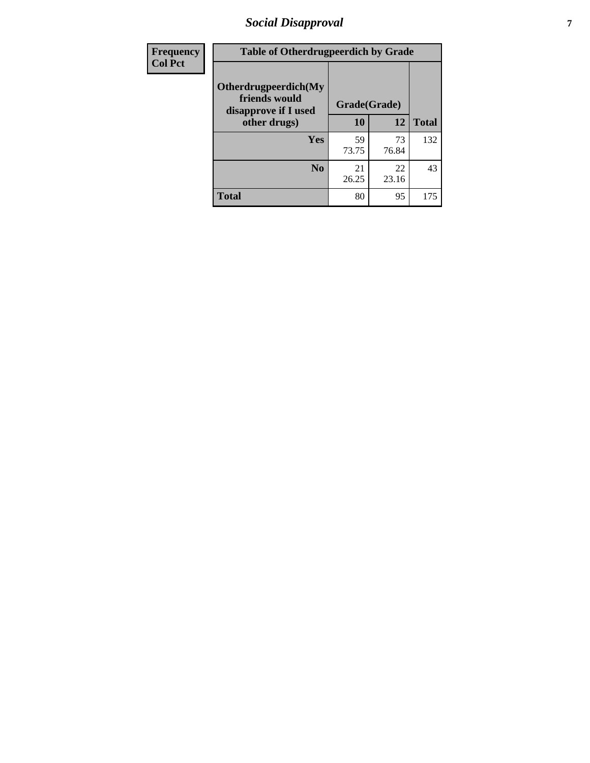| Frequency Col Pct | Table of Otherdrugpeerdich by Grade | | |
|---|---|---|---|
| Otherdrugpeerdich(My friends would disapprove if I used other drugs) | Grade(Grade) | | |
| | 10 | 12 | Total |
| Yes | 59<br>73.75 | 73<br>76.84 | 132 |
| No | 21<br>26.25 | 22<br>23.16 | 43 |
| Total | 80 | 95 | 175 |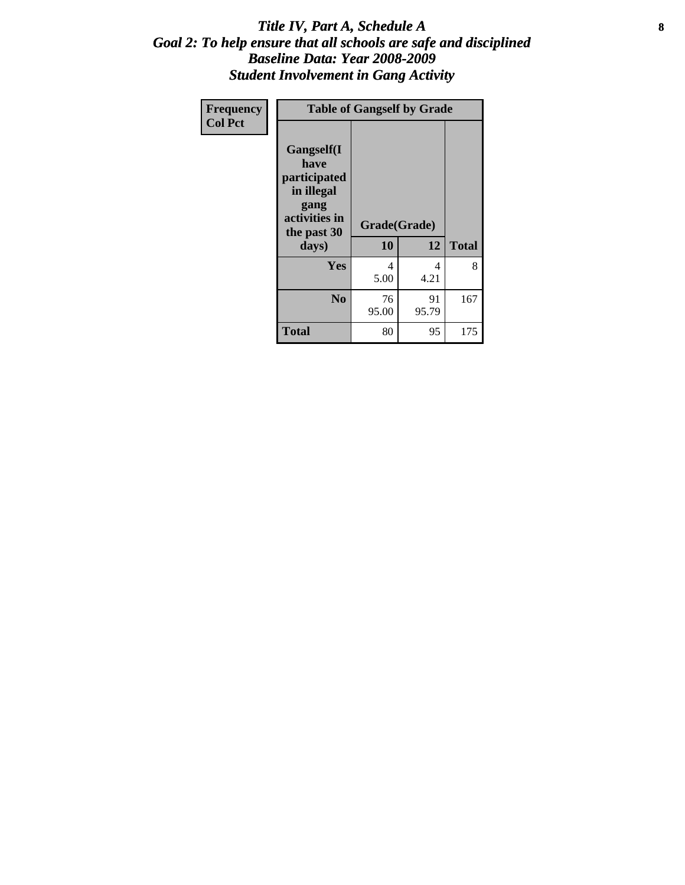# *Title IV, Part A, Schedule A*
## *Goal 2: To help ensure that all schools are safe and disciplined*
## *Baseline Data: Year 2008-2009*
## *Student Involvement in Gang Activity*

| Frequency<br>Col Pct | Table of Gangself by Grade | | |
|---|---|---|---|
| Gangself(I have participated in illegal gang activities in the past 30 days) | Grade(Grade) | | |
| | 10 | 12 | Total |
| Yes | 4<br>5.00 | 4<br>4.21 | 8 |
| No | 76<br>95.00 | 91<br>95.79 | 167 |
| Total | 80 | 95 | 175 |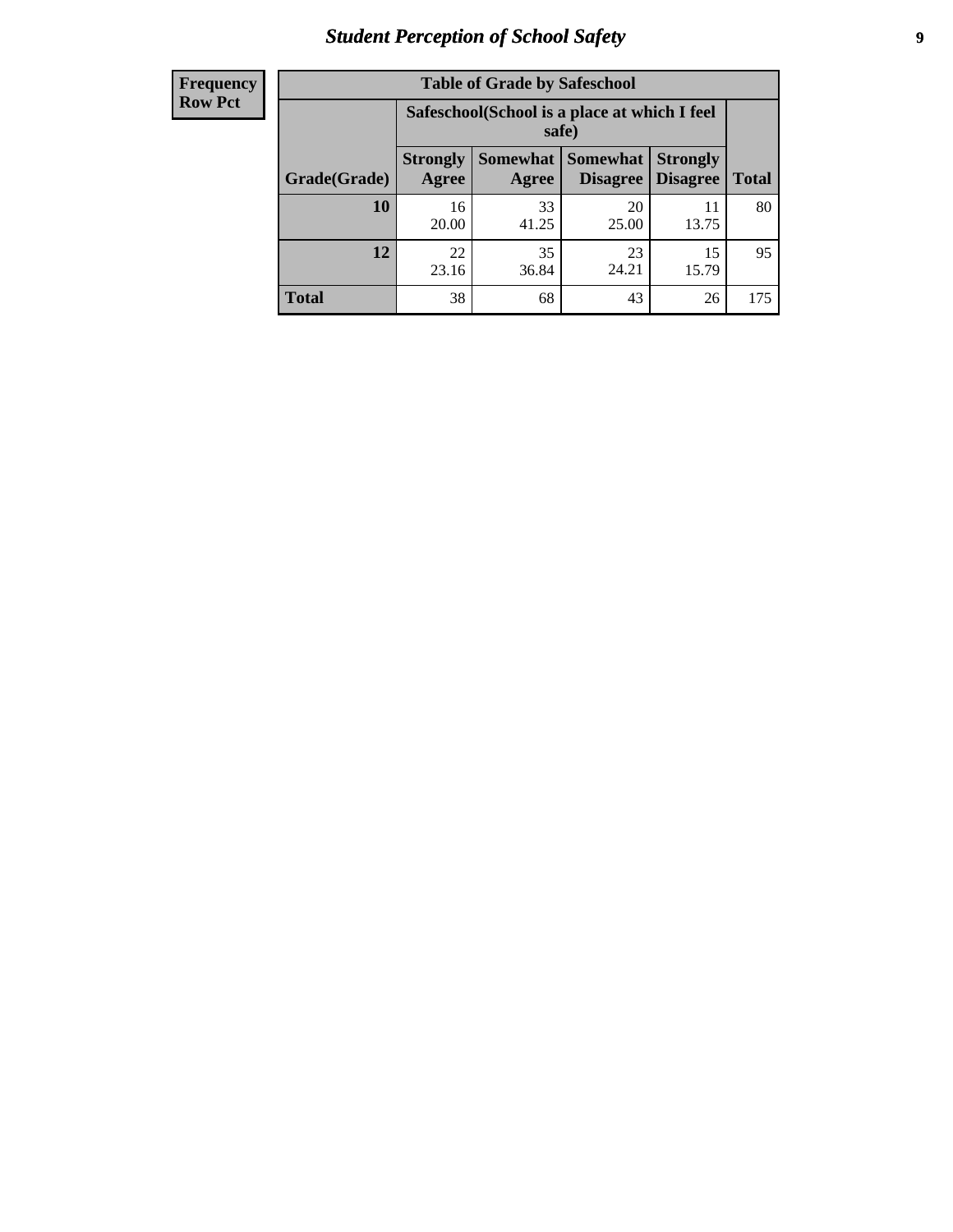| Frequency Row Pct | Table of Grade by Safeschool | | | | |
|---|---|---|---|---|---|
| | Safeschool(School is a place at which I feel safe) | | | | |
| Grade(Grade) | Strongly Agree | Somewhat Agree | Somewhat Disagree | Strongly Disagree | Total |
| 10 | 16<br>20.00 | 33<br>41.25 | 20<br>25.00 | 11<br>13.75 | 80 |
| 12 | 22<br>23.16 | 35<br>36.84 | 23<br>24.21 | 15<br>15.79 | 95 |
| Total | 38 | 68 | 43 | 26 | 175 |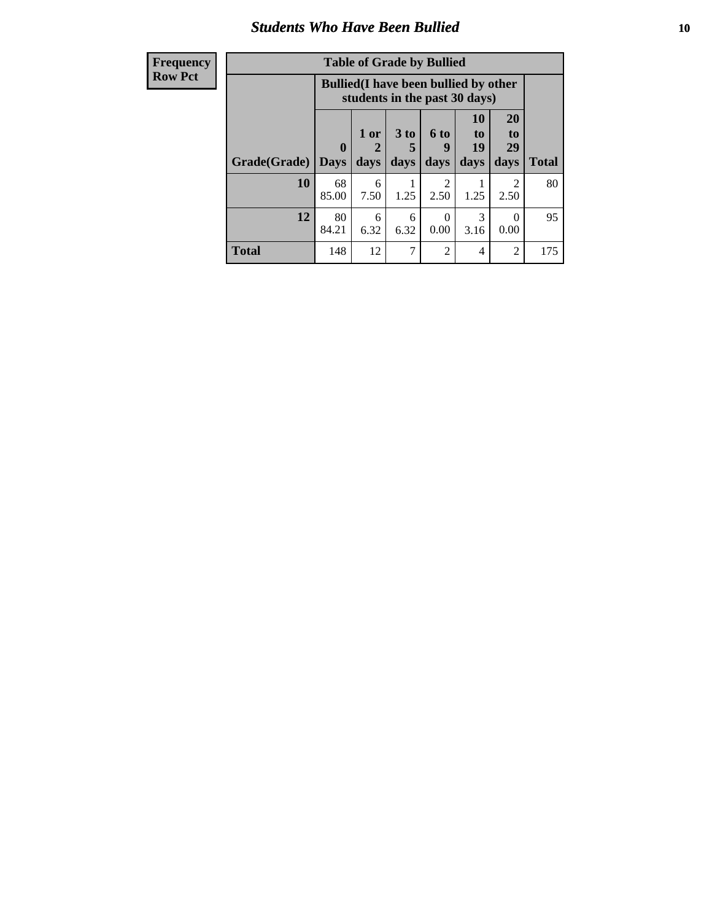# Students Who Have Been Bullied

| Frequency<br>Row Pct |
|---|

**Table of Grade by Bullied**

| Grade(Grade) | Bullied(I have been bullied by other students in the past 30 days) | | | | | | Total |
|---|---|---|---|---|---|---|---|
| | 0 Days | 1 or 2 days | 3 to 5 days | 6 to 9 days | 10 to 19 days | 20 to 29 days | |
| **10** | 68<br>85.00 | 6<br>7.50 | 1<br>1.25 | 2<br>2.50 | 1<br>1.25 | 2<br>2.50 | 80 |
| **12** | 80<br>84.21 | 6<br>6.32 | 6<br>6.32 | 0<br>0.00 | 3<br>3.16 | 0<br>0.00 | 95 |
| **Total** | 148 | 12 | 7 | 2 | 4 | 2 | 175 |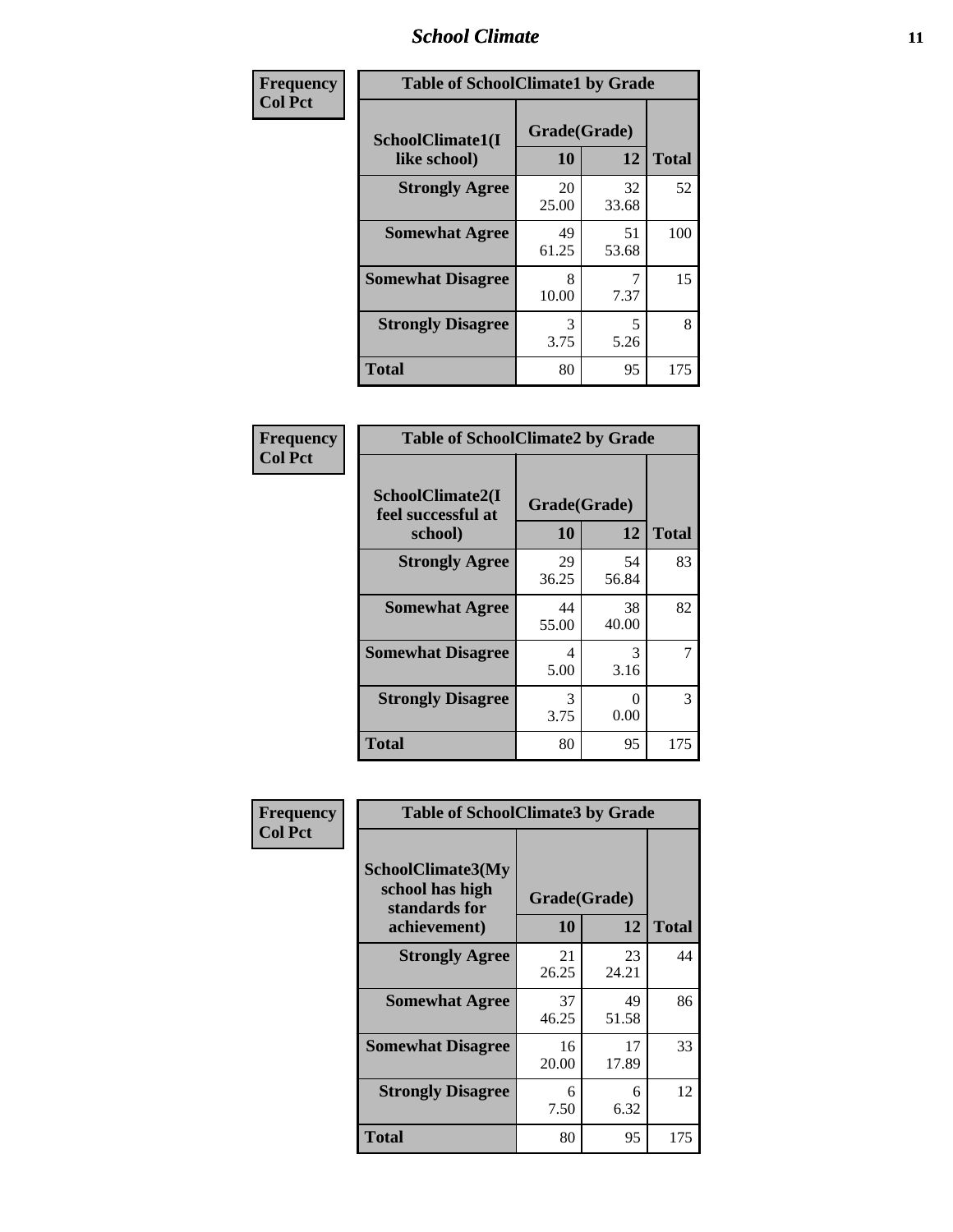**Frequency**
**Col Pct**

**Table of SchoolClimate1 by Grade**

| SchoolClimate1(I like school) | Grade(Grade) 10 | 12 | Total |
|---|---|---|---|
| **Strongly Agree** | 20<br>25.00 | 32<br>33.68 | 52 |
| **Somewhat Agree** | 49<br>61.25 | 51<br>53.68 | 100 |
| **Somewhat Disagree** | 8<br>10.00 | 7<br>7.37 | 15 |
| **Strongly Disagree** | 3<br>3.75 | 5<br>5.26 | 8 |
| **Total** | 80 | 95 | 175 |

**Frequency**
**Col Pct**

**Table of SchoolClimate2 by Grade**

| SchoolClimate2(I feel successful at school) | Grade(Grade) 10 | 12 | Total |
|---|---|---|---|
| **Strongly Agree** | 29<br>36.25 | 54<br>56.84 | 83 |
| **Somewhat Agree** | 44<br>55.00 | 38<br>40.00 | 82 |
| **Somewhat Disagree** | 4<br>5.00 | 3<br>3.16 | 7 |
| **Strongly Disagree** | 3<br>3.75 | 0<br>0.00 | 3 |
| **Total** | 80 | 95 | 175 |

**Frequency**
**Col Pct**

**Table of SchoolClimate3 by Grade**

| SchoolClimate3(My school has high standards for achievement) | Grade(Grade) 10 | 12 | Total |
|---|---|---|---|
| **Strongly Agree** | 21<br>26.25 | 23<br>24.21 | 44 |
| **Somewhat Agree** | 37<br>46.25 | 49<br>51.58 | 86 |
| **Somewhat Disagree** | 16<br>20.00 | 17<br>17.89 | 33 |
| **Strongly Disagree** | 6<br>7.50 | 6<br>6.32 | 12 |
| **Total** | 80 | 95 | 175 |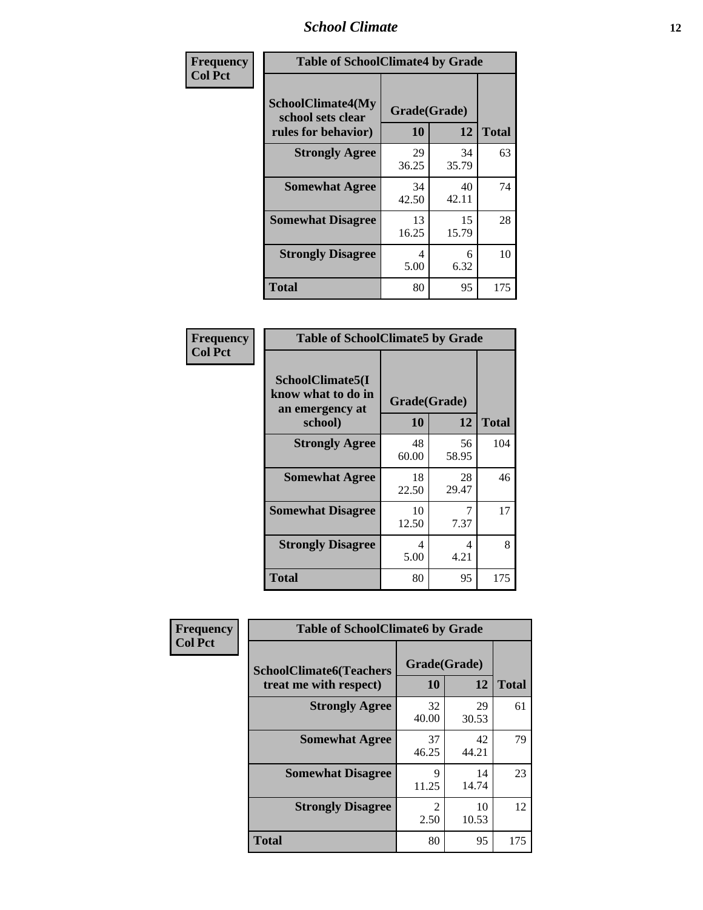| Frequency Col Pct | Table of SchoolClimate4 by Grade | | |
|---|---|---|---|
| SchoolClimate4(My school sets clear rules for behavior) | Grade(Grade) | | |
| | 10 | 12 | Total |
| Strongly Agree | 29<br>36.25 | 34<br>35.79 | 63 |
| Somewhat Agree | 34<br>42.50 | 40<br>42.11 | 74 |
| Somewhat Disagree | 13<br>16.25 | 15<br>15.79 | 28 |
| Strongly Disagree | 4<br>5.00 | 6<br>6.32 | 10 |
| Total | 80 | 95 | 175 |

| Frequency Col Pct | Table of SchoolClimate5 by Grade | | |
|---|---|---|---|
| SchoolClimate5(I know what to do in an emergency at school) | Grade(Grade) | | |
| | 10 | 12 | Total |
| Strongly Agree | 48<br>60.00 | 56<br>58.95 | 104 |
| Somewhat Agree | 18<br>22.50 | 28<br>29.47 | 46 |
| Somewhat Disagree | 10<br>12.50 | 7<br>7.37 | 17 |
| Strongly Disagree | 4<br>5.00 | 4<br>4.21 | 8 |
| Total | 80 | 95 | 175 |

| Frequency Col Pct | Table of SchoolClimate6 by Grade | | |
|---|---|---|---|
| SchoolClimate6(Teachers treat me with respect) | Grade(Grade) | | |
| | 10 | 12 | Total |
| Strongly Agree | 32<br>40.00 | 29<br>30.53 | 61 |
| Somewhat Agree | 37<br>46.25 | 42<br>44.21 | 79 |
| Somewhat Disagree | 9<br>11.25 | 14<br>14.74 | 23 |
| Strongly Disagree | 2<br>2.50 | 10<br>10.53 | 12 |
| Total | 80 | 95 | 175 |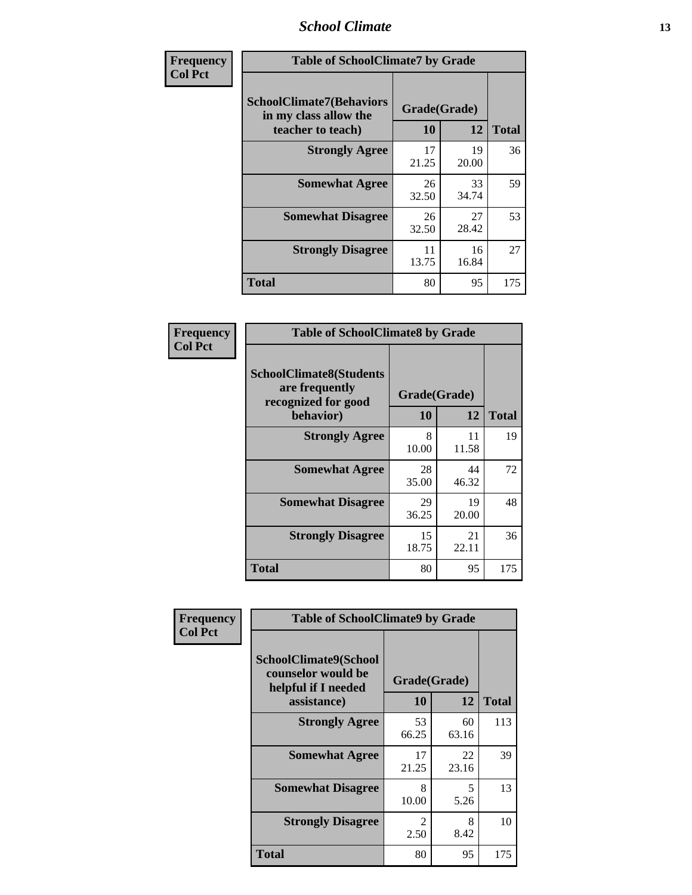| Frequency<br>Col Pct | Table of SchoolClimate7 by Grade | | |
|---|---|---|---|
| SchoolClimate7(Behaviors in my class allow the teacher to teach) | Grade(Grade) | | |
| | 10 | 12 | Total |
| Strongly Agree | 17<br>21.25 | 19<br>20.00 | 36 |
| Somewhat Agree | 26<br>32.50 | 33<br>34.74 | 59 |
| Somewhat Disagree | 26<br>32.50 | 27<br>28.42 | 53 |
| Strongly Disagree | 11<br>13.75 | 16<br>16.84 | 27 |
| Total | 80 | 95 | 175 |

| Frequency<br>Col Pct | Table of SchoolClimate8 by Grade | | |
|---|---|---|---|
| SchoolClimate8(Students are frequently recognized for good behavior) | Grade(Grade) | | |
| | 10 | 12 | Total |
| Strongly Agree | 8<br>10.00 | 11<br>11.58 | 19 |
| Somewhat Agree | 28<br>35.00 | 44<br>46.32 | 72 |
| Somewhat Disagree | 29<br>36.25 | 19<br>20.00 | 48 |
| Strongly Disagree | 15<br>18.75 | 21<br>22.11 | 36 |
| Total | 80 | 95 | 175 |

| Frequency<br>Col Pct | Table of SchoolClimate9 by Grade | | |
|---|---|---|---|
| SchoolClimate9(School counselor would be helpful if I needed assistance) | Grade(Grade) | | |
| | 10 | 12 | Total |
| Strongly Agree | 53<br>66.25 | 60<br>63.16 | 113 |
| Somewhat Agree | 17<br>21.25 | 22<br>23.16 | 39 |
| Somewhat Disagree | 8<br>10.00 | 5<br>5.26 | 13 |
| Strongly Disagree | 2<br>2.50 | 8<br>8.42 | 10 |
| Total | 80 | 95 | 175 |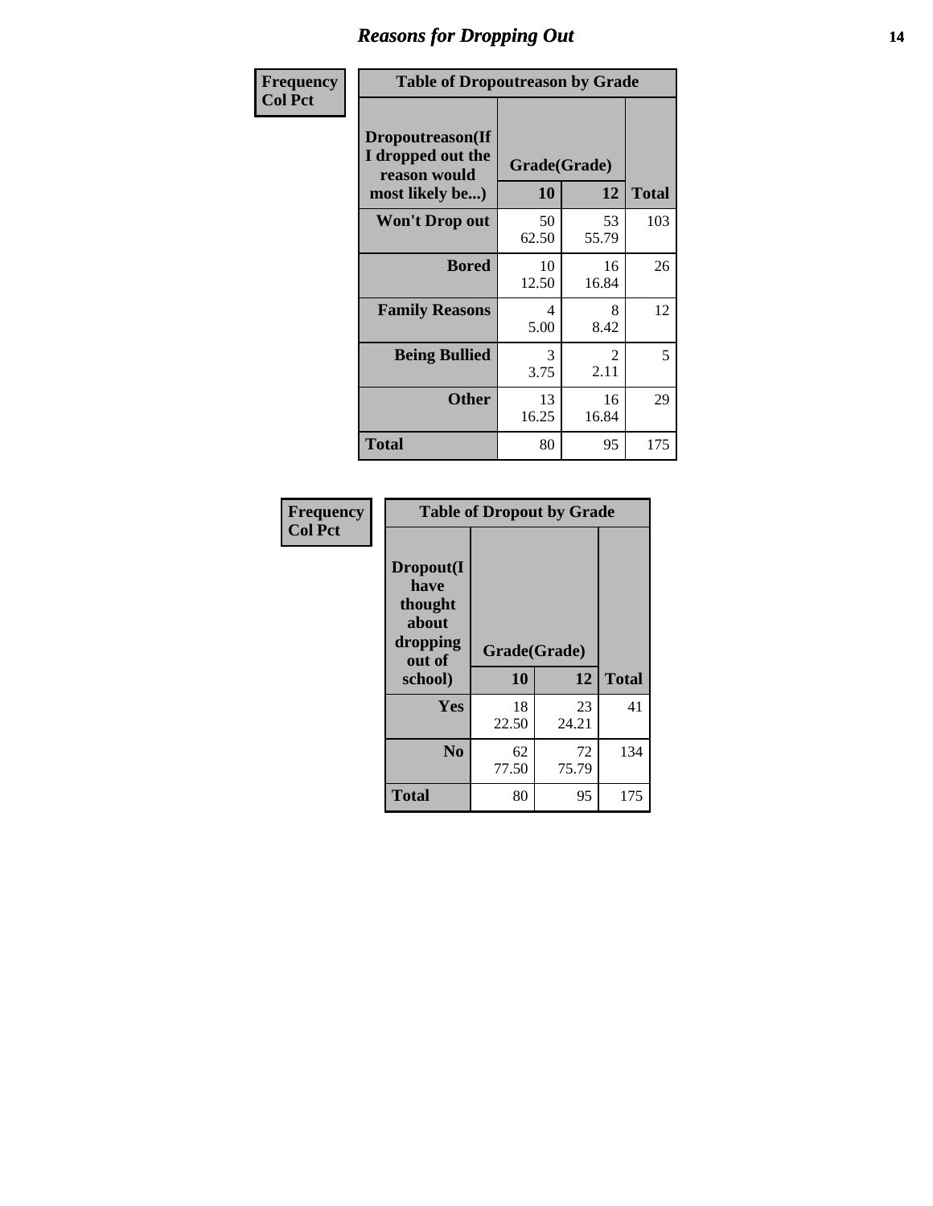# Reasons for Dropping Out

**Frequency**
**Col Pct**

| Table of Dropoutreason by Grade | | | |
|---|---|---|---|
| Dropoutreason(If I dropped out the reason would most likely be...) | Grade(Grade) | | |
| | 10 | 12 | Total |
| Won't Drop out | 50<br>62.50 | 53<br>55.79 | 103 |
| Bored | 10<br>12.50 | 16<br>16.84 | 26 |
| Family Reasons | 4<br>5.00 | 8<br>8.42 | 12 |
| Being Bullied | 3<br>3.75 | 2<br>2.11 | 5 |
| Other | 13<br>16.25 | 16<br>16.84 | 29 |
| Total | 80 | 95 | 175 |

**Frequency**
**Col Pct**

| Table of Dropout by Grade | | | |
|---|---|---|---|
| Dropout(I have thought about dropping out of school) | Grade(Grade) | | |
| | 10 | 12 | Total |
| Yes | 18<br>22.50 | 23<br>24.21 | 41 |
| No | 62<br>77.50 | 72<br>75.79 | 134 |
| Total | 80 | 95 | 175 |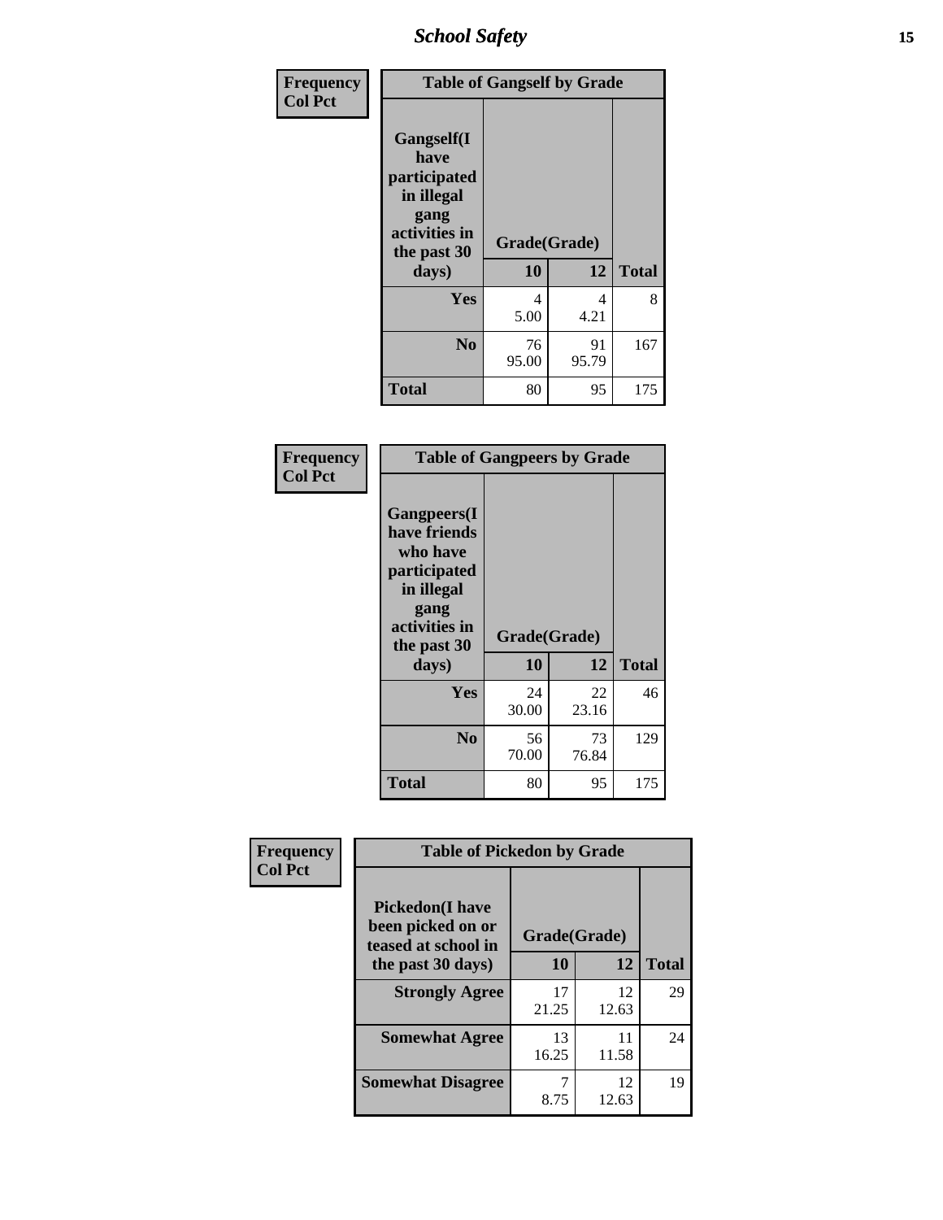| Frequency Col Pct | Table of Gangself by Grade | | |
|---|---|---|---|
| Gangself(I have participated in illegal gang activities in the past 30 days) | Grade(Grade) | | |
| | 10 | 12 | Total |
| Yes | 4<br>5.00 | 4<br>4.21 | 8 |
| No | 76<br>95.00 | 91<br>95.79 | 167 |
| Total | 80 | 95 | 175 |

| Frequency Col Pct | Table of Gangpeers by Grade | | |
|---|---|---|---|
| Gangpeers(I have friends who have participated in illegal gang activities in the past 30 days) | Grade(Grade) | | |
| | 10 | 12 | Total |
| Yes | 24<br>30.00 | 22<br>23.16 | 46 |
| No | 56<br>70.00 | 73<br>76.84 | 129 |
| Total | 80 | 95 | 175 |

| Frequency Col Pct | Table of Pickedon by Grade | | |
|---|---|---|---|
| Pickedon(I have been picked on or teased at school in the past 30 days) | Grade(Grade) | | |
| | 10 | 12 | Total |
| Strongly Agree | 17<br>21.25 | 12<br>12.63 | 29 |
| Somewhat Agree | 13<br>16.25 | 11<br>11.58 | 24 |
| Somewhat Disagree | 7<br>8.75 | 12<br>12.63 | 19 |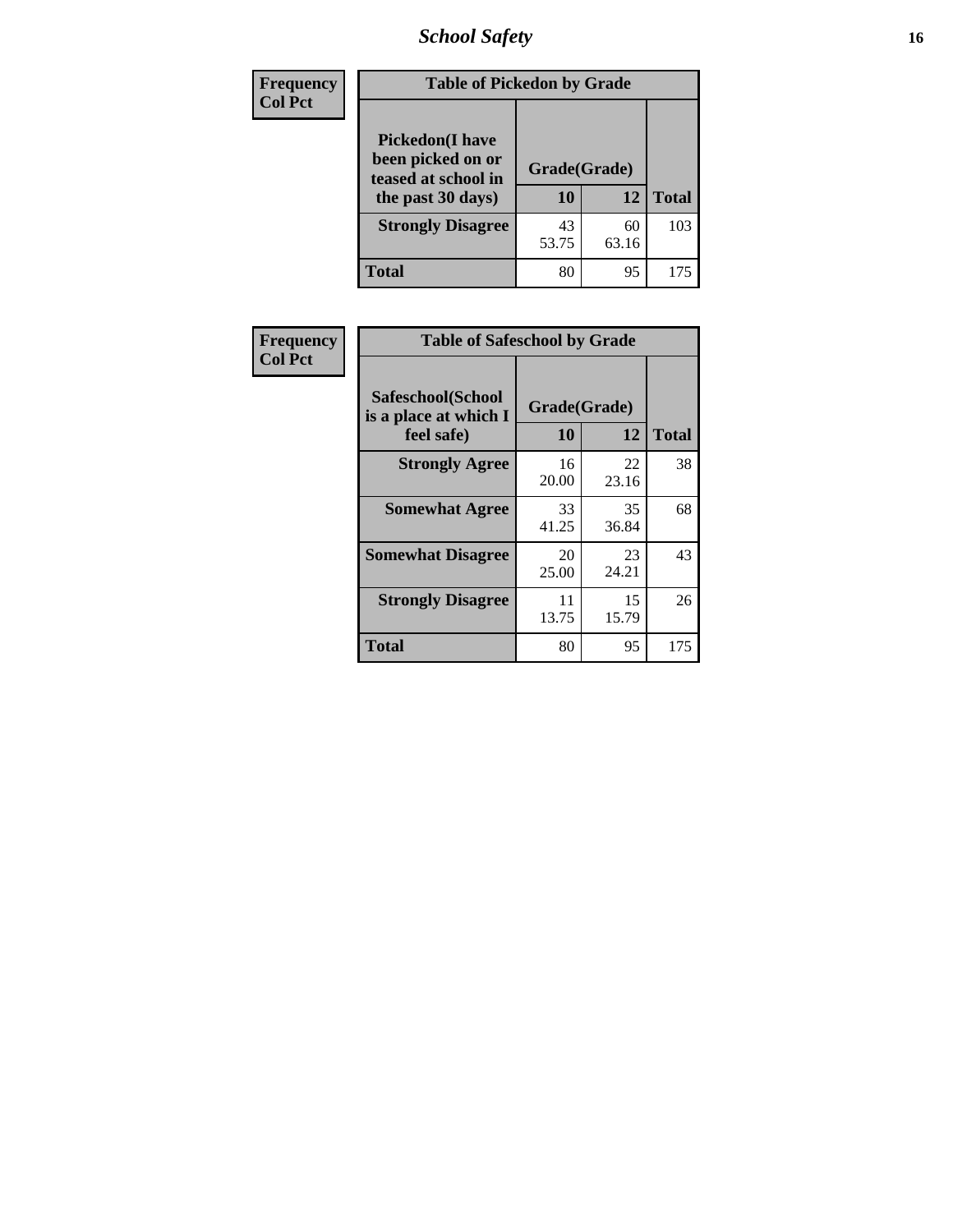# School Safety

**Frequency**
**Col Pct**

| Table of Pickedon by Grade | | | |
|---|---|---|---|
| **Pickedon(I have been picked on or teased at school in the past 30 days)** | **Grade(Grade)** | | |
| | **10** | **12** | **Total** |
| **Strongly Disagree** | 43<br>53.75 | 60<br>63.16 | 103 |
| **Total** | 80 | 95 | 175 |

**Frequency**
**Col Pct**

| Table of Safeschool by Grade | | | |
|---|---|---|---|
| **Safeschool(School is a place at which I feel safe)** | **Grade(Grade)** | | |
| | **10** | **12** | **Total** |
| **Strongly Agree** | 16<br>20.00 | 22<br>23.16 | 38 |
| **Somewhat Agree** | 33<br>41.25 | 35<br>36.84 | 68 |
| **Somewhat Disagree** | 20<br>25.00 | 23<br>24.21 | 43 |
| **Strongly Disagree** | 11<br>13.75 | 15<br>15.79 | 26 |
| **Total** | 80 | 95 | 175 |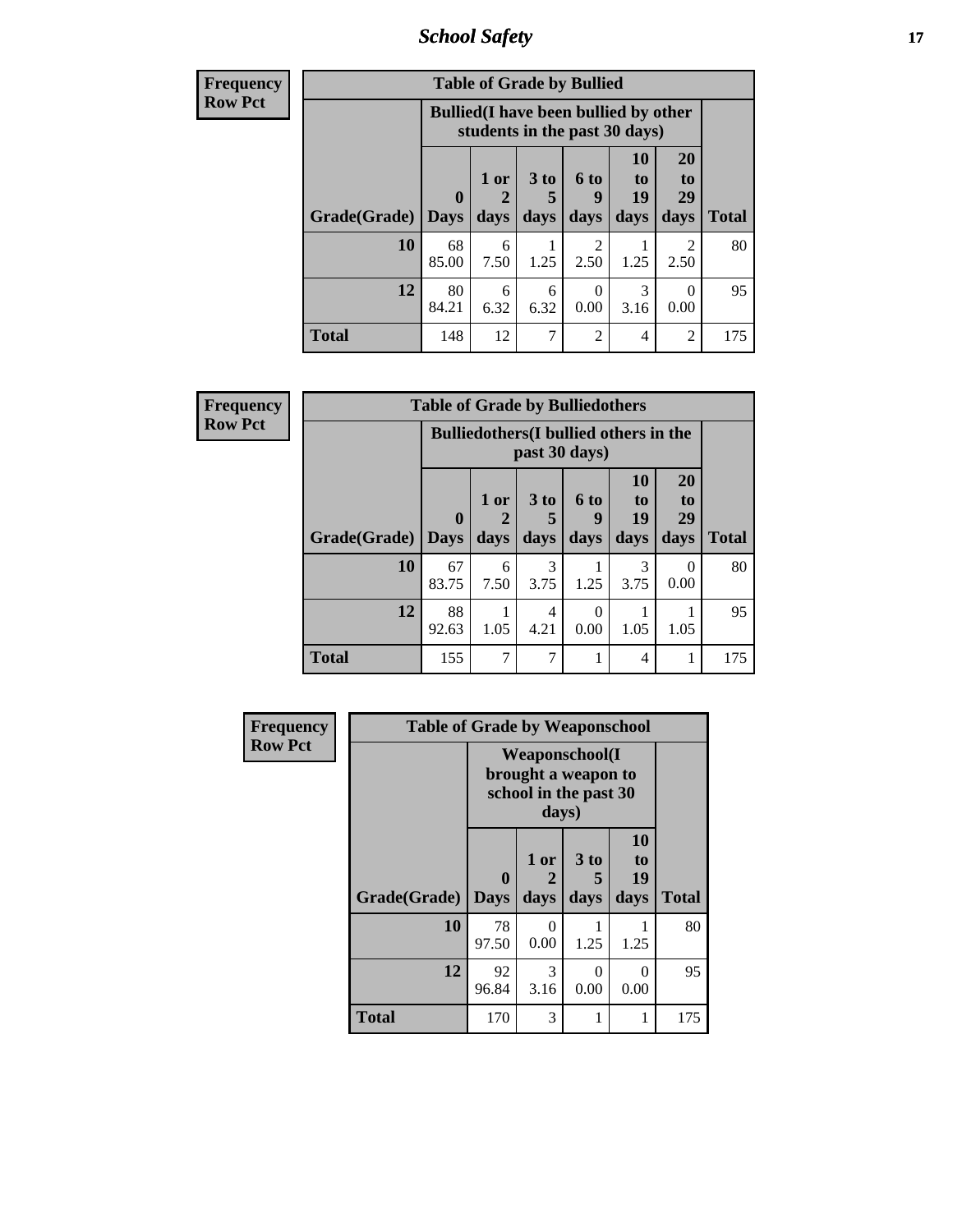| Frequency<br>Row Pct | Table of Grade by Bullied | | | | | | |
|---|---|---|---|---|---|---|---|
| | Bullied(I have been bullied by other students in the past 30 days) | | | | | | |
| Grade(Grade) | 0 Days | 1 or 2 days | 3 to 5 days | 6 to 9 days | 10 to 19 days | 20 to 29 days | Total |
| 10 | 68<br>85.00 | 6<br>7.50 | 1<br>1.25 | 2<br>2.50 | 1<br>1.25 | 2<br>2.50 | 80 |
| 12 | 80<br>84.21 | 6<br>6.32 | 6<br>6.32 | 0<br>0.00 | 3<br>3.16 | 0<br>0.00 | 95 |
| Total | 148 | 12 | 7 | 2 | 4 | 2 | 175 |

| Frequency<br>Row Pct | Table of Grade by Bulliedothers | | | | | | |
|---|---|---|---|---|---|---|---|
| | Bulliedothers(I bullied others in the past 30 days) | | | | | | |
| Grade(Grade) | 0 Days | 1 or 2 days | 3 to 5 days | 6 to 9 days | 10 to 19 days | 20 to 29 days | Total |
| 10 | 67<br>83.75 | 6<br>7.50 | 3<br>3.75 | 1<br>1.25 | 3<br>3.75 | 0<br>0.00 | 80 |
| 12 | 88<br>92.63 | 1<br>1.05 | 4<br>4.21 | 0<br>0.00 | 1<br>1.05 | 1<br>1.05 | 95 |
| Total | 155 | 7 | 7 | 1 | 4 | 1 | 175 |

| Frequency<br>Row Pct | Table of Grade by Weaponschool | | | | |
|---|---|---|---|---|---|
| | Weaponschool(I brought a weapon to school in the past 30 days) | | | | |
| Grade(Grade) | 0 Days | 1 or 2 days | 3 to 5 days | 10 to 19 days | Total |
| 10 | 78<br>97.50 | 0<br>0.00 | 1<br>1.25 | 1<br>1.25 | 80 |
| 12 | 92<br>96.84 | 3<br>3.16 | 0<br>0.00 | 0<br>0.00 | 95 |
| Total | 170 | 3 | 1 | 1 | 175 |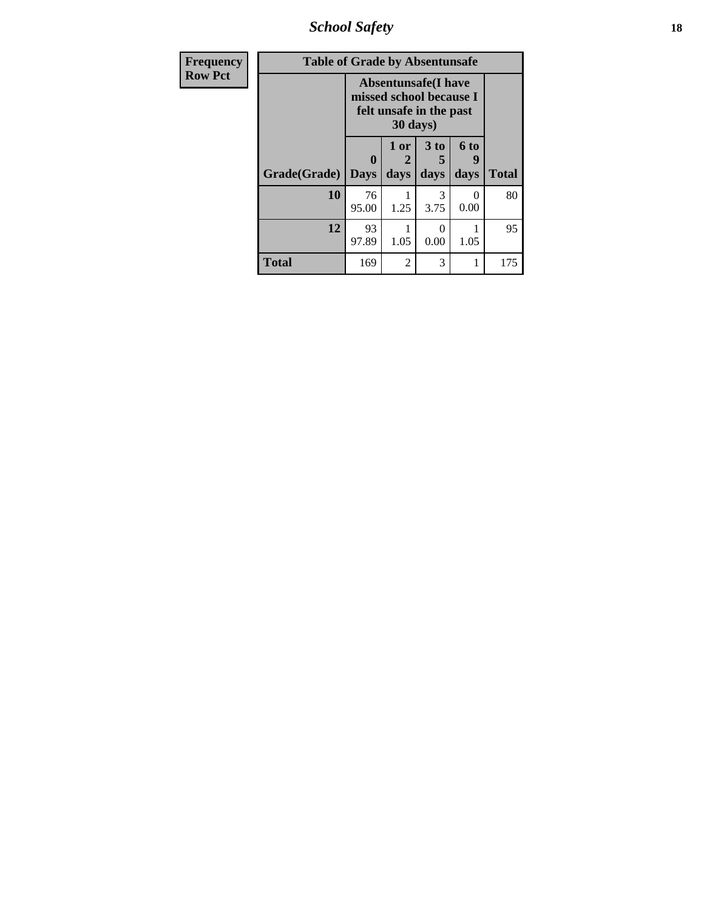| Frequency<br>Row Pct | Table of Grade by Absentunsafe | | | | |
|---|---|---|---|---|---|
| | Absentunsafe(I have missed school because I felt unsafe in the past 30 days) | | | | |
| Grade(Grade) | 0 Days | 1 or 2 days | 3 to 5 days | 6 to 9 days | Total |
| 10 | 76<br>95.00 | 1<br>1.25 | 3<br>3.75 | 0<br>0.00 | 80 |
| 12 | 93<br>97.89 | 1<br>1.05 | 0<br>0.00 | 1<br>1.05 | 95 |
| Total | 169 | 2 | 3 | 1 | 175 |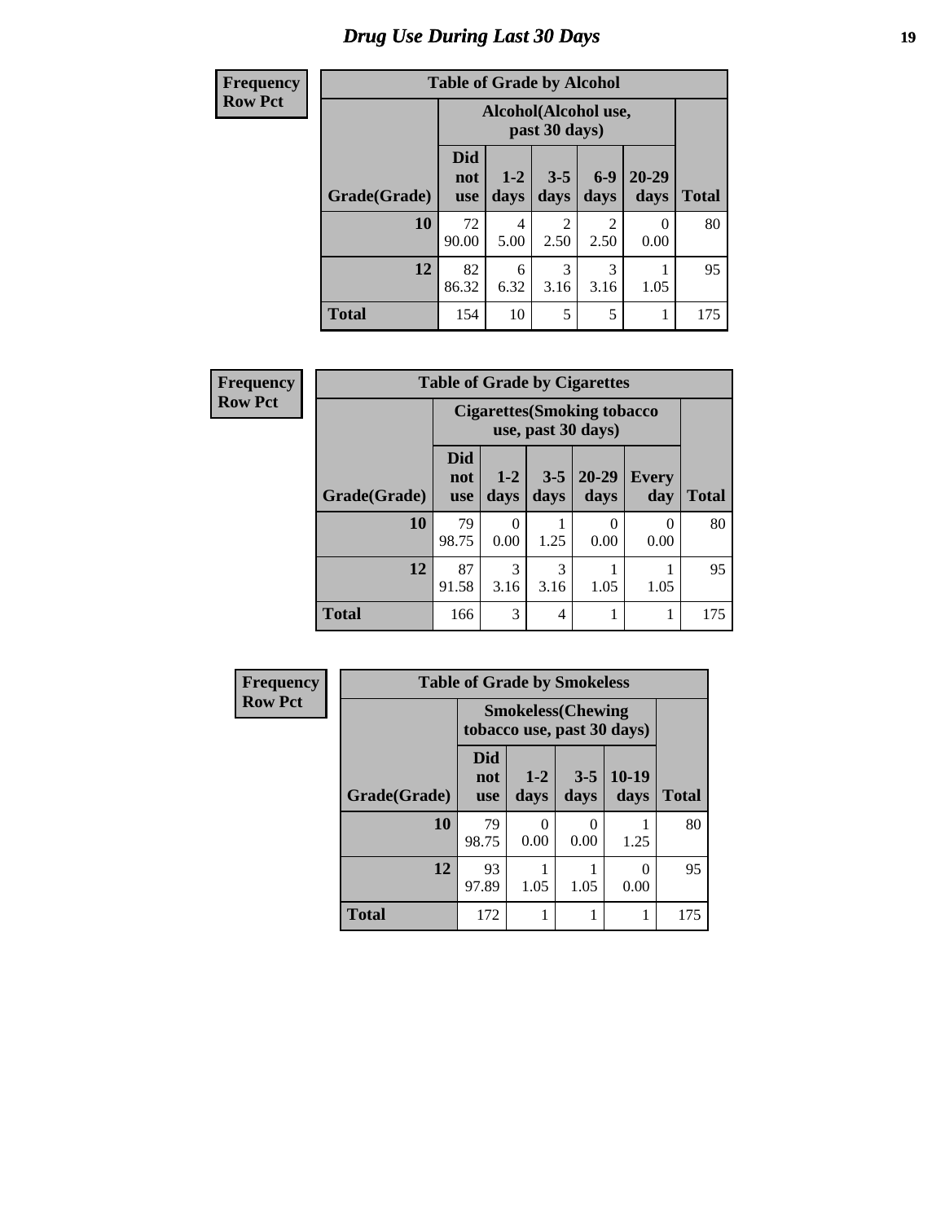# Drug Use During Last 30 Days

**Frequency**
**Row Pct**

| Table of Grade by Alcohol | | | | | | |
|---|---|---|---|---|---|---|
| | Alcohol(Alcohol use, past 30 days) | | | | | |
| Grade(Grade) | Did not use | 1-2 days | 3-5 days | 6-9 days | 20-29 days | Total |
| **10** | 72<br>90.00 | 4<br>5.00 | 2<br>2.50 | 2<br>2.50 | 0<br>0.00 | 80 |
| **12** | 82<br>86.32 | 6<br>6.32 | 3<br>3.16 | 3<br>3.16 | 1<br>1.05 | 95 |
| **Total** | 154 | 10 | 5 | 5 | 1 | 175 |

**Frequency**
**Row Pct**

| Table of Grade by Cigarettes | | | | | | |
|---|---|---|---|---|---|---|
| | Cigarettes(Smoking tobacco use, past 30 days) | | | | | |
| Grade(Grade) | Did not use | 1-2 days | 3-5 days | 20-29 days | Every day | Total |
| **10** | 79<br>98.75 | 0<br>0.00 | 1<br>1.25 | 0<br>0.00 | 0<br>0.00 | 80 |
| **12** | 87<br>91.58 | 3<br>3.16 | 3<br>3.16 | 1<br>1.05 | 1<br>1.05 | 95 |
| **Total** | 166 | 3 | 4 | 1 | 1 | 175 |

**Frequency**
**Row Pct**

| Table of Grade by Smokeless | | | | | |
|---|---|---|---|---|---|
| | Smokeless(Chewing tobacco use, past 30 days) | | | | |
| Grade(Grade) | Did not use | 1-2 days | 3-5 days | 10-19 days | Total |
| **10** | 79<br>98.75 | 0<br>0.00 | 0<br>0.00 | 1<br>1.25 | 80 |
| **12** | 93<br>97.89 | 1<br>1.05 | 1<br>1.05 | 0<br>0.00 | 95 |
| **Total** | 172 | 1 | 1 | 1 | 175 |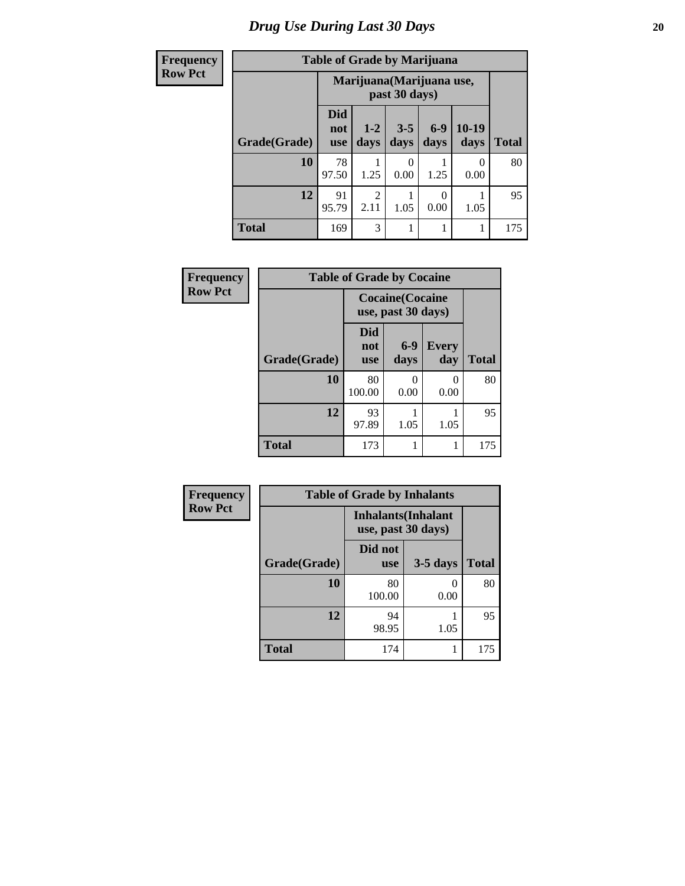# Drug Use During Last 30 Days

**Frequency / Row Pct**

**Table of Grade by Marijuana**

| | Marijuana(Marijuana use, past 30 days) | | | | | |
|---|---|---|---|---|---|---|
| Grade(Grade) | Did not use | 1-2 days | 3-5 days | 6-9 days | 10-19 days | Total |
| 10 | 78<br>97.50 | 1<br>1.25 | 0<br>0.00 | 1<br>1.25 | 0<br>0.00 | 80 |
| 12 | 91<br>95.79 | 2<br>2.11 | 1<br>1.05 | 0<br>0.00 | 1<br>1.05 | 95 |
| Total | 169 | 3 | 1 | 1 | 1 | 175 |

**Frequency / Row Pct**

**Table of Grade by Cocaine**

| | Cocaine(Cocaine use, past 30 days) | | | |
|---|---|---|---|---|
| Grade(Grade) | Did not use | 6-9 days | Every day | Total |
| 10 | 80<br>100.00 | 0<br>0.00 | 0<br>0.00 | 80 |
| 12 | 93<br>97.89 | 1<br>1.05 | 1<br>1.05 | 95 |
| Total | 173 | 1 | 1 | 175 |

**Frequency / Row Pct**

**Table of Grade by Inhalants**

| | Inhalants(Inhalant use, past 30 days) | | |
|---|---|---|---|
| Grade(Grade) | Did not use | 3-5 days | Total |
| 10 | 80<br>100.00 | 0<br>0.00 | 80 |
| 12 | 94<br>98.95 | 1<br>1.05 | 95 |
| Total | 174 | 1 | 175 |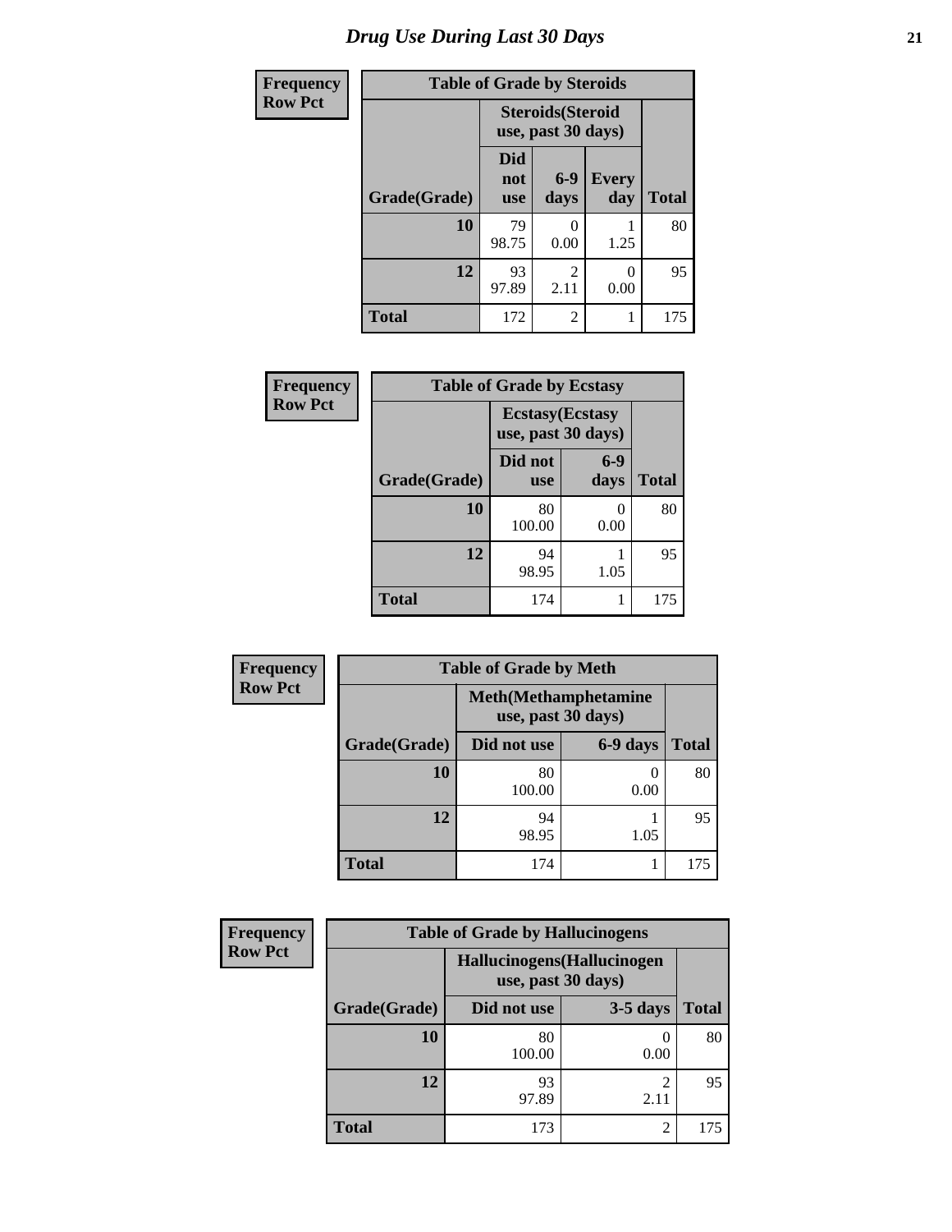# Drug Use During Last 30 Days

**Frequency**
**Row Pct**

| Table of Grade by Steroids | | | | |
|---|---|---|---|---|
| | Steroids(Steroid use, past 30 days) | | | |
| Grade(Grade) | Did not use | 6-9 days | Every day | Total |
| 10 | 79<br>98.75 | 0<br>0.00 | 1<br>1.25 | 80 |
| 12 | 93<br>97.89 | 2<br>2.11 | 0<br>0.00 | 95 |
| Total | 172 | 2 | 1 | 175 |

**Frequency**
**Row Pct**

| Table of Grade by Ecstasy | | | |
|---|---|---|---|
| | Ecstasy(Ecstasy use, past 30 days) | | |
| Grade(Grade) | Did not use | 6-9 days | Total |
| 10 | 80<br>100.00 | 0<br>0.00 | 80 |
| 12 | 94<br>98.95 | 1<br>1.05 | 95 |
| Total | 174 | 1 | 175 |

**Frequency**
**Row Pct**

| Table of Grade by Meth | | | |
|---|---|---|---|
| | Meth(Methamphetamine use, past 30 days) | | |
| Grade(Grade) | Did not use | 6-9 days | Total |
| 10 | 80<br>100.00 | 0<br>0.00 | 80 |
| 12 | 94<br>98.95 | 1<br>1.05 | 95 |
| Total | 174 | 1 | 175 |

**Frequency**
**Row Pct**

| Table of Grade by Hallucinogens | | | |
|---|---|---|---|
| | Hallucinogens(Hallucinogen use, past 30 days) | | |
| Grade(Grade) | Did not use | 3-5 days | Total |
| 10 | 80<br>100.00 | 0<br>0.00 | 80 |
| 12 | 93<br>97.89 | 2<br>2.11 | 95 |
| Total | 173 | 2 | 175 |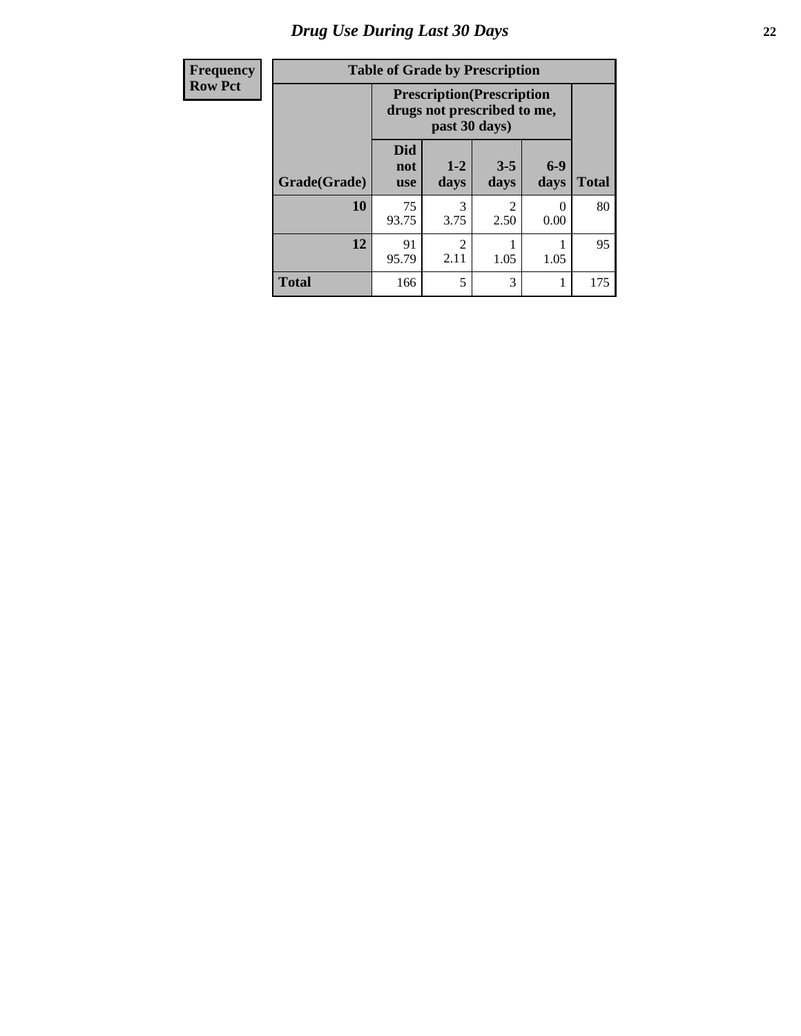# Drug Use During Last 30 Days

| Frequency Row Pct | | | | | |
|---|---|---|---|---|---|

**Table of Grade by Prescription**

| | Prescription(Prescription drugs not prescribed to me, past 30 days) | | | | |
|---|---|---|---|---|---|
| Grade(Grade) | Did not use | 1-2 days | 3-5 days | 6-9 days | Total |
| 10 | 75<br>93.75 | 3<br>3.75 | 2<br>2.50 | 0<br>0.00 | 80 |
| 12 | 91<br>95.79 | 2<br>2.11 | 1<br>1.05 | 1<br>1.05 | 95 |
| Total | 166 | 5 | 3 | 1 | 175 |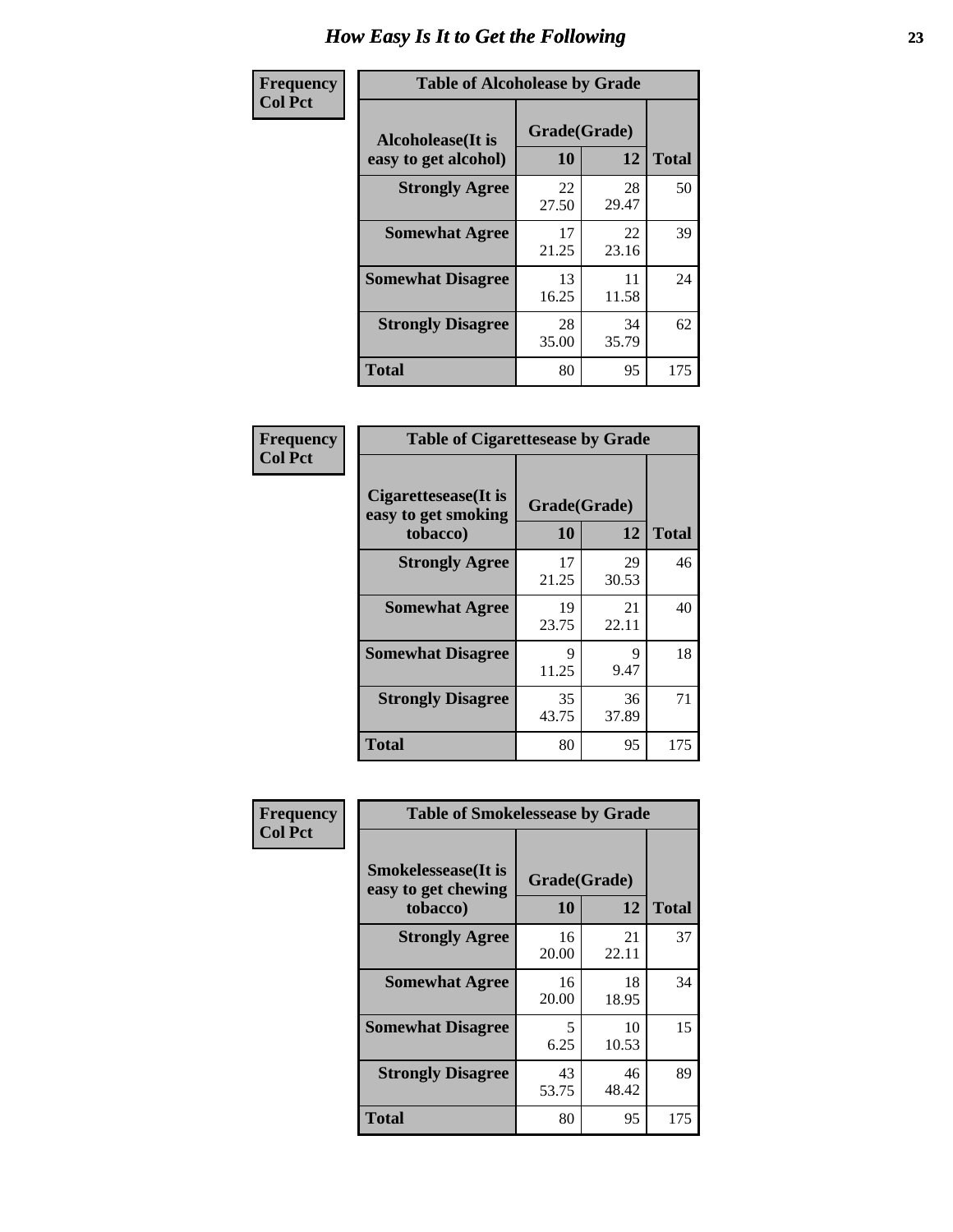# How Easy Is It to Get the Following

**Frequency**
**Col Pct**

**Table of Alcoholease by Grade**

| Alcoholease(It is easy to get alcohol) | Grade(Grade) | | Total |
|---|---|---|---|
| | 10 | 12 | |
| **Strongly Agree** | 22<br>27.50 | 28<br>29.47 | 50 |
| **Somewhat Agree** | 17<br>21.25 | 22<br>23.16 | 39 |
| **Somewhat Disagree** | 13<br>16.25 | 11<br>11.58 | 24 |
| **Strongly Disagree** | 28<br>35.00 | 34<br>35.79 | 62 |
| **Total** | 80 | 95 | 175 |

**Frequency**
**Col Pct**

**Table of Cigarettesease by Grade**

| Cigarettesease(It is easy to get smoking tobacco) | Grade(Grade) | | Total |
|---|---|---|---|
| | 10 | 12 | |
| **Strongly Agree** | 17<br>21.25 | 29<br>30.53 | 46 |
| **Somewhat Agree** | 19<br>23.75 | 21<br>22.11 | 40 |
| **Somewhat Disagree** | 9<br>11.25 | 9<br>9.47 | 18 |
| **Strongly Disagree** | 35<br>43.75 | 36<br>37.89 | 71 |
| **Total** | 80 | 95 | 175 |

**Frequency**
**Col Pct**

**Table of Smokelessease by Grade**

| Smokelessease(It is easy to get chewing tobacco) | Grade(Grade) | | Total |
|---|---|---|---|
| | 10 | 12 | |
| **Strongly Agree** | 16<br>20.00 | 21<br>22.11 | 37 |
| **Somewhat Agree** | 16<br>20.00 | 18<br>18.95 | 34 |
| **Somewhat Disagree** | 5<br>6.25 | 10<br>10.53 | 15 |
| **Strongly Disagree** | 43<br>53.75 | 46<br>48.42 | 89 |
| **Total** | 80 | 95 | 175 |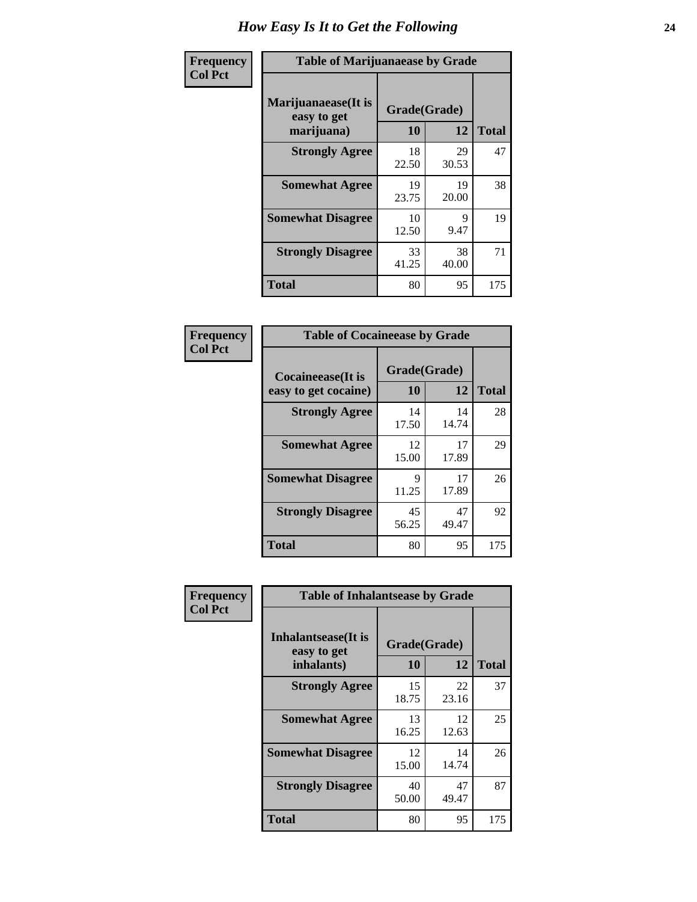# How Easy Is It to Get the Following

**Frequency**
**Col Pct**

**Table of Marijuanaease by Grade**

| Marijuanaease(It is easy to get marijuana) | Grade(Grade) | | Total |
|---|---|---|---|
| | 10 | 12 | |
| Strongly Agree | 18<br>22.50 | 29<br>30.53 | 47 |
| Somewhat Agree | 19<br>23.75 | 19<br>20.00 | 38 |
| Somewhat Disagree | 10<br>12.50 | 9<br>9.47 | 19 |
| Strongly Disagree | 33<br>41.25 | 38<br>40.00 | 71 |
| Total | 80 | 95 | 175 |

**Frequency**
**Col Pct**

**Table of Cocaineease by Grade**

| Cocaineease(It is easy to get cocaine) | Grade(Grade) | | Total |
|---|---|---|---|
| | 10 | 12 | |
| Strongly Agree | 14<br>17.50 | 14<br>14.74 | 28 |
| Somewhat Agree | 12<br>15.00 | 17<br>17.89 | 29 |
| Somewhat Disagree | 9<br>11.25 | 17<br>17.89 | 26 |
| Strongly Disagree | 45<br>56.25 | 47<br>49.47 | 92 |
| Total | 80 | 95 | 175 |

**Frequency**
**Col Pct**

**Table of Inhalantsease by Grade**

| Inhalantsease(It is easy to get inhalants) | Grade(Grade) | | Total |
|---|---|---|---|
| | 10 | 12 | |
| Strongly Agree | 15<br>18.75 | 22<br>23.16 | 37 |
| Somewhat Agree | 13<br>16.25 | 12<br>12.63 | 25 |
| Somewhat Disagree | 12<br>15.00 | 14<br>14.74 | 26 |
| Strongly Disagree | 40<br>50.00 | 47<br>49.47 | 87 |
| Total | 80 | 95 | 175 |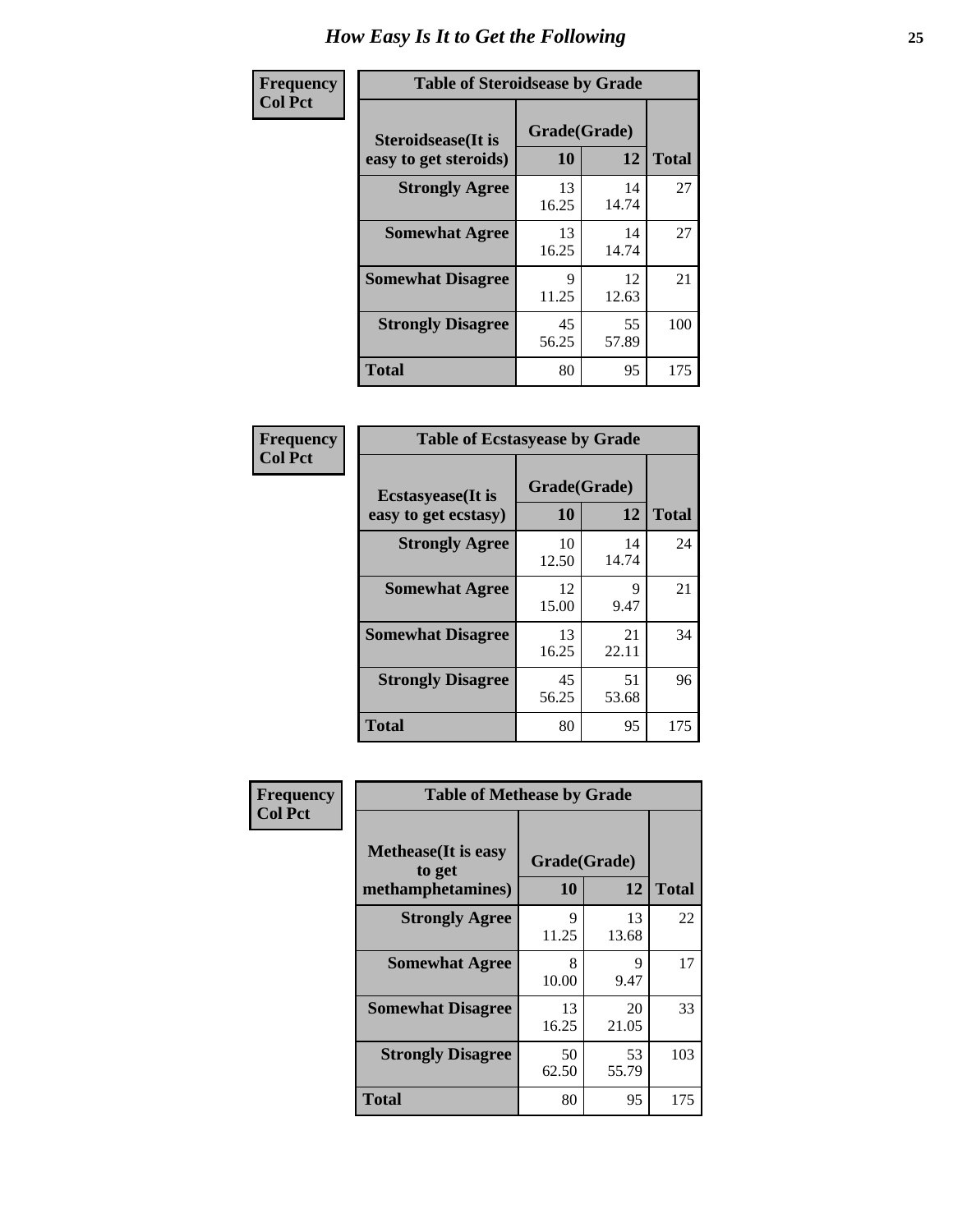# How Easy Is It to Get the Following

**Frequency**
**Col Pct**

**Table of Steroidsease by Grade**

| Steroidsease(It is easy to get steroids) | Grade(Grade) 10 | 12 | Total |
|---|---|---|---|
| **Strongly Agree** | 13<br>16.25 | 14<br>14.74 | 27 |
| **Somewhat Agree** | 13<br>16.25 | 14<br>14.74 | 27 |
| **Somewhat Disagree** | 9<br>11.25 | 12<br>12.63 | 21 |
| **Strongly Disagree** | 45<br>56.25 | 55<br>57.89 | 100 |
| **Total** | 80 | 95 | 175 |

**Frequency**
**Col Pct**

**Table of Ecstasyease by Grade**

| Ecstasyease(It is easy to get ecstasy) | Grade(Grade) 10 | 12 | Total |
|---|---|---|---|
| **Strongly Agree** | 10<br>12.50 | 14<br>14.74 | 24 |
| **Somewhat Agree** | 12<br>15.00 | 9<br>9.47 | 21 |
| **Somewhat Disagree** | 13<br>16.25 | 21<br>22.11 | 34 |
| **Strongly Disagree** | 45<br>56.25 | 51<br>53.68 | 96 |
| **Total** | 80 | 95 | 175 |

**Frequency**
**Col Pct**

**Table of Methease by Grade**

| Methease(It is easy to get methamphetamines) | Grade(Grade) 10 | 12 | Total |
|---|---|---|---|
| **Strongly Agree** | 9<br>11.25 | 13<br>13.68 | 22 |
| **Somewhat Agree** | 8<br>10.00 | 9<br>9.47 | 17 |
| **Somewhat Disagree** | 13<br>16.25 | 20<br>21.05 | 33 |
| **Strongly Disagree** | 50<br>62.50 | 53<br>55.79 | 103 |
| **Total** | 80 | 95 | 175 |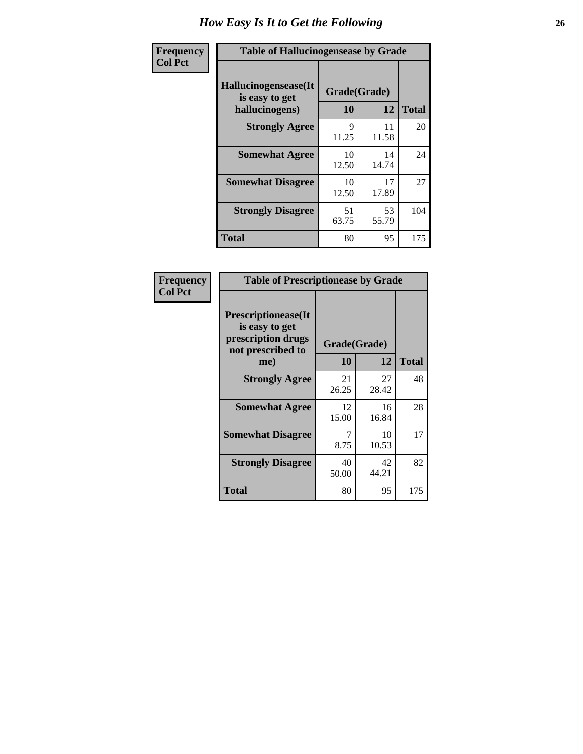# How Easy Is It to Get the Following

**Frequency**
**Col Pct**

**Table of Hallucinogensease by Grade**

| Hallucinogensease(It is easy to get hallucinogens) | Grade(Grade) 10 | 12 | Total |
|---|---|---|---|
| **Strongly Agree** | 9<br>11.25 | 11<br>11.58 | 20 |
| **Somewhat Agree** | 10<br>12.50 | 14<br>14.74 | 24 |
| **Somewhat Disagree** | 10<br>12.50 | 17<br>17.89 | 27 |
| **Strongly Disagree** | 51<br>63.75 | 53<br>55.79 | 104 |
| **Total** | 80 | 95 | 175 |

**Frequency**
**Col Pct**

**Table of Prescriptionease by Grade**

| Prescriptionease(It is easy to get prescription drugs not prescribed to me) | Grade(Grade) 10 | 12 | Total |
|---|---|---|---|
| **Strongly Agree** | 21<br>26.25 | 27<br>28.42 | 48 |
| **Somewhat Agree** | 12<br>15.00 | 16<br>16.84 | 28 |
| **Somewhat Disagree** | 7<br>8.75 | 10<br>10.53 | 17 |
| **Strongly Disagree** | 40<br>50.00 | 42<br>44.21 | 82 |
| **Total** | 80 | 95 | 175 |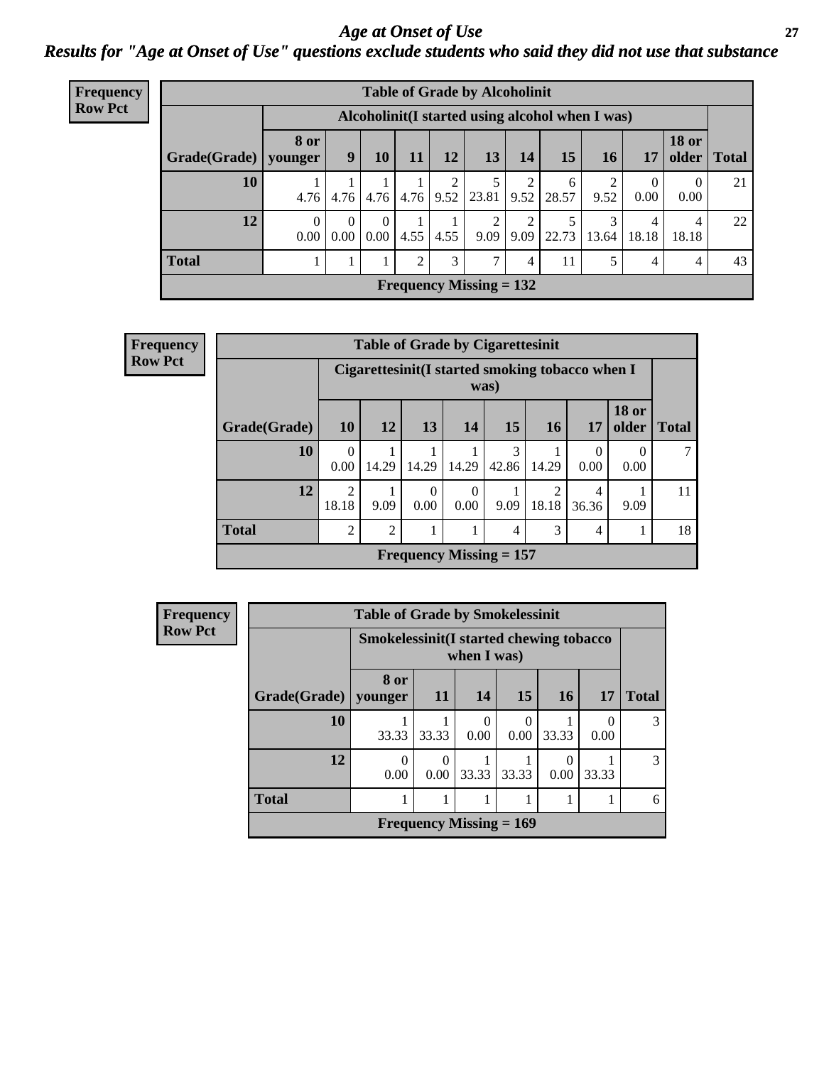# *Age at Onset of Use*

## *Results for "Age at Onset of Use" questions exclude students who said they did not use that substance*

**Frequency**
**Row Pct**

| Table of Grade by Alcoholinit | | | | | | | | | | | | |
|---|---|---|---|---|---|---|---|---|---|---|---|---|
| | Alcoholinit(I started using alcohol when I was) | | | | | | | | | | | |
| Grade(Grade) | 8 or younger | 9 | 10 | 11 | 12 | 13 | 14 | 15 | 16 | 17 | 18 or older | Total |
| 10 | 1<br>4.76 | 1<br>4.76 | 1<br>4.76 | 1<br>4.76 | 2<br>9.52 | 5<br>23.81 | 2<br>9.52 | 6<br>28.57 | 2<br>9.52 | 0<br>0.00 | 0<br>0.00 | 21 |
| 12 | 0<br>0.00 | 0<br>0.00 | 0<br>0.00 | 1<br>4.55 | 1<br>4.55 | 2<br>9.09 | 2<br>9.09 | 5<br>22.73 | 3<br>13.64 | 4<br>18.18 | 4<br>18.18 | 22 |
| Total | 1 | 1 | 1 | 2 | 3 | 7 | 4 | 11 | 5 | 4 | 4 | 43 |
| Frequency Missing = 132 | | | | | | | | | | | | |

**Frequency**
**Row Pct**

| Table of Grade by Cigarettesinit | | | | | | | | | |
|---|---|---|---|---|---|---|---|---|---|
| | Cigarettesinit(I started smoking tobacco when I was) | | | | | | | | |
| Grade(Grade) | 10 | 12 | 13 | 14 | 15 | 16 | 17 | 18 or older | Total |
| 10 | 0<br>0.00 | 1<br>14.29 | 1<br>14.29 | 1<br>14.29 | 3<br>42.86 | 1<br>14.29 | 0<br>0.00 | 0<br>0.00 | 7 |
| 12 | 2<br>18.18 | 1<br>9.09 | 0<br>0.00 | 0<br>0.00 | 1<br>9.09 | 2<br>18.18 | 4<br>36.36 | 1<br>9.09 | 11 |
| Total | 2 | 2 | 1 | 1 | 4 | 3 | 4 | 1 | 18 |
| Frequency Missing = 157 | | | | | | | | | |

**Frequency**
**Row Pct**

| Table of Grade by Smokelessinit | | | | | | | |
|---|---|---|---|---|---|---|---|
| | Smokelessinit(I started chewing tobacco when I was) | | | | | | |
| Grade(Grade) | 8 or younger | 11 | 14 | 15 | 16 | 17 | Total |
| 10 | 1<br>33.33 | 1<br>33.33 | 0<br>0.00 | 0<br>0.00 | 1<br>33.33 | 0<br>0.00 | 3 |
| 12 | 0<br>0.00 | 0<br>0.00 | 1<br>33.33 | 1<br>33.33 | 0<br>0.00 | 1<br>33.33 | 3 |
| Total | 1 | 1 | 1 | 1 | 1 | 1 | 6 |
| Frequency Missing = 169 | | | | | | | |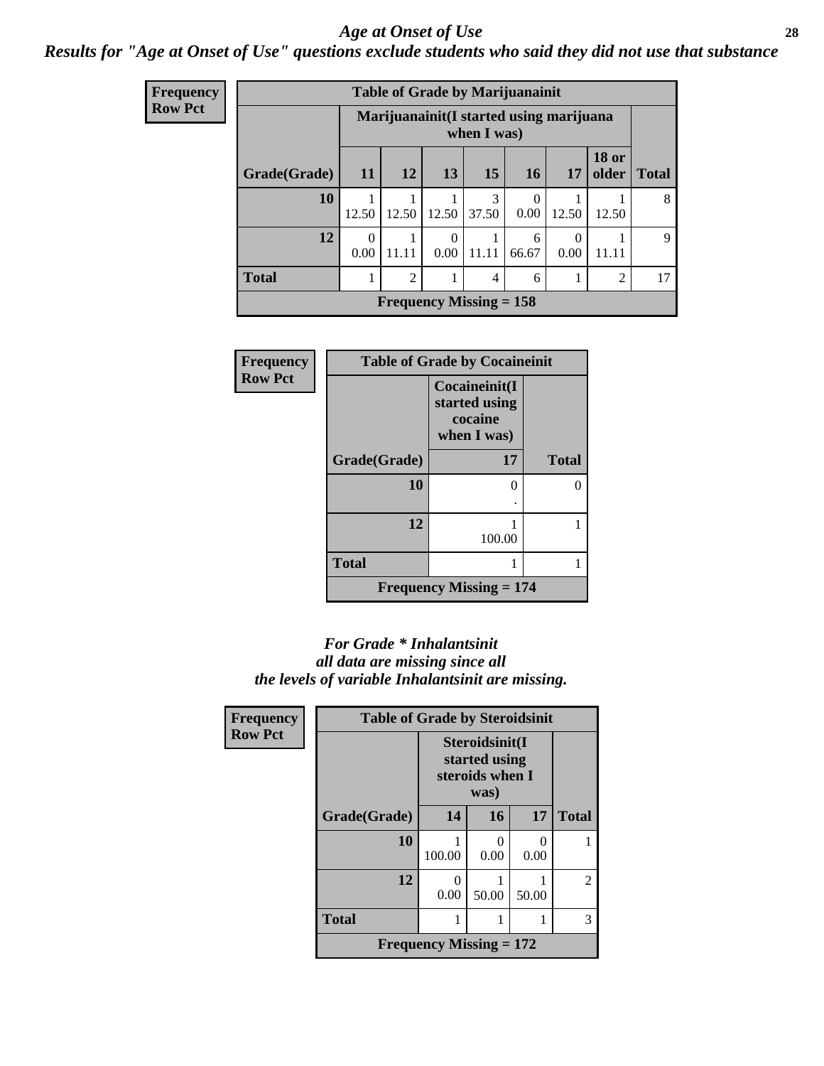## *Age at Onset of Use*

### *Results for "Age at Onset of Use" questions exclude students who said they did not use that substance*

**Frequency**
**Row Pct**

**Table of Grade by Marijuanainit**

| Grade(Grade) | Marijuanainit(I started using marijuana when I was) 11 | 12 | 13 | 15 | 16 | 17 | 18 or older | Total |
|---|---|---|---|---|---|---|---|---|
| **10** | 1<br>12.50 | 1<br>12.50 | 1<br>12.50 | 3<br>37.50 | 0<br>0.00 | 1<br>12.50 | 1<br>12.50 | 8 |
| **12** | 0<br>0.00 | 1<br>11.11 | 0<br>0.00 | 1<br>11.11 | 6<br>66.67 | 0<br>0.00 | 1<br>11.11 | 9 |
| **Total** | 1 | 2 | 1 | 4 | 6 | 1 | 2 | 17 |

**Frequency Missing = 158**

**Frequency**
**Row Pct**

**Table of Grade by Cocaineinit**

| Grade(Grade) | Cocaineinit(I started using cocaine when I was) 17 | Total |
|---|---|---|
| **10** | 0<br>. | 0 |
| **12** | 1<br>100.00 | 1 |
| **Total** | 1 | 1 |

**Frequency Missing = 174**

*For Grade * Inhalantsinit*
*all data are missing since all*
*the levels of variable Inhalantsinit are missing.*

**Frequency**
**Row Pct**

**Table of Grade by Steroidsinit**

| Grade(Grade) | Steroidsinit(I started using steroids when I was) 14 | 16 | 17 | Total |
|---|---|---|---|---|
| **10** | 1<br>100.00 | 0<br>0.00 | 0<br>0.00 | 1 |
| **12** | 0<br>0.00 | 1<br>50.00 | 1<br>50.00 | 2 |
| **Total** | 1 | 1 | 1 | 3 |

**Frequency Missing = 172**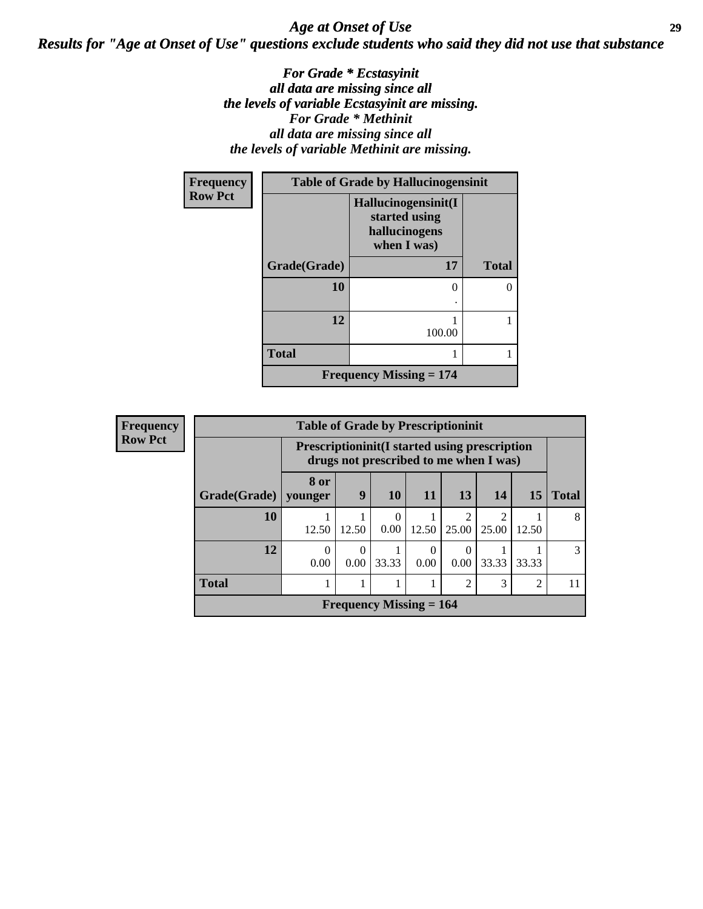# *Age at Onset of Use*

## *Results for "Age at Onset of Use" questions exclude students who said they did not use that substance*

***For Grade * Ecstasyinit all data are missing since all the levels of variable Ecstasyinit are missing. For Grade * Methinit all data are missing since all the levels of variable Methinit are missing.***

**Frequency**
**Row Pct**

| Table of Grade by Hallucinogensinit | | |
|---|---|---|
| | Hallucinogensinit(I started using hallucinogens when I was) | |
| Grade(Grade) | 17 | Total |
| 10 | 0<br>. | 0 |
| 12 | 1<br>100.00 | 1 |
| Total | 1 | 1 |
| Frequency Missing = 174 | | |

**Frequency**
**Row Pct**

| Table of Grade by Prescriptioninit | | | | | | | | |
|---|---|---|---|---|---|---|---|---|
| | Prescriptioninit(I started using prescription drugs not prescribed to me when I was) | | | | | | | |
| Grade(Grade) | 8 or younger | 9 | 10 | 11 | 13 | 14 | 15 | Total |
| 10 | 1<br>12.50 | 1<br>12.50 | 0<br>0.00 | 1<br>12.50 | 2<br>25.00 | 2<br>25.00 | 1<br>12.50 | 8 |
| 12 | 0<br>0.00 | 0<br>0.00 | 1<br>33.33 | 0<br>0.00 | 0<br>0.00 | 1<br>33.33 | 1<br>33.33 | 3 |
| Total | 1 | 1 | 1 | 1 | 2 | 3 | 2 | 11 |
| Frequency Missing = 164 | | | | | | | | |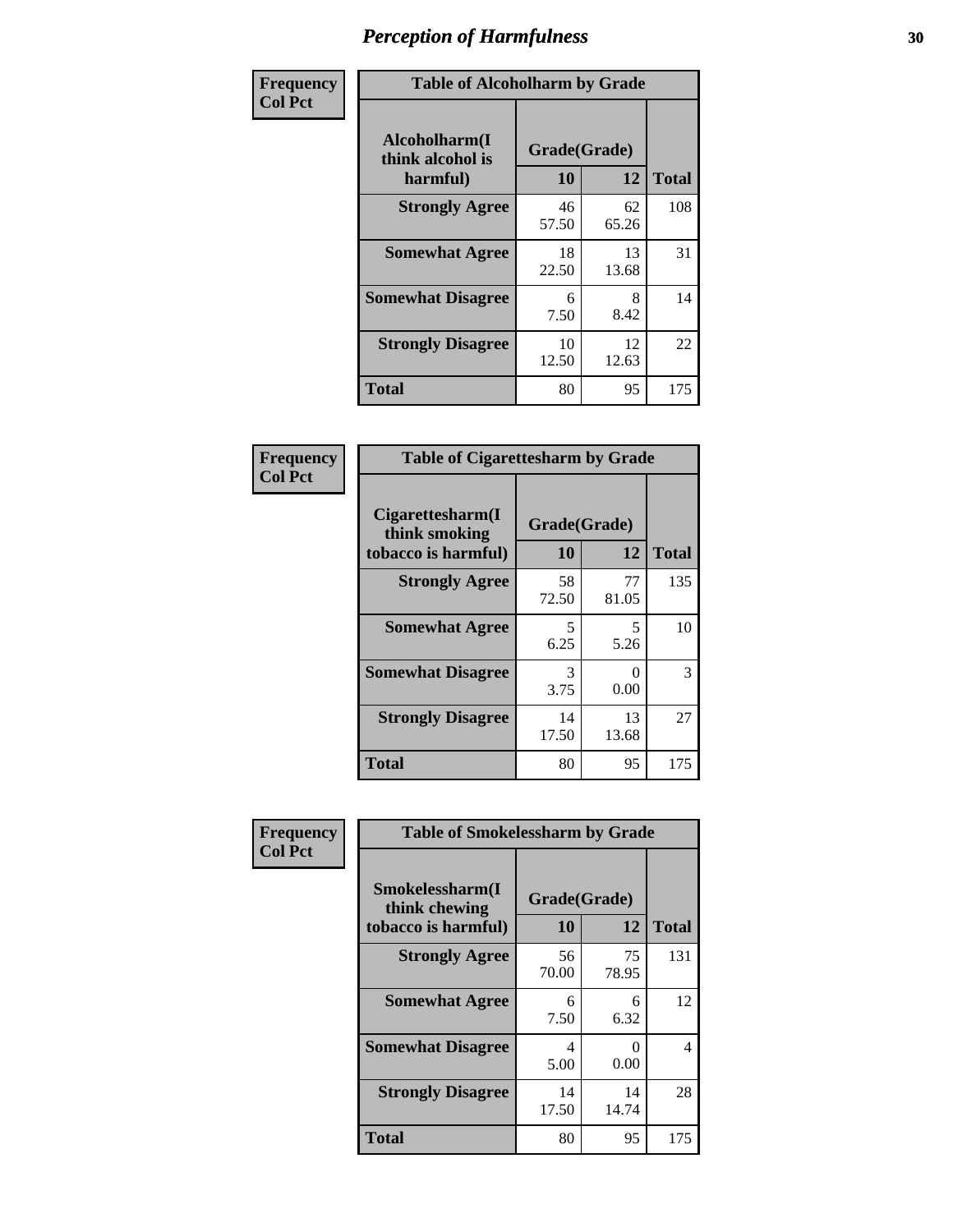# Perception of Harmfulness

**Frequency**
**Col Pct**

**Table of Alcoholharm by Grade**

| Alcoholharm(I think alcohol is harmful) | Grade(Grade) 10 | 12 | Total |
|---|---|---|---|
| **Strongly Agree** | 46<br>57.50 | 62<br>65.26 | 108 |
| **Somewhat Agree** | 18<br>22.50 | 13<br>13.68 | 31 |
| **Somewhat Disagree** | 6<br>7.50 | 8<br>8.42 | 14 |
| **Strongly Disagree** | 10<br>12.50 | 12<br>12.63 | 22 |
| **Total** | 80 | 95 | 175 |

**Frequency**
**Col Pct**

**Table of Cigarettesharm by Grade**

| Cigarettesharm(I think smoking tobacco is harmful) | Grade(Grade) 10 | 12 | Total |
|---|---|---|---|
| **Strongly Agree** | 58<br>72.50 | 77<br>81.05 | 135 |
| **Somewhat Agree** | 5<br>6.25 | 5<br>5.26 | 10 |
| **Somewhat Disagree** | 3<br>3.75 | 0<br>0.00 | 3 |
| **Strongly Disagree** | 14<br>17.50 | 13<br>13.68 | 27 |
| **Total** | 80 | 95 | 175 |

**Frequency**
**Col Pct**

**Table of Smokelessharm by Grade**

| Smokelessharm(I think chewing tobacco is harmful) | Grade(Grade) 10 | 12 | Total |
|---|---|---|---|
| **Strongly Agree** | 56<br>70.00 | 75<br>78.95 | 131 |
| **Somewhat Agree** | 6<br>7.50 | 6<br>6.32 | 12 |
| **Somewhat Disagree** | 4<br>5.00 | 0<br>0.00 | 4 |
| **Strongly Disagree** | 14<br>17.50 | 14<br>14.74 | 28 |
| **Total** | 80 | 95 | 175 |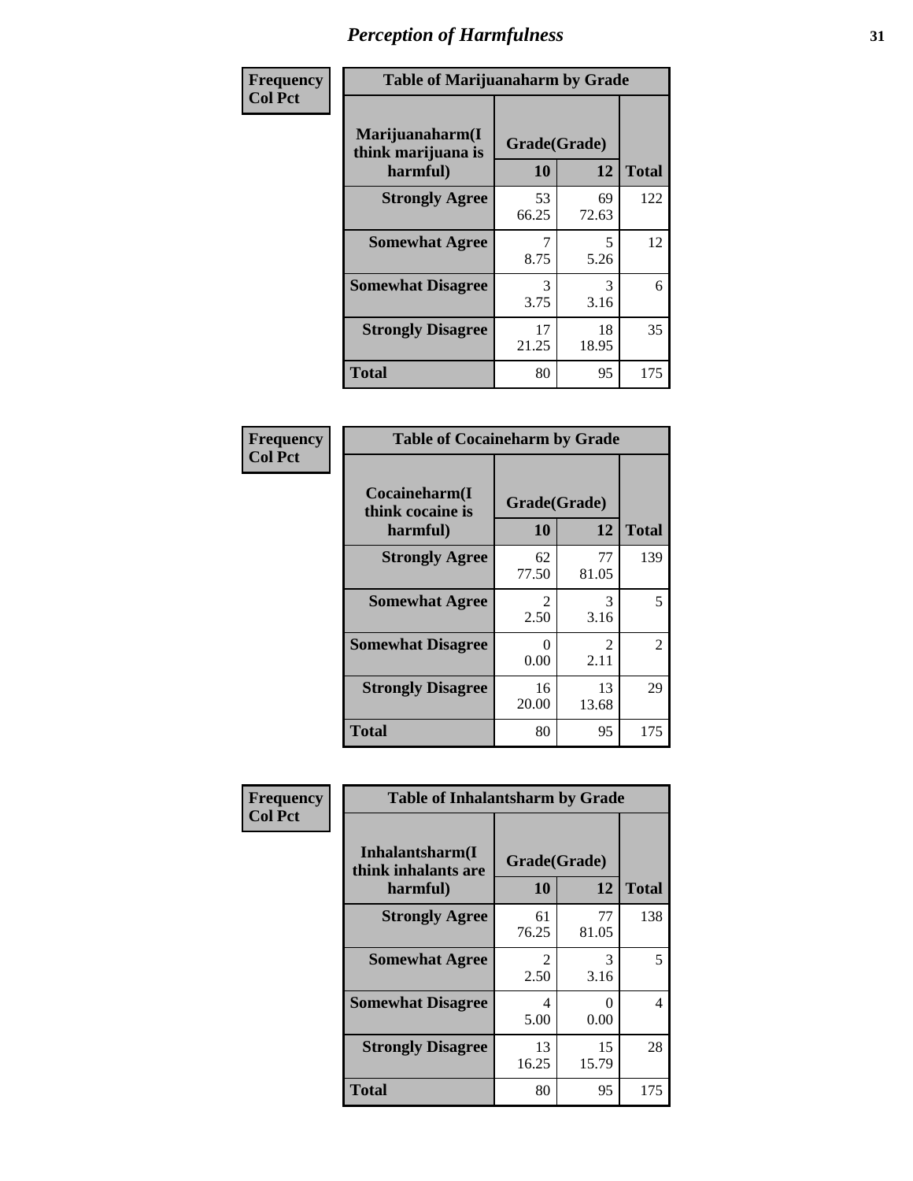# Perception of Harmfulness

| Frequency Col Pct | Table of Marijuanaharm by Grade | | |
|---|---|---|---|
| Marijuanaharm(I think marijuana is harmful) | Grade(Grade) 10 | 12 | Total |
| Strongly Agree | 53<br>66.25 | 69<br>72.63 | 122 |
| Somewhat Agree | 7<br>8.75 | 5<br>5.26 | 12 |
| Somewhat Disagree | 3<br>3.75 | 3<br>3.16 | 6 |
| Strongly Disagree | 17<br>21.25 | 18<br>18.95 | 35 |
| Total | 80 | 95 | 175 |

| Frequency Col Pct | Table of Cocaineharm by Grade | | |
|---|---|---|---|
| Cocaineharm(I think cocaine is harmful) | Grade(Grade) 10 | 12 | Total |
| Strongly Agree | 62<br>77.50 | 77<br>81.05 | 139 |
| Somewhat Agree | 2<br>2.50 | 3<br>3.16 | 5 |
| Somewhat Disagree | 0<br>0.00 | 2<br>2.11 | 2 |
| Strongly Disagree | 16<br>20.00 | 13<br>13.68 | 29 |
| Total | 80 | 95 | 175 |

| Frequency Col Pct | Table of Inhalantsharm by Grade | | |
|---|---|---|---|
| Inhalantsharm(I think inhalants are harmful) | Grade(Grade) 10 | 12 | Total |
| Strongly Agree | 61<br>76.25 | 77<br>81.05 | 138 |
| Somewhat Agree | 2<br>2.50 | 3<br>3.16 | 5 |
| Somewhat Disagree | 4<br>5.00 | 0<br>0.00 | 4 |
| Strongly Disagree | 13<br>16.25 | 15<br>15.79 | 28 |
| Total | 80 | 95 | 175 |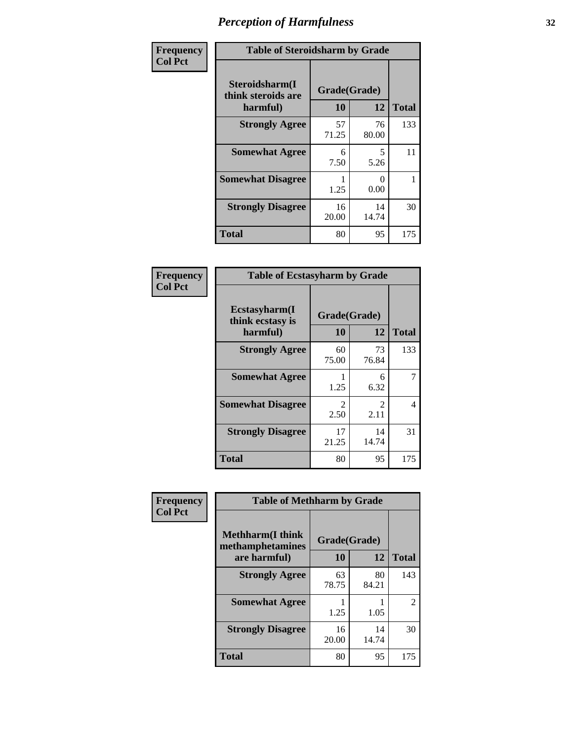# Perception of Harmfulness

**Frequency / Col Pct**

**Table of Steroidsharm by Grade**

| Steroidsharm(I think steroids are harmful) | Grade(Grade) 10 | 12 | Total |
|---|---|---|---|
| **Strongly Agree** | 57<br>71.25 | 76<br>80.00 | 133 |
| **Somewhat Agree** | 6<br>7.50 | 5<br>5.26 | 11 |
| **Somewhat Disagree** | 1<br>1.25 | 0<br>0.00 | 1 |
| **Strongly Disagree** | 16<br>20.00 | 14<br>14.74 | 30 |
| **Total** | 80 | 95 | 175 |

**Frequency / Col Pct**

**Table of Ecstasyharm by Grade**

| Ecstasyharm(I think ecstasy is harmful) | Grade(Grade) 10 | 12 | Total |
|---|---|---|---|
| **Strongly Agree** | 60<br>75.00 | 73<br>76.84 | 133 |
| **Somewhat Agree** | 1<br>1.25 | 6<br>6.32 | 7 |
| **Somewhat Disagree** | 2<br>2.50 | 2<br>2.11 | 4 |
| **Strongly Disagree** | 17<br>21.25 | 14<br>14.74 | 31 |
| **Total** | 80 | 95 | 175 |

**Frequency / Col Pct**

**Table of Methharm by Grade**

| Methharm(I think methamphetamines are harmful) | Grade(Grade) 10 | 12 | Total |
|---|---|---|---|
| **Strongly Agree** | 63<br>78.75 | 80<br>84.21 | 143 |
| **Somewhat Agree** | 1<br>1.25 | 1<br>1.05 | 2 |
| **Strongly Disagree** | 16<br>20.00 | 14<br>14.74 | 30 |
| **Total** | 80 | 95 | 175 |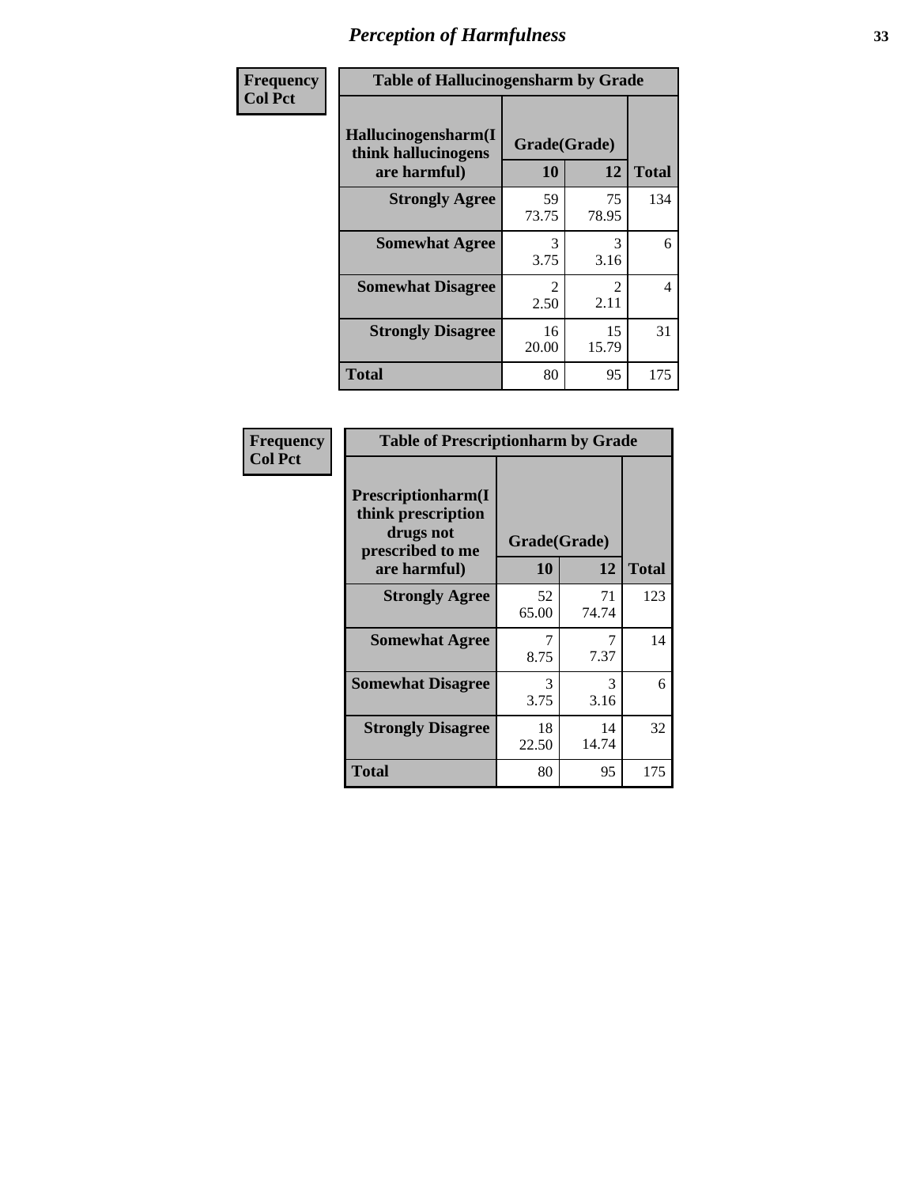# Perception of Harmfulness

**Frequency**
**Col Pct**

| Table of Hallucinogensharm by Grade | | | |
|---|---|---|---|
| Hallucinogensharm(I think hallucinogens are harmful) | Grade(Grade) | | |
| | 10 | 12 | Total |
| **Strongly Agree** | 59<br>73.75 | 75<br>78.95 | 134 |
| **Somewhat Agree** | 3<br>3.75 | 3<br>3.16 | 6 |
| **Somewhat Disagree** | 2<br>2.50 | 2<br>2.11 | 4 |
| **Strongly Disagree** | 16<br>20.00 | 15<br>15.79 | 31 |
| **Total** | 80 | 95 | 175 |

**Frequency**
**Col Pct**

| Table of Prescriptionharm by Grade | | | |
|---|---|---|---|
| Prescriptionharm(I think prescription drugs not prescribed to me are harmful) | Grade(Grade) | | |
| | 10 | 12 | Total |
| **Strongly Agree** | 52<br>65.00 | 71<br>74.74 | 123 |
| **Somewhat Agree** | 7<br>8.75 | 7<br>7.37 | 14 |
| **Somewhat Disagree** | 3<br>3.75 | 3<br>3.16 | 6 |
| **Strongly Disagree** | 18<br>22.50 | 14<br>14.74 | 32 |
| **Total** | 80 | 95 | 175 |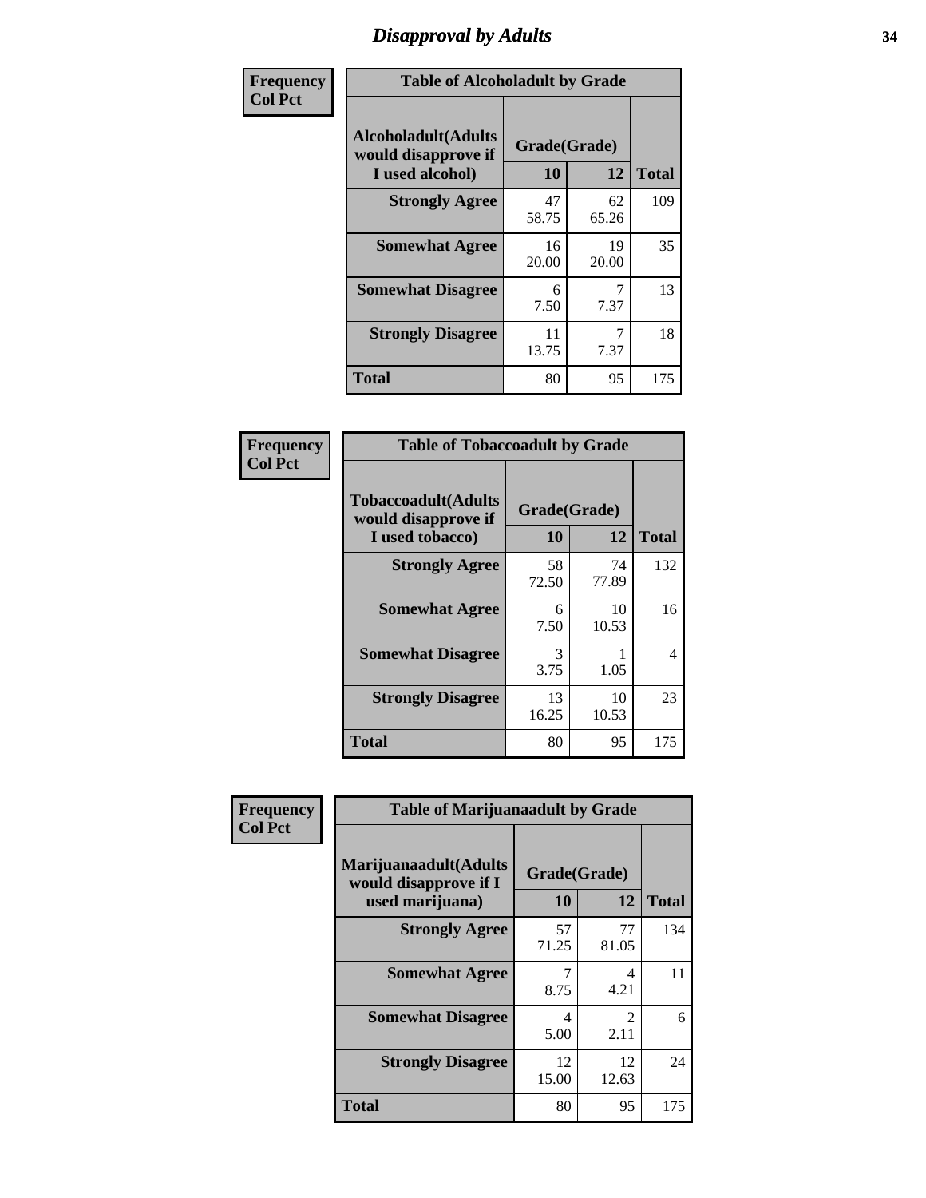# Disapproval by Adults

**Frequency**
**Col Pct**

| Table of Alcoholadult by Grade | | | |
|---|---|---|---|
| **Alcoholadult(Adults would disapprove if I used alcohol)** | **Grade(Grade)** | | **Total** |
| | **10** | **12** | |
| **Strongly Agree** | 47<br>58.75 | 62<br>65.26 | 109 |
| **Somewhat Agree** | 16<br>20.00 | 19<br>20.00 | 35 |
| **Somewhat Disagree** | 6<br>7.50 | 7<br>7.37 | 13 |
| **Strongly Disagree** | 11<br>13.75 | 7<br>7.37 | 18 |
| **Total** | 80 | 95 | 175 |

**Frequency**
**Col Pct**

| Table of Tobaccoadult by Grade | | | |
|---|---|---|---|
| **Tobaccoadult(Adults would disapprove if I used tobacco)** | **Grade(Grade)** | | **Total** |
| | **10** | **12** | |
| **Strongly Agree** | 58<br>72.50 | 74<br>77.89 | 132 |
| **Somewhat Agree** | 6<br>7.50 | 10<br>10.53 | 16 |
| **Somewhat Disagree** | 3<br>3.75 | 1<br>1.05 | 4 |
| **Strongly Disagree** | 13<br>16.25 | 10<br>10.53 | 23 |
| **Total** | 80 | 95 | 175 |

**Frequency**
**Col Pct**

| Table of Marijuanaadult by Grade | | | |
|---|---|---|---|
| **Marijuanaadult(Adults would disapprove if I used marijuana)** | **Grade(Grade)** | | **Total** |
| | **10** | **12** | |
| **Strongly Agree** | 57<br>71.25 | 77<br>81.05 | 134 |
| **Somewhat Agree** | 7<br>8.75 | 4<br>4.21 | 11 |
| **Somewhat Disagree** | 4<br>5.00 | 2<br>2.11 | 6 |
| **Strongly Disagree** | 12<br>15.00 | 12<br>12.63 | 24 |
| **Total** | 80 | 95 | 175 |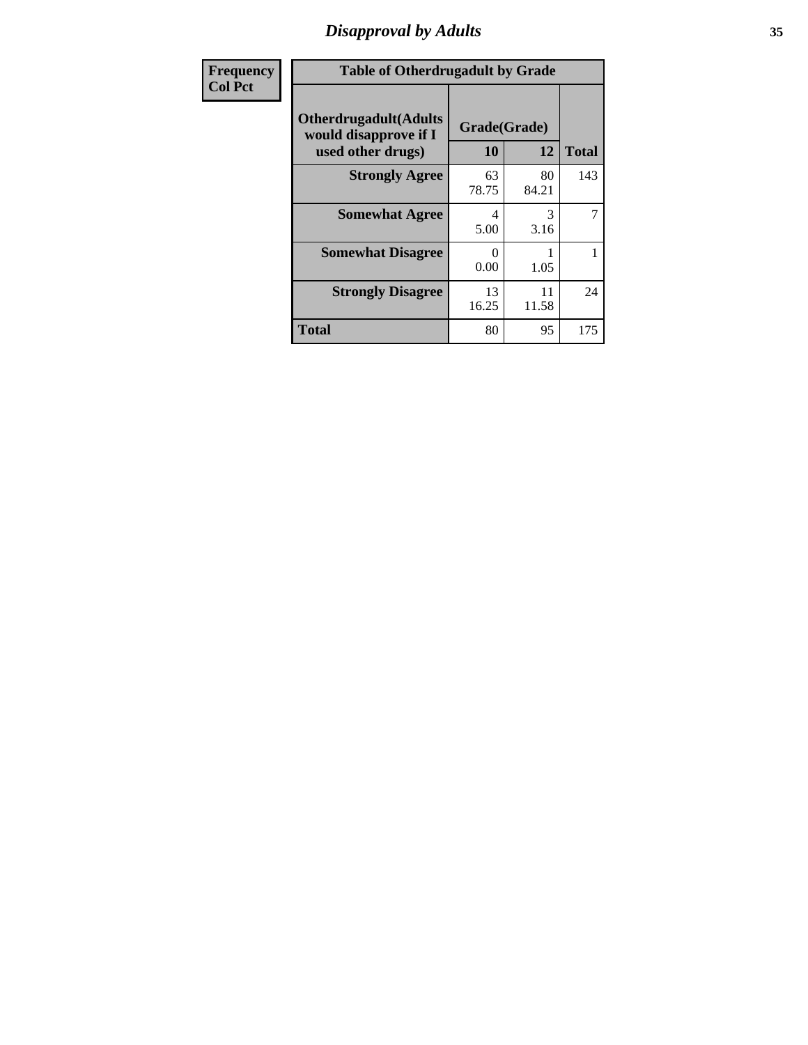## Disapproval by Adults

| Frequency<br>Col Pct | | | |
|---|---|---|---|

**Table of Otherdrugadult by Grade**

| Otherdrugadult(Adults would disapprove if I used other drugs) | Grade(Grade) | | |
|---|---|---|---|
| | 10 | 12 | Total |
| Strongly Agree | 63<br>78.75 | 80<br>84.21 | 143 |
| Somewhat Agree | 4<br>5.00 | 3<br>3.16 | 7 |
| Somewhat Disagree | 0<br>0.00 | 1<br>1.05 | 1 |
| Strongly Disagree | 13<br>16.25 | 11<br>11.58 | 24 |
| Total | 80 | 95 | 175 |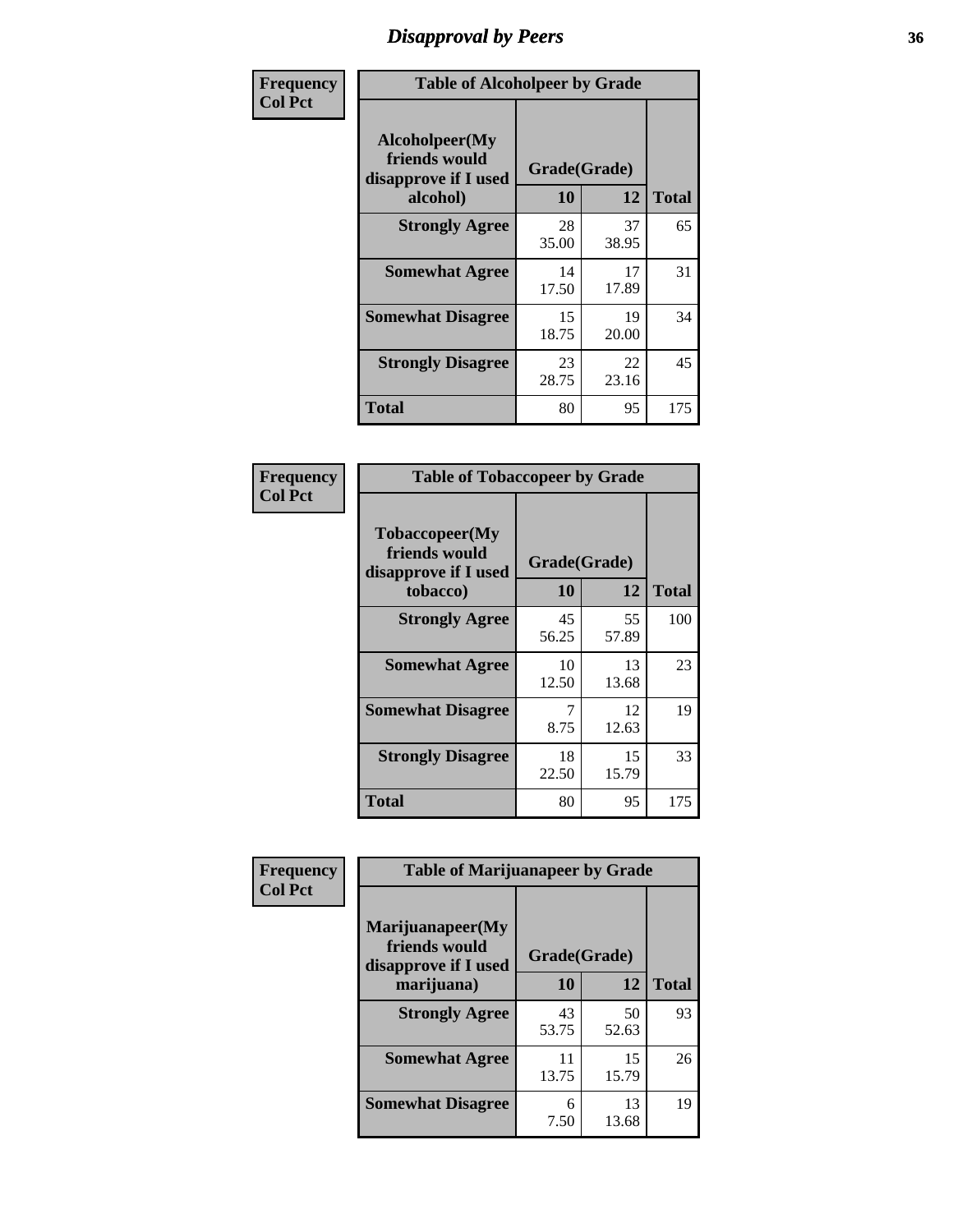# Disapproval by Peers

| Frequency<br>Col Pct | Table of Alcoholpeer by Grade | | |
|---|---|---|---|
| **Alcoholpeer(My friends would disapprove if I used alcohol)** | **Grade(Grade)** | | |
| | **10** | **12** | **Total** |
| **Strongly Agree** | 28<br>35.00 | 37<br>38.95 | 65 |
| **Somewhat Agree** | 14<br>17.50 | 17<br>17.89 | 31 |
| **Somewhat Disagree** | 15<br>18.75 | 19<br>20.00 | 34 |
| **Strongly Disagree** | 23<br>28.75 | 22<br>23.16 | 45 |
| **Total** | 80 | 95 | 175 |

| Frequency<br>Col Pct | Table of Tobaccopeer by Grade | | |
|---|---|---|---|
| **Tobaccopeer(My friends would disapprove if I used tobacco)** | **Grade(Grade)** | | |
| | **10** | **12** | **Total** |
| **Strongly Agree** | 45<br>56.25 | 55<br>57.89 | 100 |
| **Somewhat Agree** | 10<br>12.50 | 13<br>13.68 | 23 |
| **Somewhat Disagree** | 7<br>8.75 | 12<br>12.63 | 19 |
| **Strongly Disagree** | 18<br>22.50 | 15<br>15.79 | 33 |
| **Total** | 80 | 95 | 175 |

| Frequency<br>Col Pct | Table of Marijuanapeer by Grade | | |
|---|---|---|---|
| **Marijuanapeer(My friends would disapprove if I used marijuana)** | **Grade(Grade)** | | |
| | **10** | **12** | **Total** |
| **Strongly Agree** | 43<br>53.75 | 50<br>52.63 | 93 |
| **Somewhat Agree** | 11<br>13.75 | 15<br>15.79 | 26 |
| **Somewhat Disagree** | 6<br>7.50 | 13<br>13.68 | 19 |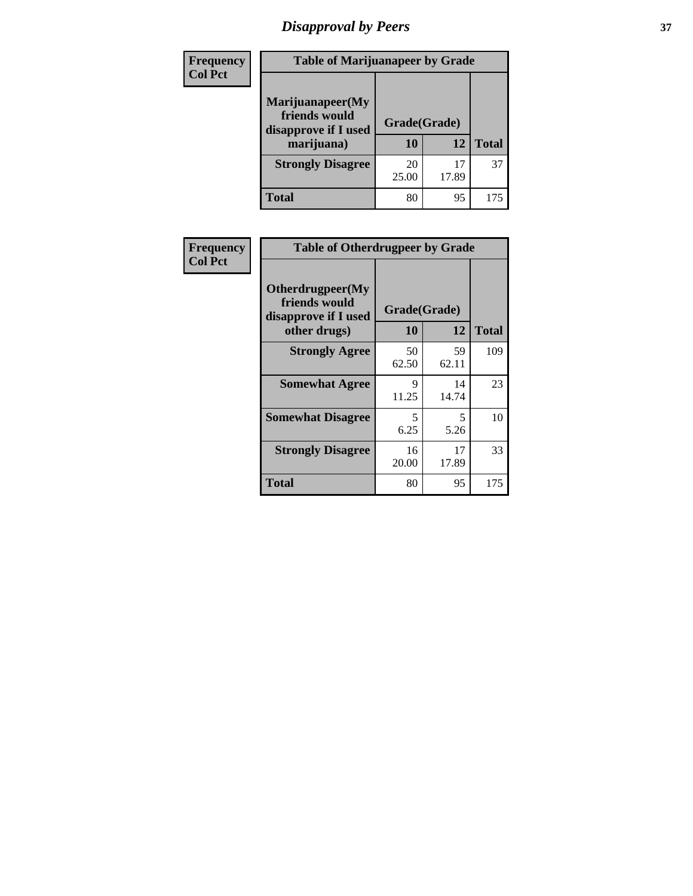# Disapproval by Peers

| Frequency<br>Col Pct | Table of Marijuanapeer by Grade | | |
|---|---|---|---|
| Marijuanapeer(My friends would disapprove if I used marijuana) | Grade(Grade) | | |
| | 10 | 12 | Total |
| Strongly Disagree | 20<br>25.00 | 17<br>17.89 | 37 |
| Total | 80 | 95 | 175 |

| Frequency<br>Col Pct | Table of Otherdrugpeer by Grade | | |
|---|---|---|---|
| Otherdrugpeer(My friends would disapprove if I used other drugs) | Grade(Grade) | | |
| | 10 | 12 | Total |
| Strongly Agree | 50<br>62.50 | 59<br>62.11 | 109 |
| Somewhat Agree | 9<br>11.25 | 14<br>14.74 | 23 |
| Somewhat Disagree | 5<br>6.25 | 5<br>5.26 | 10 |
| Strongly Disagree | 16<br>20.00 | 17<br>17.89 | 33 |
| Total | 80 | 95 | 175 |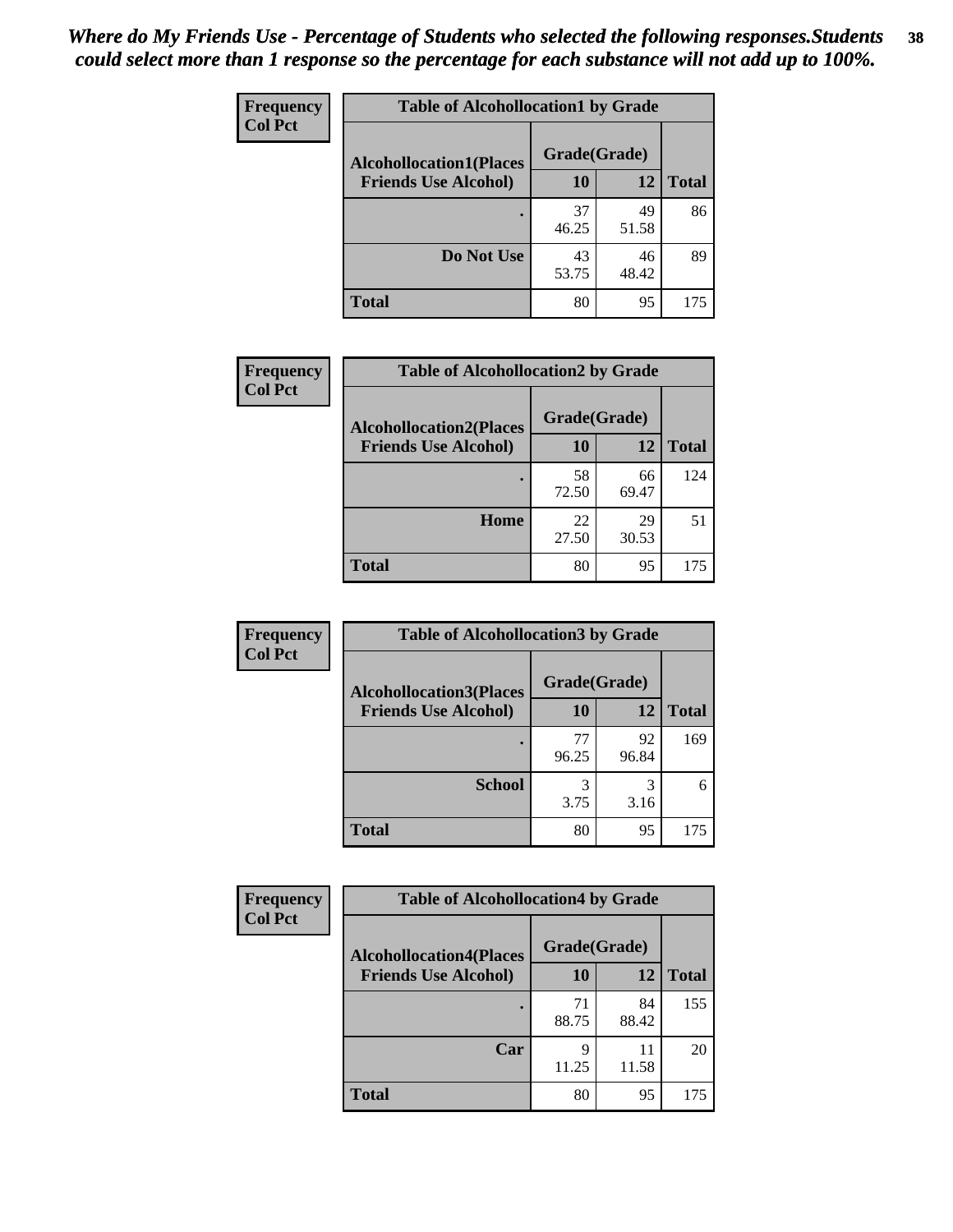*Where do My Friends Use - Percentage of Students who selected the following responses.Students could select more than 1 response so the percentage for each substance will not add up to 100%.*

| Frequency<br>Col Pct |
|---|

| Table of Alcohollocation1 by Grade | | | |
|---|---|---|---|
| Alcohollocation1(Places Friends Use Alcohol) | Grade(Grade) | | Total |
| | 10 | 12 | |
| . | 37<br>46.25 | 49<br>51.58 | 86 |
| Do Not Use | 43<br>53.75 | 46<br>48.42 | 89 |
| Total | 80 | 95 | 175 |

| Frequency<br>Col Pct |
|---|

| Table of Alcohollocation2 by Grade | | | |
|---|---|---|---|
| Alcohollocation2(Places Friends Use Alcohol) | Grade(Grade) | | Total |
| | 10 | 12 | |
| . | 58<br>72.50 | 66<br>69.47 | 124 |
| Home | 22<br>27.50 | 29<br>30.53 | 51 |
| Total | 80 | 95 | 175 |

| Frequency<br>Col Pct |
|---|

| Table of Alcohollocation3 by Grade | | | |
|---|---|---|---|
| Alcohollocation3(Places Friends Use Alcohol) | Grade(Grade) | | Total |
| | 10 | 12 | |
| . | 77<br>96.25 | 92<br>96.84 | 169 |
| School | 3<br>3.75 | 3<br>3.16 | 6 |
| Total | 80 | 95 | 175 |

| Frequency<br>Col Pct |
|---|

| Table of Alcohollocation4 by Grade | | | |
|---|---|---|---|
| Alcohollocation4(Places Friends Use Alcohol) | Grade(Grade) | | Total |
| | 10 | 12 | |
| . | 71<br>88.75 | 84<br>88.42 | 155 |
| Car | 9<br>11.25 | 11<br>11.58 | 20 |
| Total | 80 | 95 | 175 |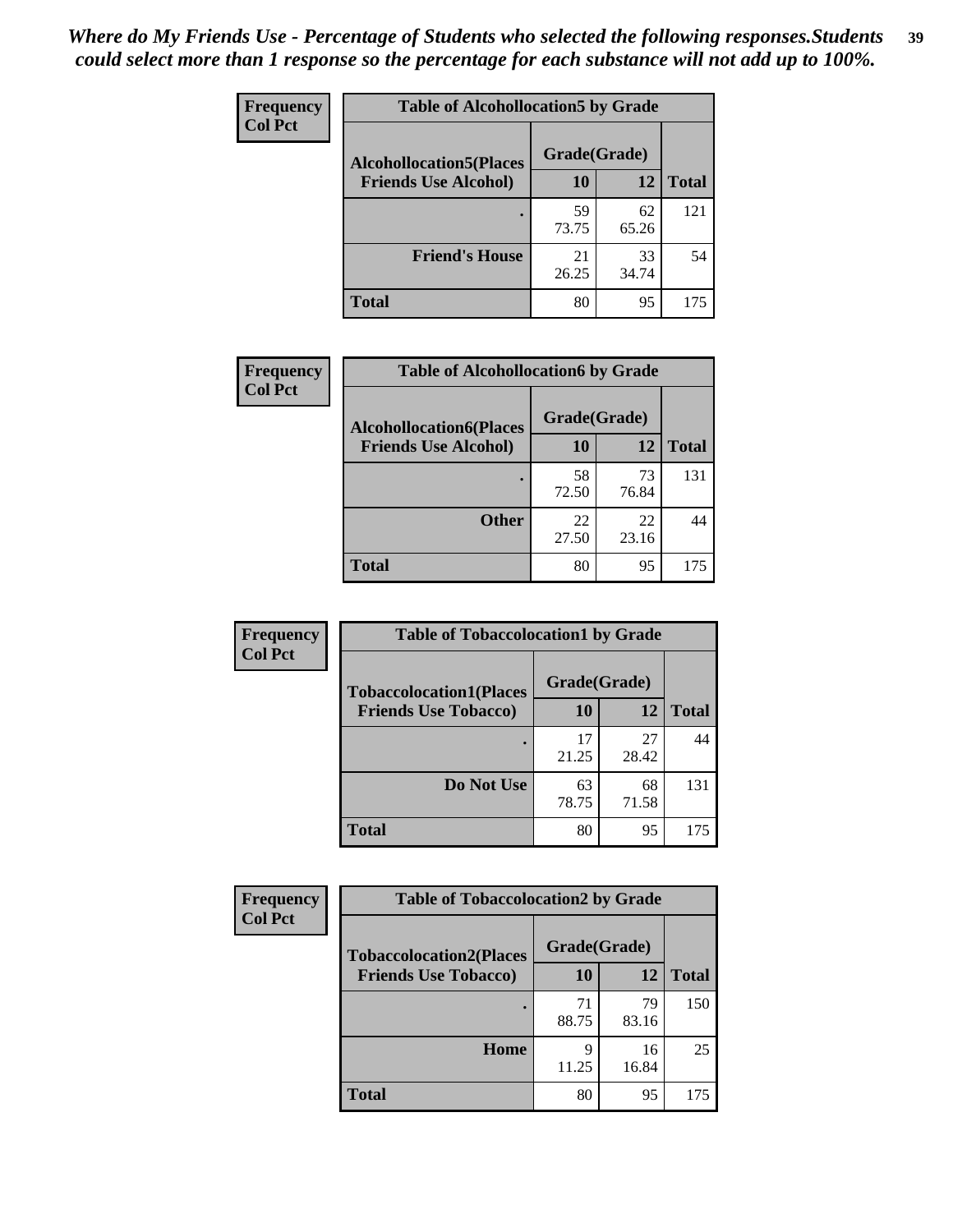*Where do My Friends Use - Percentage of Students who selected the following responses.Students could select more than 1 response so the percentage for each substance will not add up to 100%.*

**Frequency**
**Col Pct**

| Table of Alcohollocation5 by Grade | | | |
|---|---|---|---|
| **Alcohollocation5(Places Friends Use Alcohol)** | **Grade(Grade)** | | **Total** |
| | **10** | **12** | |
| **.** | 59<br>73.75 | 62<br>65.26 | 121 |
| **Friend's House** | 21<br>26.25 | 33<br>34.74 | 54 |
| **Total** | 80 | 95 | 175 |

**Frequency**
**Col Pct**

| Table of Alcohollocation6 by Grade | | | |
|---|---|---|---|
| **Alcohollocation6(Places Friends Use Alcohol)** | **Grade(Grade)** | | **Total** |
| | **10** | **12** | |
| **.** | 58<br>72.50 | 73<br>76.84 | 131 |
| **Other** | 22<br>27.50 | 22<br>23.16 | 44 |
| **Total** | 80 | 95 | 175 |

**Frequency**
**Col Pct**

| Table of Tobaccolocation1 by Grade | | | |
|---|---|---|---|
| **Tobaccolocation1(Places Friends Use Tobacco)** | **Grade(Grade)** | | **Total** |
| | **10** | **12** | |
| **.** | 17<br>21.25 | 27<br>28.42 | 44 |
| **Do Not Use** | 63<br>78.75 | 68<br>71.58 | 131 |
| **Total** | 80 | 95 | 175 |

**Frequency**
**Col Pct**

| Table of Tobaccolocation2 by Grade | | | |
|---|---|---|---|
| **Tobaccolocation2(Places Friends Use Tobacco)** | **Grade(Grade)** | | **Total** |
| | **10** | **12** | |
| **.** | 71<br>88.75 | 79<br>83.16 | 150 |
| **Home** | 9<br>11.25 | 16<br>16.84 | 25 |
| **Total** | 80 | 95 | 175 |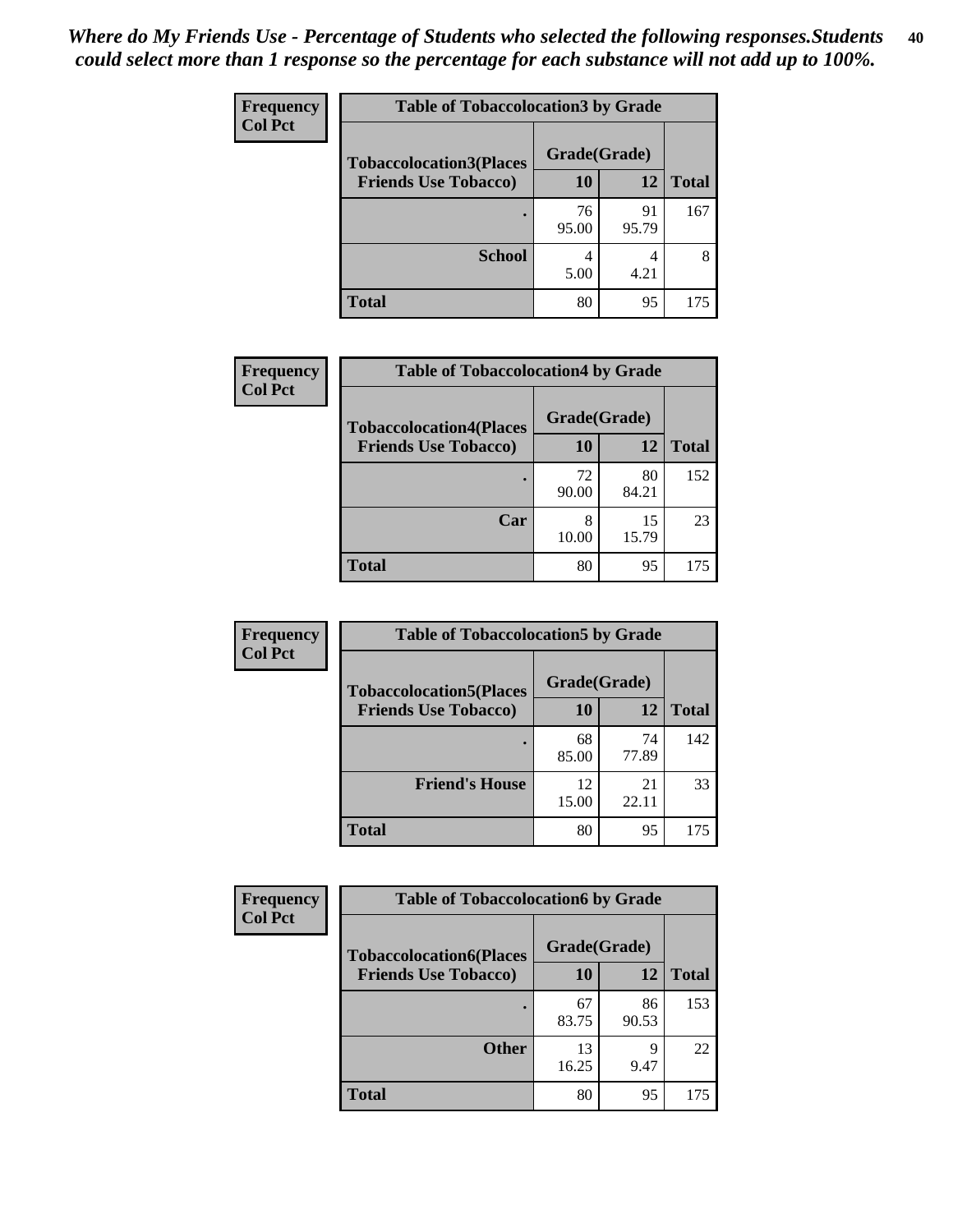*Where do My Friends Use - Percentage of Students who selected the following responses.Students could select more than 1 response so the percentage for each substance will not add up to 100%.*

| Frequency Col Pct | Table of Tobaccolocation3 by Grade | | |
|---|---|---|---|
| **Tobaccolocation3(Places Friends Use Tobacco)** | **Grade(Grade)** | | **Total** |
| | **10** | **12** | |
| **.** | 76<br>95.00 | 91<br>95.79 | 167 |
| **School** | 4<br>5.00 | 4<br>4.21 | 8 |
| **Total** | 80 | 95 | 175 |

| Frequency Col Pct | Table of Tobaccolocation4 by Grade | | |
|---|---|---|---|
| **Tobaccolocation4(Places Friends Use Tobacco)** | **Grade(Grade)** | | **Total** |
| | **10** | **12** | |
| **.** | 72<br>90.00 | 80<br>84.21 | 152 |
| **Car** | 8<br>10.00 | 15<br>15.79 | 23 |
| **Total** | 80 | 95 | 175 |

| Frequency Col Pct | Table of Tobaccolocation5 by Grade | | |
|---|---|---|---|
| **Tobaccolocation5(Places Friends Use Tobacco)** | **Grade(Grade)** | | **Total** |
| | **10** | **12** | |
| **.** | 68<br>85.00 | 74<br>77.89 | 142 |
| **Friend's House** | 12<br>15.00 | 21<br>22.11 | 33 |
| **Total** | 80 | 95 | 175 |

| Frequency Col Pct | Table of Tobaccolocation6 by Grade | | |
|---|---|---|---|
| **Tobaccolocation6(Places Friends Use Tobacco)** | **Grade(Grade)** | | **Total** |
| | **10** | **12** | |
| **.** | 67<br>83.75 | 86<br>90.53 | 153 |
| **Other** | 13<br>16.25 | 9<br>9.47 | 22 |
| **Total** | 80 | 95 | 175 |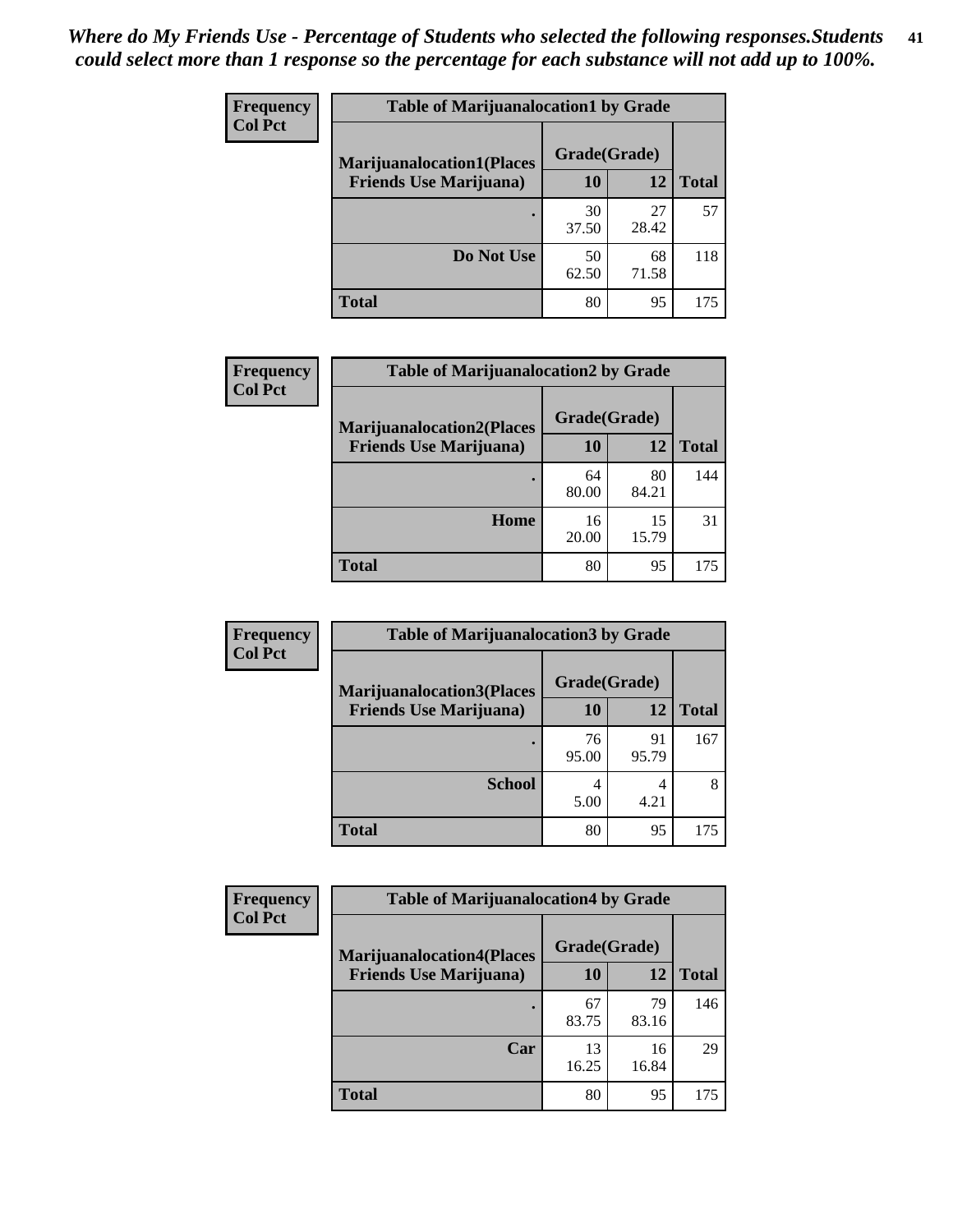*Where do My Friends Use - Percentage of Students who selected the following responses.Students could select more than 1 response so the percentage for each substance will not add up to 100%.*

**Frequency**
**Col Pct**

| Table of Marijuanalocation1 by Grade | | | |
|---|---|---|---|
| **Marijuanalocation1(Places Friends Use Marijuana)** | **Grade(Grade)** | | |
| | **10** | **12** | **Total** |
| **.** | 30<br>37.50 | 27<br>28.42 | 57 |
| **Do Not Use** | 50<br>62.50 | 68<br>71.58 | 118 |
| **Total** | 80 | 95 | 175 |

**Frequency**
**Col Pct**

| Table of Marijuanalocation2 by Grade | | | |
|---|---|---|---|
| **Marijuanalocation2(Places Friends Use Marijuana)** | **Grade(Grade)** | | |
| | **10** | **12** | **Total** |
| **.** | 64<br>80.00 | 80<br>84.21 | 144 |
| **Home** | 16<br>20.00 | 15<br>15.79 | 31 |
| **Total** | 80 | 95 | 175 |

**Frequency**
**Col Pct**

| Table of Marijuanalocation3 by Grade | | | |
|---|---|---|---|
| **Marijuanalocation3(Places Friends Use Marijuana)** | **Grade(Grade)** | | |
| | **10** | **12** | **Total** |
| **.** | 76<br>95.00 | 91<br>95.79 | 167 |
| **School** | 4<br>5.00 | 4<br>4.21 | 8 |
| **Total** | 80 | 95 | 175 |

**Frequency**
**Col Pct**

| Table of Marijuanalocation4 by Grade | | | |
|---|---|---|---|
| **Marijuanalocation4(Places Friends Use Marijuana)** | **Grade(Grade)** | | |
| | **10** | **12** | **Total** |
| **.** | 67<br>83.75 | 79<br>83.16 | 146 |
| **Car** | 13<br>16.25 | 16<br>16.84 | 29 |
| **Total** | 80 | 95 | 175 |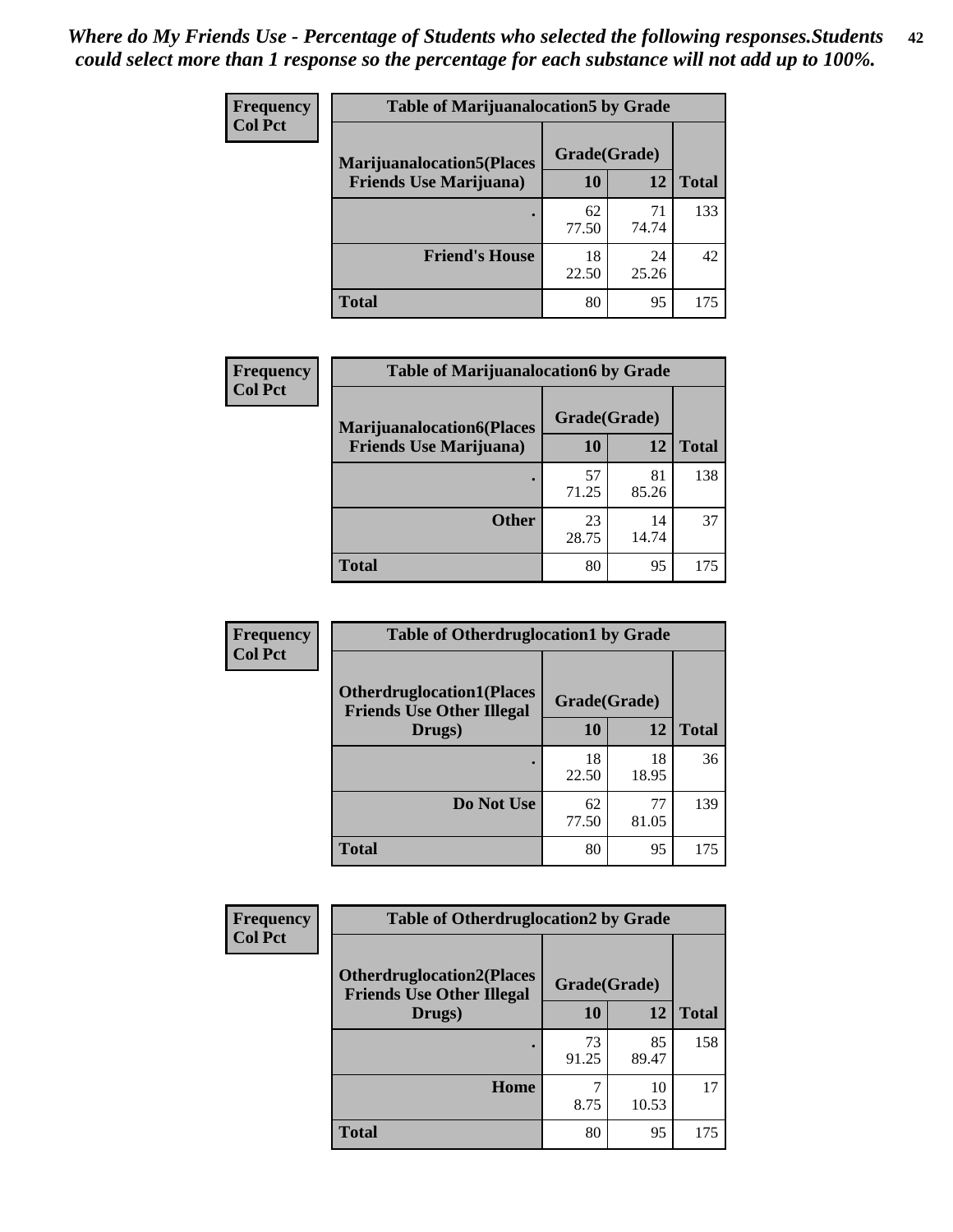*Where do My Friends Use - Percentage of Students who selected the following responses.Students could select more than 1 response so the percentage for each substance will not add up to 100%.*

**Frequency**
**Col Pct**

| Table of Marijuanalocation5 by Grade | | | |
|---|---|---|---|
| **Marijuanalocation5(Places Friends Use Marijuana)** | **Grade(Grade)** | | **Total** |
| | **10** | **12** | |
| **.** | 62<br>77.50 | 71<br>74.74 | 133 |
| **Friend's House** | 18<br>22.50 | 24<br>25.26 | 42 |
| **Total** | 80 | 95 | 175 |

**Frequency**
**Col Pct**

| Table of Marijuanalocation6 by Grade | | | |
|---|---|---|---|
| **Marijuanalocation6(Places Friends Use Marijuana)** | **Grade(Grade)** | | **Total** |
| | **10** | **12** | |
| **.** | 57<br>71.25 | 81<br>85.26 | 138 |
| **Other** | 23<br>28.75 | 14<br>14.74 | 37 |
| **Total** | 80 | 95 | 175 |

**Frequency**
**Col Pct**

| Table of Otherdruglocation1 by Grade | | | |
|---|---|---|---|
| **Otherdruglocation1(Places Friends Use Other Illegal Drugs)** | **Grade(Grade)** | | **Total** |
| | **10** | **12** | |
| **.** | 18<br>22.50 | 18<br>18.95 | 36 |
| **Do Not Use** | 62<br>77.50 | 77<br>81.05 | 139 |
| **Total** | 80 | 95 | 175 |

**Frequency**
**Col Pct**

| Table of Otherdruglocation2 by Grade | | | |
|---|---|---|---|
| **Otherdruglocation2(Places Friends Use Other Illegal Drugs)** | **Grade(Grade)** | | **Total** |
| | **10** | **12** | |
| **.** | 73<br>91.25 | 85<br>89.47 | 158 |
| **Home** | 7<br>8.75 | 10<br>10.53 | 17 |
| **Total** | 80 | 95 | 175 |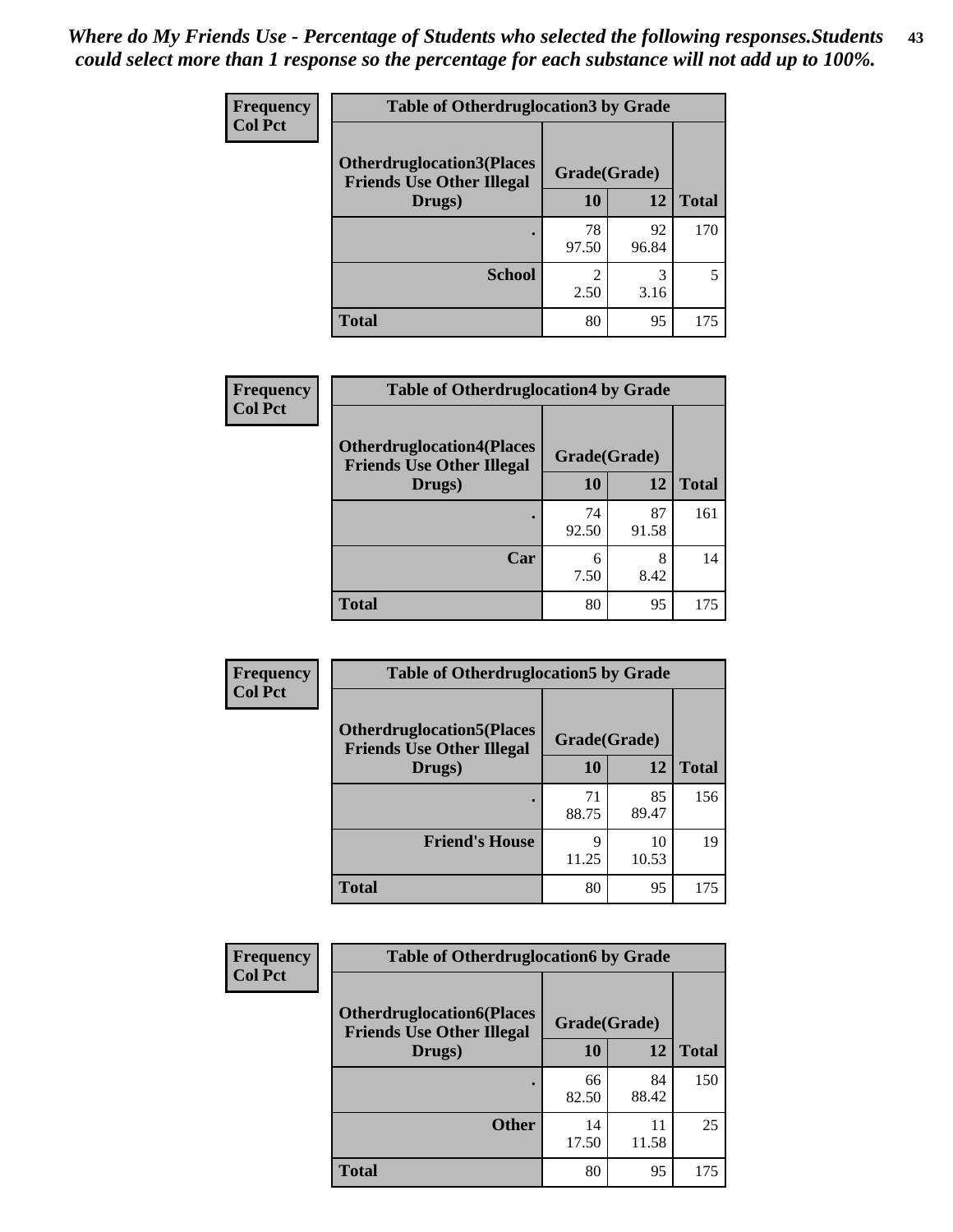*Where do My Friends Use - Percentage of Students who selected the following responses.Students could select more than 1 response so the percentage for each substance will not add up to 100%.*

**Frequency / Col Pct**

| Table of Otherdruglocation3 by Grade | | | |
|---|---|---|---|
| Otherdruglocation3(Places Friends Use Other Illegal Drugs) | Grade(Grade) | | |
| | 10 | 12 | Total |
| . | 78<br>97.50 | 92<br>96.84 | 170 |
| School | 2<br>2.50 | 3<br>3.16 | 5 |
| Total | 80 | 95 | 175 |

**Frequency / Col Pct**

| Table of Otherdruglocation4 by Grade | | | |
|---|---|---|---|
| Otherdruglocation4(Places Friends Use Other Illegal Drugs) | Grade(Grade) | | |
| | 10 | 12 | Total |
| . | 74<br>92.50 | 87<br>91.58 | 161 |
| Car | 6<br>7.50 | 8<br>8.42 | 14 |
| Total | 80 | 95 | 175 |

**Frequency / Col Pct**

| Table of Otherdruglocation5 by Grade | | | |
|---|---|---|---|
| Otherdruglocation5(Places Friends Use Other Illegal Drugs) | Grade(Grade) | | |
| | 10 | 12 | Total |
| . | 71<br>88.75 | 85<br>89.47 | 156 |
| Friend's House | 9<br>11.25 | 10<br>10.53 | 19 |
| Total | 80 | 95 | 175 |

**Frequency / Col Pct**

| Table of Otherdruglocation6 by Grade | | | |
|---|---|---|---|
| Otherdruglocation6(Places Friends Use Other Illegal Drugs) | Grade(Grade) | | |
| | 10 | 12 | Total |
| . | 66<br>82.50 | 84<br>88.42 | 150 |
| Other | 14<br>17.50 | 11<br>11.58 | 25 |
| Total | 80 | 95 | 175 |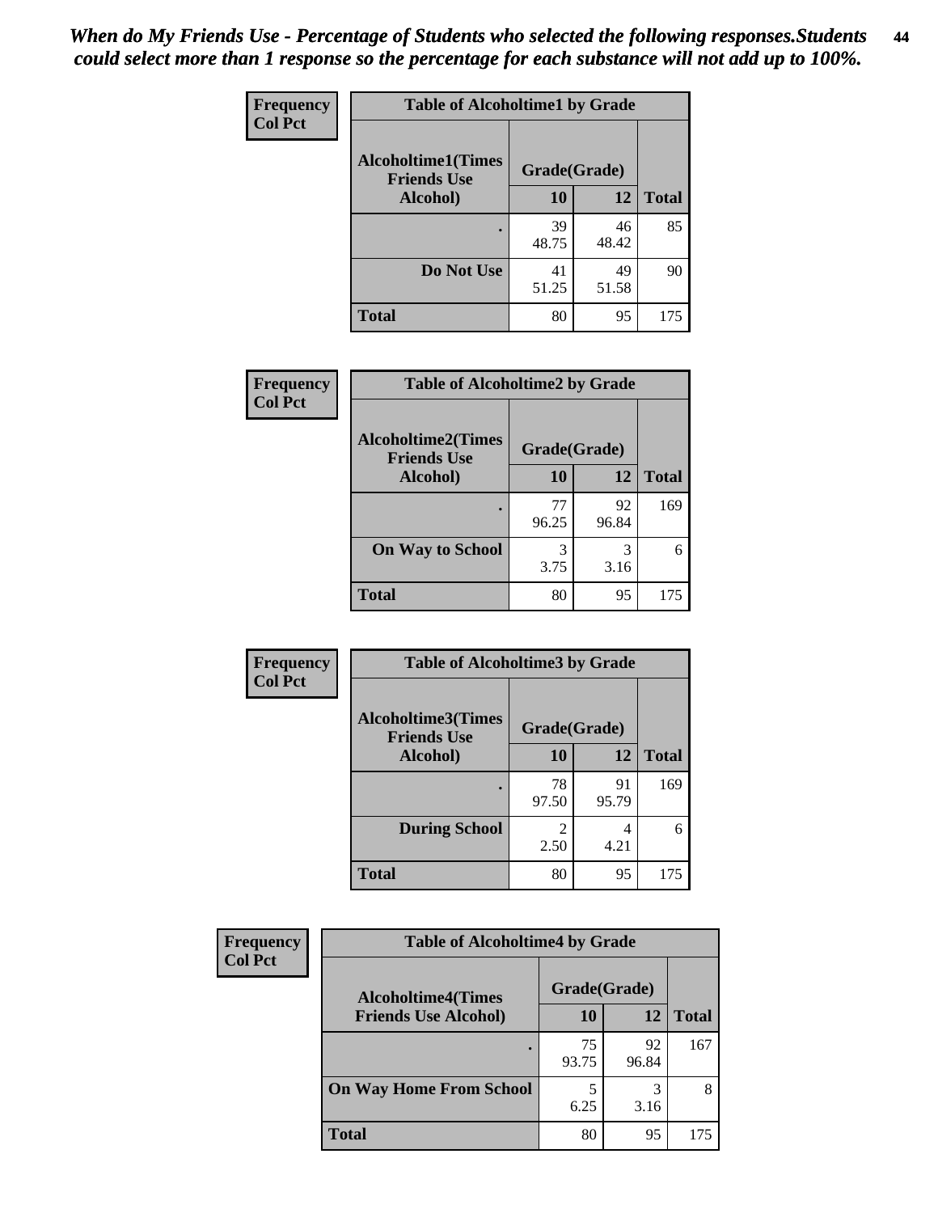*When do My Friends Use - Percentage of Students who selected the following responses.Students could select more than 1 response so the percentage for each substance will not add up to 100%.*

**Frequency**
**Col Pct**

| Table of Alcoholtime1 by Grade | | | |
|---|---|---|---|
| **Alcoholtime1(Times Friends Use Alcohol)** | **Grade(Grade)** | | |
| | **10** | **12** | **Total** |
| **.** | 39<br>48.75 | 46<br>48.42 | 85 |
| **Do Not Use** | 41<br>51.25 | 49<br>51.58 | 90 |
| **Total** | 80 | 95 | 175 |

**Frequency**
**Col Pct**

| Table of Alcoholtime2 by Grade | | | |
|---|---|---|---|
| **Alcoholtime2(Times Friends Use Alcohol)** | **Grade(Grade)** | | |
| | **10** | **12** | **Total** |
| **.** | 77<br>96.25 | 92<br>96.84 | 169 |
| **On Way to School** | 3<br>3.75 | 3<br>3.16 | 6 |
| **Total** | 80 | 95 | 175 |

**Frequency**
**Col Pct**

| Table of Alcoholtime3 by Grade | | | |
|---|---|---|---|
| **Alcoholtime3(Times Friends Use Alcohol)** | **Grade(Grade)** | | |
| | **10** | **12** | **Total** |
| **.** | 78<br>97.50 | 91<br>95.79 | 169 |
| **During School** | 2<br>2.50 | 4<br>4.21 | 6 |
| **Total** | 80 | 95 | 175 |

**Frequency**
**Col Pct**

| Table of Alcoholtime4 by Grade | | | |
|---|---|---|---|
| **Alcoholtime4(Times Friends Use Alcohol)** | **Grade(Grade)** | | |
| | **10** | **12** | **Total** |
| **.** | 75<br>93.75 | 92<br>96.84 | 167 |
| **On Way Home From School** | 5<br>6.25 | 3<br>3.16 | 8 |
| **Total** | 80 | 95 | 175 |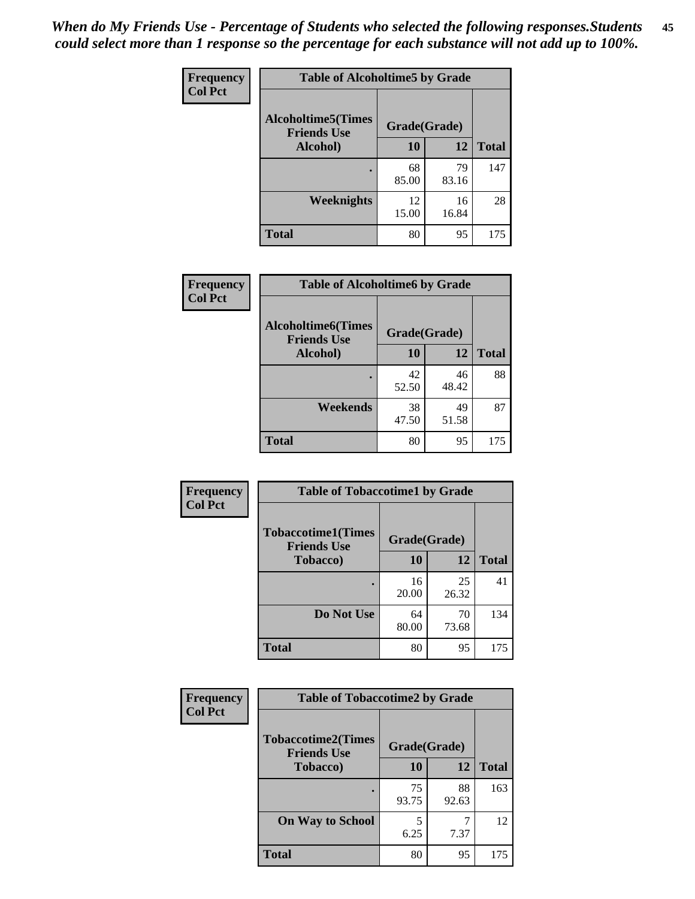*When do My Friends Use - Percentage of Students who selected the following responses.Students could select more than 1 response so the percentage for each substance will not add up to 100%.*

| Frequency Col Pct | Table of Alcoholtime5 by Grade | | |
|---|---|---|---|
| Alcoholtime5(Times Friends Use Alcohol) | Grade(Grade) | | |
| | 10 | 12 | Total |
| . | 68<br>85.00 | 79<br>83.16 | 147 |
| Weeknights | 12<br>15.00 | 16<br>16.84 | 28 |
| Total | 80 | 95 | 175 |

| Frequency Col Pct | Table of Alcoholtime6 by Grade | | |
|---|---|---|---|
| Alcoholtime6(Times Friends Use Alcohol) | Grade(Grade) | | |
| | 10 | 12 | Total |
| . | 42<br>52.50 | 46<br>48.42 | 88 |
| Weekends | 38<br>47.50 | 49<br>51.58 | 87 |
| Total | 80 | 95 | 175 |

| Frequency Col Pct | Table of Tobaccotime1 by Grade | | |
|---|---|---|---|
| Tobaccotime1(Times Friends Use Tobacco) | Grade(Grade) | | |
| | 10 | 12 | Total |
| . | 16<br>20.00 | 25<br>26.32 | 41 |
| Do Not Use | 64<br>80.00 | 70<br>73.68 | 134 |
| Total | 80 | 95 | 175 |

| Frequency Col Pct | Table of Tobaccotime2 by Grade | | |
|---|---|---|---|
| Tobaccotime2(Times Friends Use Tobacco) | Grade(Grade) | | |
| | 10 | 12 | Total |
| . | 75<br>93.75 | 88<br>92.63 | 163 |
| On Way to School | 5<br>6.25 | 7<br>7.37 | 12 |
| Total | 80 | 95 | 175 |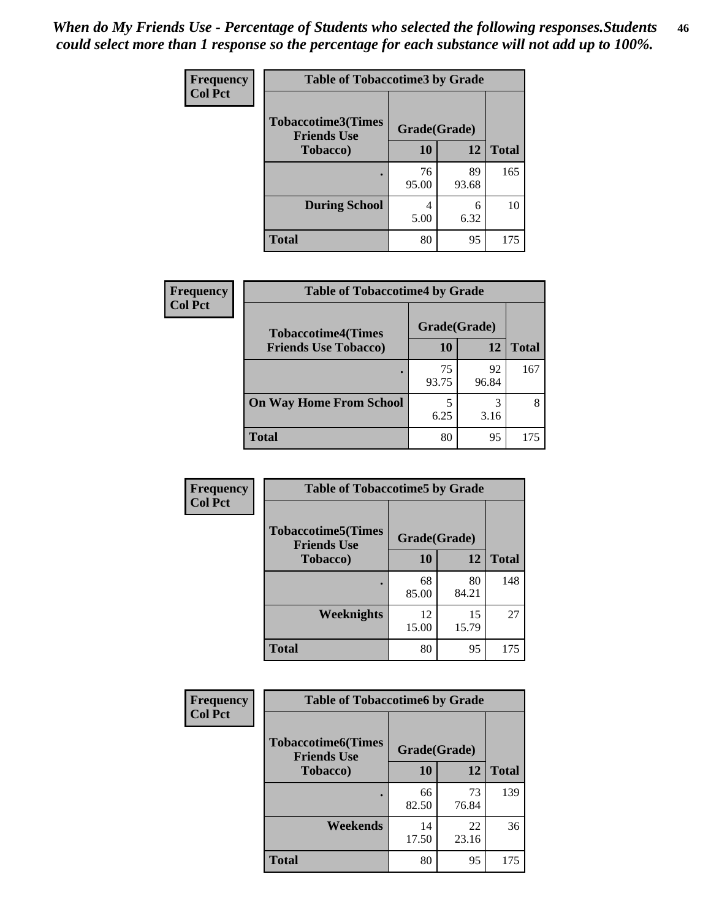*When do My Friends Use - Percentage of Students who selected the following responses.Students could select more than 1 response so the percentage for each substance will not add up to 100%.*

**Frequency**
**Col Pct**

| Table of Tobaccotime3 by Grade | | | |
|---|---|---|---|
| **Tobaccotime3(Times Friends Use Tobacco)** | **Grade(Grade)** | | **Total** |
| | **10** | **12** | |
| **.** | 76<br>95.00 | 89<br>93.68 | 165 |
| **During School** | 4<br>5.00 | 6<br>6.32 | 10 |
| **Total** | 80 | 95 | 175 |

**Frequency**
**Col Pct**

| Table of Tobaccotime4 by Grade | | | |
|---|---|---|---|
| **Tobaccotime4(Times Friends Use Tobacco)** | **Grade(Grade)** | | **Total** |
| | **10** | **12** | |
| **.** | 75<br>93.75 | 92<br>96.84 | 167 |
| **On Way Home From School** | 5<br>6.25 | 3<br>3.16 | 8 |
| **Total** | 80 | 95 | 175 |

**Frequency**
**Col Pct**

| Table of Tobaccotime5 by Grade | | | |
|---|---|---|---|
| **Tobaccotime5(Times Friends Use Tobacco)** | **Grade(Grade)** | | **Total** |
| | **10** | **12** | |
| **.** | 68<br>85.00 | 80<br>84.21 | 148 |
| **Weeknights** | 12<br>15.00 | 15<br>15.79 | 27 |
| **Total** | 80 | 95 | 175 |

**Frequency**
**Col Pct**

| Table of Tobaccotime6 by Grade | | | |
|---|---|---|---|
| **Tobaccotime6(Times Friends Use Tobacco)** | **Grade(Grade)** | | **Total** |
| | **10** | **12** | |
| **.** | 66<br>82.50 | 73<br>76.84 | 139 |
| **Weekends** | 14<br>17.50 | 22<br>23.16 | 36 |
| **Total** | 80 | 95 | 175 |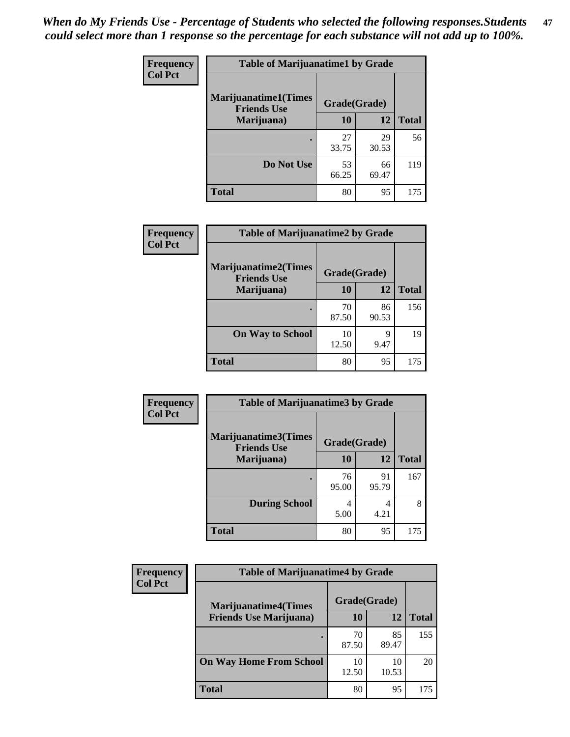*When do My Friends Use - Percentage of Students who selected the following responses.Students could select more than 1 response so the percentage for each substance will not add up to 100%.*

**Frequency**
**Col Pct**

| Table of Marijuanatime1 by Grade | | | |
|---|---|---|---|
| Marijuanatime1(Times Friends Use Marijuana) | Grade(Grade) | | |
| | 10 | 12 | Total |
| . | 27<br>33.75 | 29<br>30.53 | 56 |
| Do Not Use | 53<br>66.25 | 66<br>69.47 | 119 |
| Total | 80 | 95 | 175 |

**Frequency**
**Col Pct**

| Table of Marijuanatime2 by Grade | | | |
|---|---|---|---|
| Marijuanatime2(Times Friends Use Marijuana) | Grade(Grade) | | |
| | 10 | 12 | Total |
| . | 70<br>87.50 | 86<br>90.53 | 156 |
| On Way to School | 10<br>12.50 | 9<br>9.47 | 19 |
| Total | 80 | 95 | 175 |

**Frequency**
**Col Pct**

| Table of Marijuanatime3 by Grade | | | |
|---|---|---|---|
| Marijuanatime3(Times Friends Use Marijuana) | Grade(Grade) | | |
| | 10 | 12 | Total |
| . | 76<br>95.00 | 91<br>95.79 | 167 |
| During School | 4<br>5.00 | 4<br>4.21 | 8 |
| Total | 80 | 95 | 175 |

**Frequency**
**Col Pct**

| Table of Marijuanatime4 by Grade | | | |
|---|---|---|---|
| Marijuanatime4(Times Friends Use Marijuana) | Grade(Grade) | | |
| | 10 | 12 | Total |
| . | 70<br>87.50 | 85<br>89.47 | 155 |
| On Way Home From School | 10<br>12.50 | 10<br>10.53 | 20 |
| Total | 80 | 95 | 175 |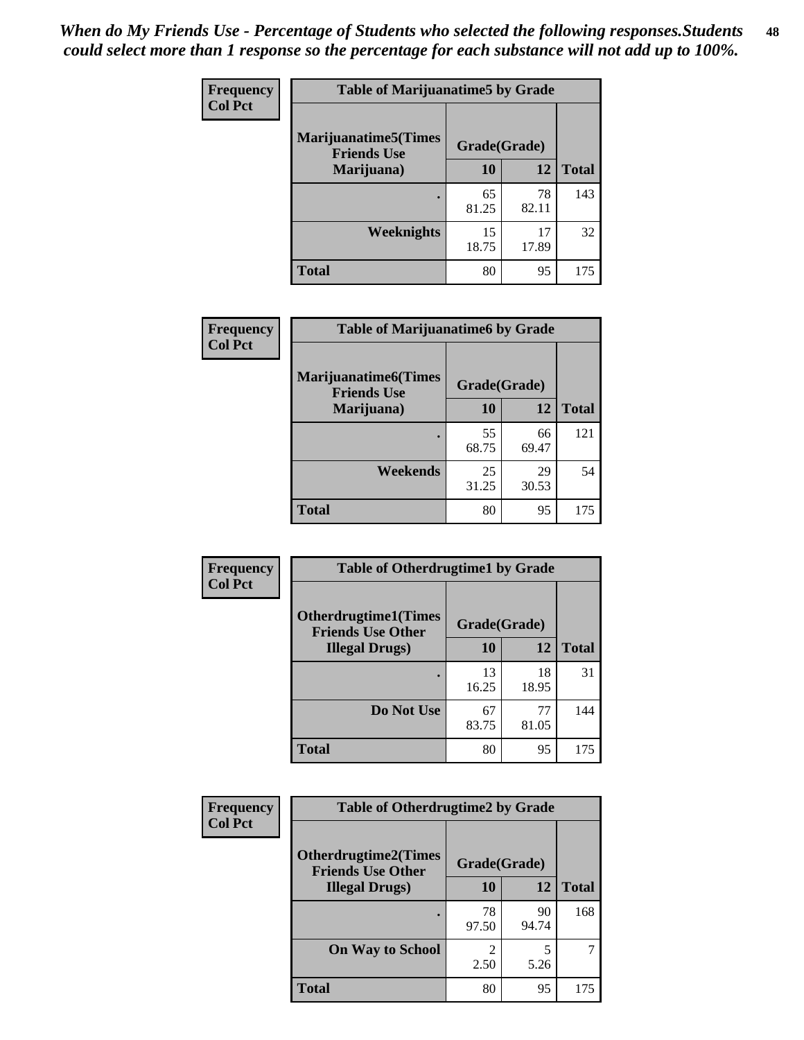*When do My Friends Use - Percentage of Students who selected the following responses.Students could select more than 1 response so the percentage for each substance will not add up to 100%.*

**Frequency**
**Col Pct**

| Table of Marijuanatime5 by Grade | | | |
|---|---|---|---|
| **Marijuanatime5(Times Friends Use Marijuana)** | **Grade(Grade)** | | |
| | **10** | **12** | **Total** |
| **.** | 65<br>81.25 | 78<br>82.11 | 143 |
| **Weeknights** | 15<br>18.75 | 17<br>17.89 | 32 |
| **Total** | 80 | 95 | 175 |

**Frequency**
**Col Pct**

| Table of Marijuanatime6 by Grade | | | |
|---|---|---|---|
| **Marijuanatime6(Times Friends Use Marijuana)** | **Grade(Grade)** | | |
| | **10** | **12** | **Total** |
| **.** | 55<br>68.75 | 66<br>69.47 | 121 |
| **Weekends** | 25<br>31.25 | 29<br>30.53 | 54 |
| **Total** | 80 | 95 | 175 |

**Frequency**
**Col Pct**

| Table of Otherdrugtime1 by Grade | | | |
|---|---|---|---|
| **Otherdrugtime1(Times Friends Use Other Illegal Drugs)** | **Grade(Grade)** | | |
| | **10** | **12** | **Total** |
| **.** | 13<br>16.25 | 18<br>18.95 | 31 |
| **Do Not Use** | 67<br>83.75 | 77<br>81.05 | 144 |
| **Total** | 80 | 95 | 175 |

**Frequency**
**Col Pct**

| Table of Otherdrugtime2 by Grade | | | |
|---|---|---|---|
| **Otherdrugtime2(Times Friends Use Other Illegal Drugs)** | **Grade(Grade)** | | |
| | **10** | **12** | **Total** |
| **.** | 78<br>97.50 | 90<br>94.74 | 168 |
| **On Way to School** | 2<br>2.50 | 5<br>5.26 | 7 |
| **Total** | 80 | 95 | 175 |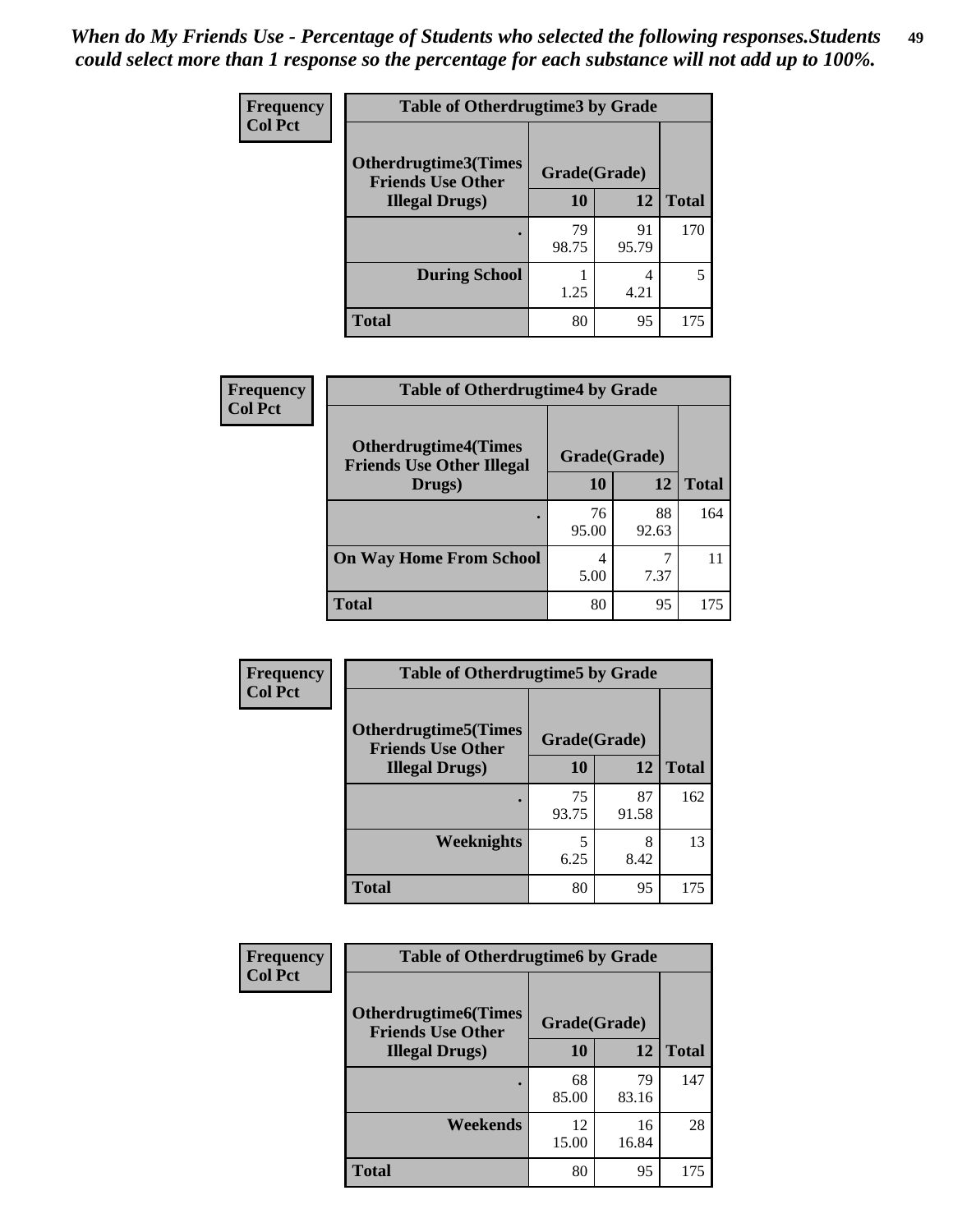*When do My Friends Use - Percentage of Students who selected the following responses.Students could select more than 1 response so the percentage for each substance will not add up to 100%.*

**Frequency**
**Col Pct**

| Table of Otherdrugtime3 by Grade | | | |
|---|---|---|---|
| Otherdrugtime3(Times Friends Use Other Illegal Drugs) | Grade(Grade) | | |
| | 10 | 12 | Total |
| . | 79<br>98.75 | 91<br>95.79 | 170 |
| During School | 1<br>1.25 | 4<br>4.21 | 5 |
| Total | 80 | 95 | 175 |

**Frequency**
**Col Pct**

| Table of Otherdrugtime4 by Grade | | | |
|---|---|---|---|
| Otherdrugtime4(Times Friends Use Other Illegal Drugs) | Grade(Grade) | | |
| | 10 | 12 | Total |
| . | 76<br>95.00 | 88<br>92.63 | 164 |
| On Way Home From School | 4<br>5.00 | 7<br>7.37 | 11 |
| Total | 80 | 95 | 175 |

**Frequency**
**Col Pct**

| Table of Otherdrugtime5 by Grade | | | |
|---|---|---|---|
| Otherdrugtime5(Times Friends Use Other Illegal Drugs) | Grade(Grade) | | |
| | 10 | 12 | Total |
| . | 75<br>93.75 | 87<br>91.58 | 162 |
| Weeknights | 5<br>6.25 | 8<br>8.42 | 13 |
| Total | 80 | 95 | 175 |

**Frequency**
**Col Pct**

| Table of Otherdrugtime6 by Grade | | | |
|---|---|---|---|
| Otherdrugtime6(Times Friends Use Other Illegal Drugs) | Grade(Grade) | | |
| | 10 | 12 | Total |
| . | 68<br>85.00 | 79<br>83.16 | 147 |
| Weekends | 12<br>15.00 | 16<br>16.84 | 28 |
| Total | 80 | 95 | 175 |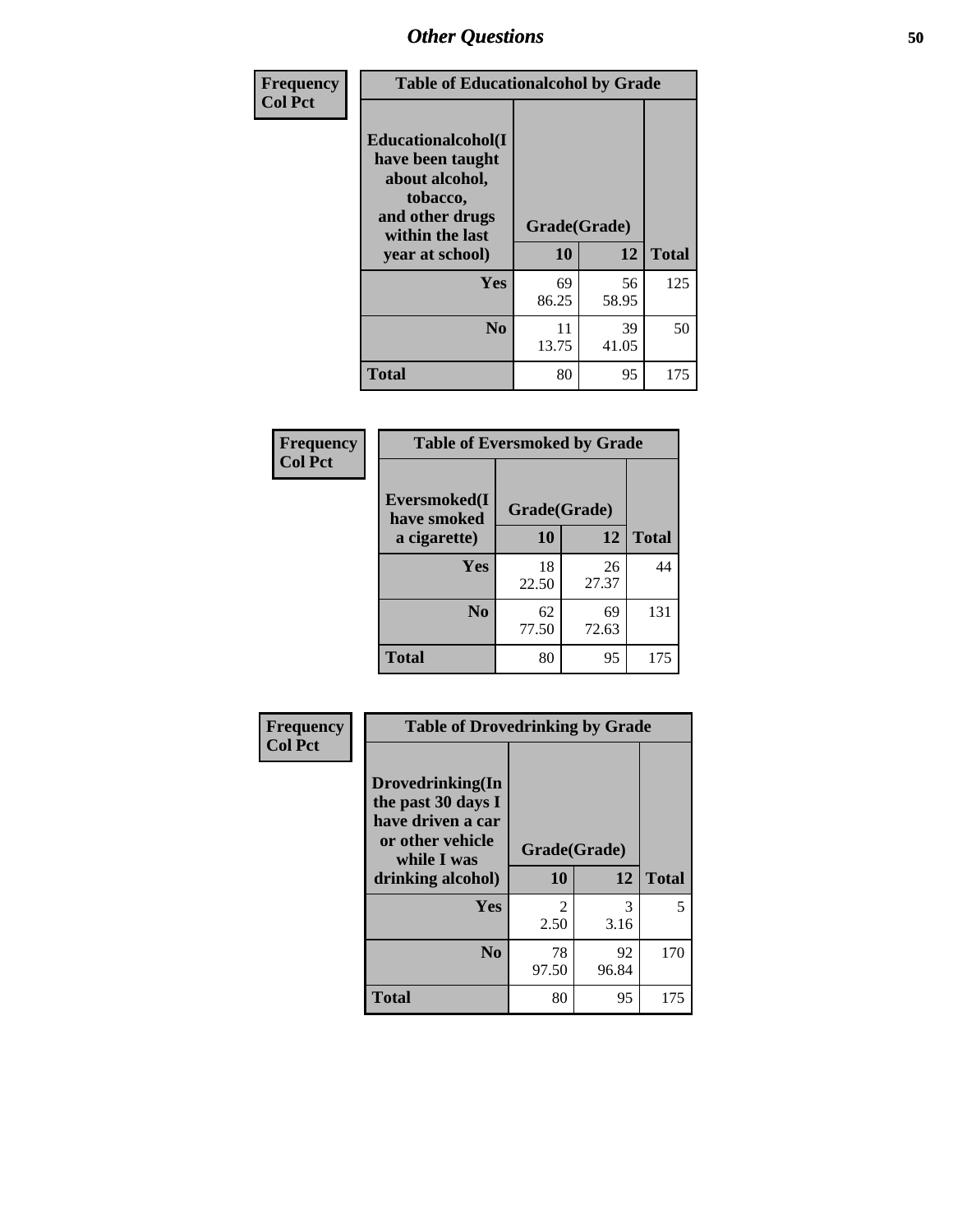## Other Questions

**Frequency**
**Col Pct**

| Table of Educationalcohol by Grade | | | |
|---|---|---|---|
| **Educationalcohol(I have been taught about alcohol, tobacco, and other drugs within the last year at school)** | **Grade(Grade)** | | |
| | **10** | **12** | **Total** |
| **Yes** | 69<br>86.25 | 56<br>58.95 | 125 |
| **No** | 11<br>13.75 | 39<br>41.05 | 50 |
| **Total** | 80 | 95 | 175 |

**Frequency**
**Col Pct**

| Table of Eversmoked by Grade | | | |
|---|---|---|---|
| **Eversmoked(I have smoked a cigarette)** | **Grade(Grade)** | | |
| | **10** | **12** | **Total** |
| **Yes** | 18<br>22.50 | 26<br>27.37 | 44 |
| **No** | 62<br>77.50 | 69<br>72.63 | 131 |
| **Total** | 80 | 95 | 175 |

**Frequency**
**Col Pct**

| Table of Drovedrinking by Grade | | | |
|---|---|---|---|
| **Drovedrinking(In the past 30 days I have driven a car or other vehicle while I was drinking alcohol)** | **Grade(Grade)** | | |
| | **10** | **12** | **Total** |
| **Yes** | 2<br>2.50 | 3<br>3.16 | 5 |
| **No** | 78<br>97.50 | 92<br>96.84 | 170 |
| **Total** | 80 | 95 | 175 |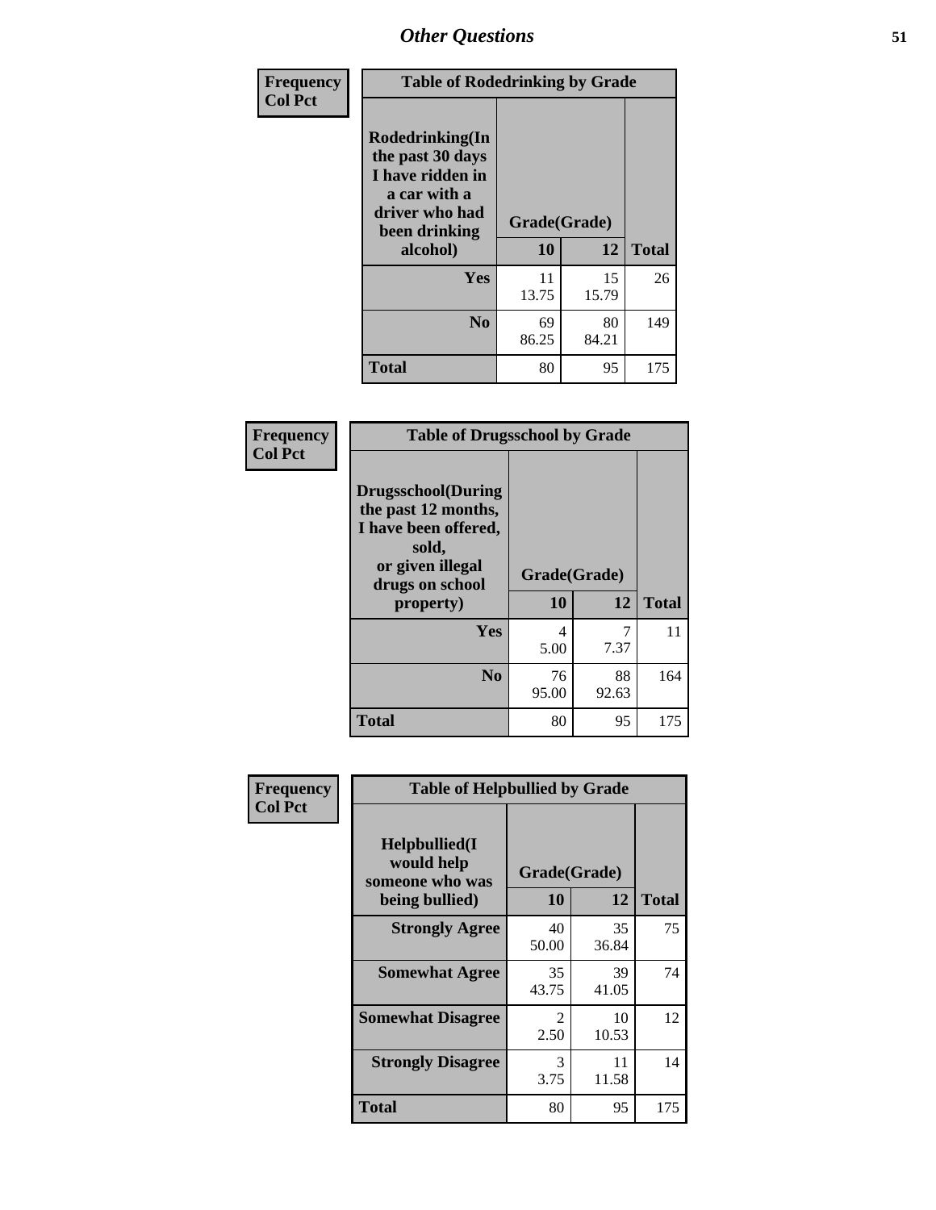| Frequency<br>Col Pct | Table of Rodedrinking by Grade | | |
|---|---|---|---|
| Rodedrinking(In the past 30 days I have ridden in a car with a driver who had been drinking alcohol) | Grade(Grade) | | |
| | 10 | 12 | Total |
| Yes | 11<br>13.75 | 15<br>15.79 | 26 |
| No | 69<br>86.25 | 80<br>84.21 | 149 |
| Total | 80 | 95 | 175 |

| Frequency<br>Col Pct | Table of Drugsschool by Grade | | |
|---|---|---|---|
| Drugsschool(During the past 12 months, I have been offered, sold, or given illegal drugs on school property) | Grade(Grade) | | |
| | 10 | 12 | Total |
| Yes | 4<br>5.00 | 7<br>7.37 | 11 |
| No | 76<br>95.00 | 88<br>92.63 | 164 |
| Total | 80 | 95 | 175 |

| Frequency<br>Col Pct | Table of Helpbullied by Grade | | |
|---|---|---|---|
| Helpbullied(I would help someone who was being bullied) | Grade(Grade) | | |
| | 10 | 12 | Total |
| Strongly Agree | 40<br>50.00 | 35<br>36.84 | 75 |
| Somewhat Agree | 35<br>43.75 | 39<br>41.05 | 74 |
| Somewhat Disagree | 2<br>2.50 | 10<br>10.53 | 12 |
| Strongly Disagree | 3<br>3.75 | 11<br>11.58 | 14 |
| Total | 80 | 95 | 175 |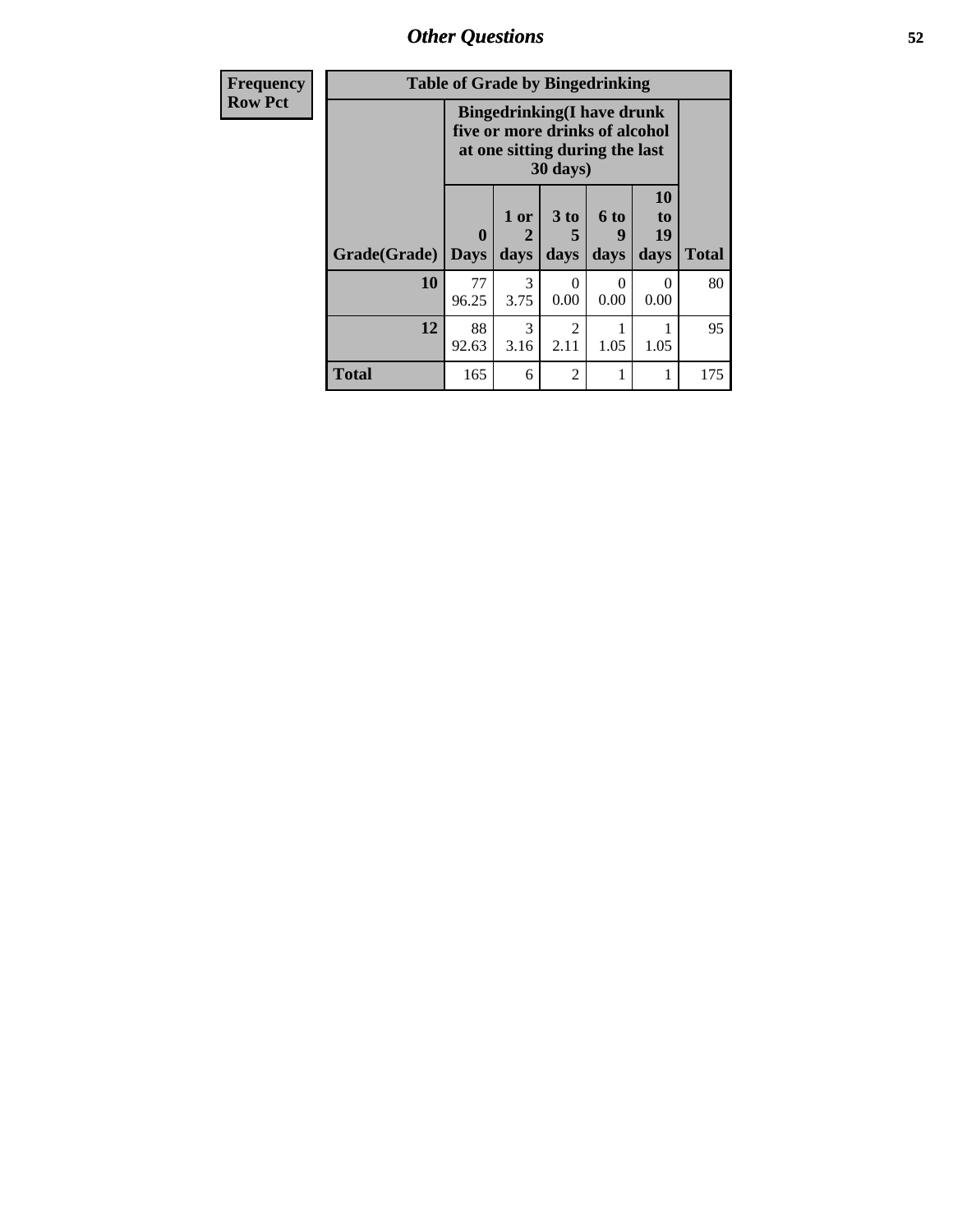# Other Questions

| Frequency Row Pct |
|---|

**Table of Grade by Bingedrinking**

| Grade(Grade) | Bingedrinking(I have drunk five or more drinks of alcohol at one sitting during the last 30 days) | | | | | Total |
|---|---|---|---|---|---|---|
| | 0 Days | 1 or 2 days | 3 to 5 days | 6 to 9 days | 10 to 19 days | |
| **10** | 77<br>96.25 | 3<br>3.75 | 0<br>0.00 | 0<br>0.00 | 0<br>0.00 | 80 |
| **12** | 88<br>92.63 | 3<br>3.16 | 2<br>2.11 | 1<br>1.05 | 1<br>1.05 | 95 |
| **Total** | 165 | 6 | 2 | 1 | 1 | 175 |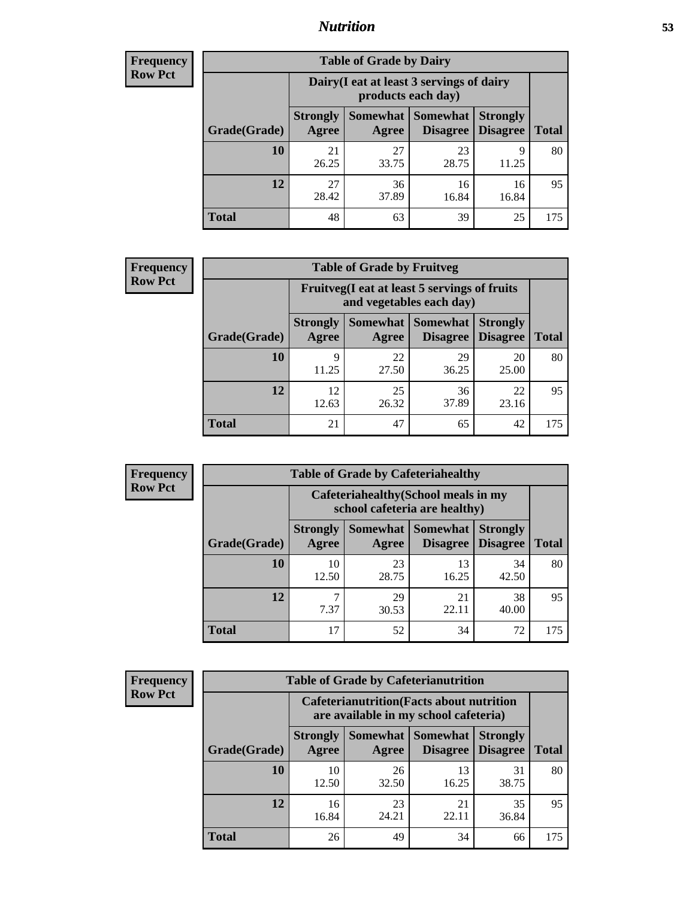# Nutrition

**Frequency**
**Row Pct**

| Table of Grade by Dairy | | | | | |
|---|---|---|---|---|---|
| | Dairy(I eat at least 3 servings of dairy products each day) | | | | |
| Grade(Grade) | Strongly Agree | Somewhat Agree | Somewhat Disagree | Strongly Disagree | Total |
| 10 | 21<br>26.25 | 27<br>33.75 | 23<br>28.75 | 9<br>11.25 | 80 |
| 12 | 27<br>28.42 | 36<br>37.89 | 16<br>16.84 | 16<br>16.84 | 95 |
| Total | 48 | 63 | 39 | 25 | 175 |

**Frequency**
**Row Pct**

| Table of Grade by Fruitveg | | | | | |
|---|---|---|---|---|---|
| | Fruitveg(I eat at least 5 servings of fruits and vegetables each day) | | | | |
| Grade(Grade) | Strongly Agree | Somewhat Agree | Somewhat Disagree | Strongly Disagree | Total |
| 10 | 9<br>11.25 | 22<br>27.50 | 29<br>36.25 | 20<br>25.00 | 80 |
| 12 | 12<br>12.63 | 25<br>26.32 | 36<br>37.89 | 22<br>23.16 | 95 |
| Total | 21 | 47 | 65 | 42 | 175 |

**Frequency**
**Row Pct**

| Table of Grade by Cafeteriahealthy | | | | | |
|---|---|---|---|---|---|
| | Cafeteriahealthy(School meals in my school cafeteria are healthy) | | | | |
| Grade(Grade) | Strongly Agree | Somewhat Agree | Somewhat Disagree | Strongly Disagree | Total |
| 10 | 10<br>12.50 | 23<br>28.75 | 13<br>16.25 | 34<br>42.50 | 80 |
| 12 | 7<br>7.37 | 29<br>30.53 | 21<br>22.11 | 38<br>40.00 | 95 |
| Total | 17 | 52 | 34 | 72 | 175 |

**Frequency**
**Row Pct**

| Table of Grade by Cafeterianutrition | | | | | |
|---|---|---|---|---|---|
| | Cafeterianutrition(Facts about nutrition are available in my school cafeteria) | | | | |
| Grade(Grade) | Strongly Agree | Somewhat Agree | Somewhat Disagree | Strongly Disagree | Total |
| 10 | 10<br>12.50 | 26<br>32.50 | 13<br>16.25 | 31<br>38.75 | 80 |
| 12 | 16<br>16.84 | 23<br>24.21 | 21<br>22.11 | 35<br>36.84 | 95 |
| Total | 26 | 49 | 34 | 66 | 175 |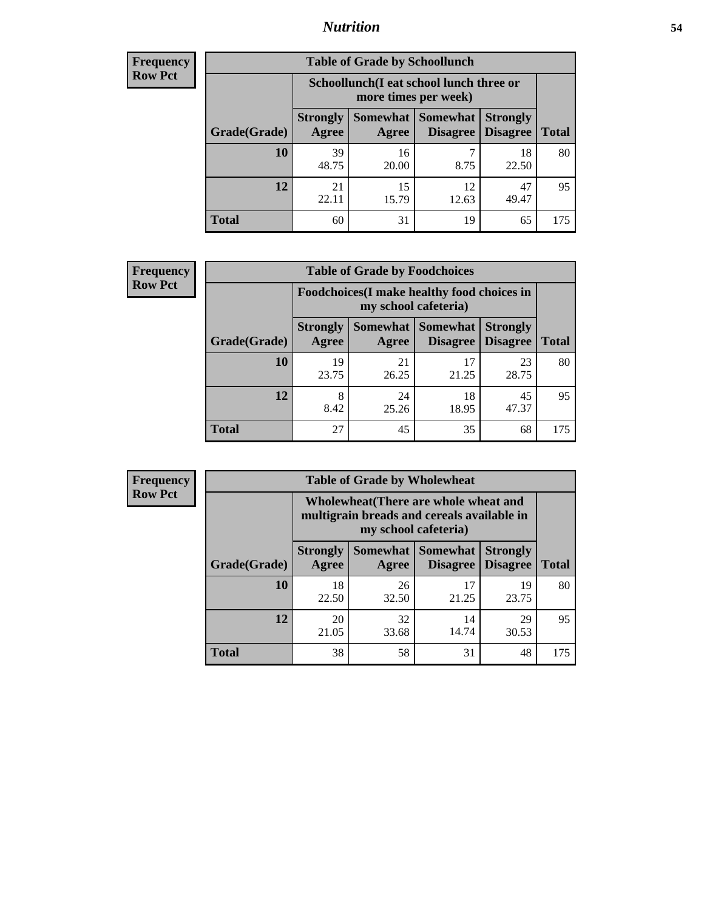## Nutrition

**Frequency Row Pct**

| Table of Grade by Schoollunch | | | | | |
|---|---|---|---|---|---|
| | Schoollunch(I eat school lunch three or more times per week) | | | | |
| Grade(Grade) | Strongly Agree | Somewhat Agree | Somewhat Disagree | Strongly Disagree | Total |
| 10 | 39<br>48.75 | 16<br>20.00 | 7<br>8.75 | 18<br>22.50 | 80 |
| 12 | 21<br>22.11 | 15<br>15.79 | 12<br>12.63 | 47<br>49.47 | 95 |
| Total | 60 | 31 | 19 | 65 | 175 |

**Frequency Row Pct**

| Table of Grade by Foodchoices | | | | | |
|---|---|---|---|---|---|
| | Foodchoices(I make healthy food choices in my school cafeteria) | | | | |
| Grade(Grade) | Strongly Agree | Somewhat Agree | Somewhat Disagree | Strongly Disagree | Total |
| 10 | 19<br>23.75 | 21<br>26.25 | 17<br>21.25 | 23<br>28.75 | 80 |
| 12 | 8<br>8.42 | 24<br>25.26 | 18<br>18.95 | 45<br>47.37 | 95 |
| Total | 27 | 45 | 35 | 68 | 175 |

**Frequency Row Pct**

| Table of Grade by Wholewheat | | | | | |
|---|---|---|---|---|---|
| | Wholewheat(There are whole wheat and multigrain breads and cereals available in my school cafeteria) | | | | |
| Grade(Grade) | Strongly Agree | Somewhat Agree | Somewhat Disagree | Strongly Disagree | Total |
| 10 | 18<br>22.50 | 26<br>32.50 | 17<br>21.25 | 19<br>23.75 | 80 |
| 12 | 20<br>21.05 | 32<br>33.68 | 14<br>14.74 | 29<br>30.53 | 95 |
| Total | 38 | 58 | 31 | 48 | 175 |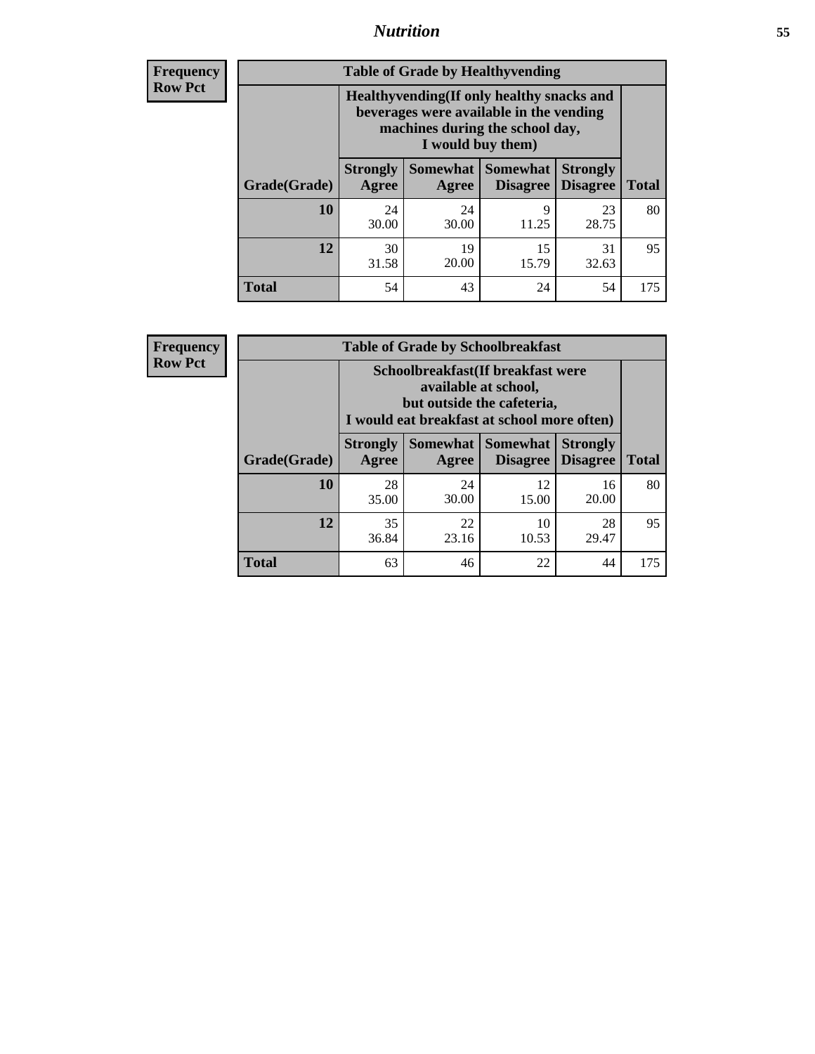**Frequency**
**Row Pct**

| Table of Grade by Healthyvending | | | | | |
|---|---|---|---|---|---|
| | Healthyvending(If only healthy snacks and beverages were available in the vending machines during the school day, I would buy them) | | | | |
| Grade(Grade) | Strongly Agree | Somewhat Agree | Somewhat Disagree | Strongly Disagree | Total |
| **10** | 24<br>30.00 | 24<br>30.00 | 9<br>11.25 | 23<br>28.75 | 80 |
| **12** | 30<br>31.58 | 19<br>20.00 | 15<br>15.79 | 31<br>32.63 | 95 |
| **Total** | 54 | 43 | 24 | 54 | 175 |

**Frequency**
**Row Pct**

| Table of Grade by Schoolbreakfast | | | | | |
|---|---|---|---|---|---|
| | Schoolbreakfast(If breakfast were available at school, but outside the cafeteria, I would eat breakfast at school more often) | | | | |
| Grade(Grade) | Strongly Agree | Somewhat Agree | Somewhat Disagree | Strongly Disagree | Total |
| **10** | 28<br>35.00 | 24<br>30.00 | 12<br>15.00 | 16<br>20.00 | 80 |
| **12** | 35<br>36.84 | 22<br>23.16 | 10<br>10.53 | 28<br>29.47 | 95 |
| **Total** | 63 | 46 | 22 | 44 | 175 |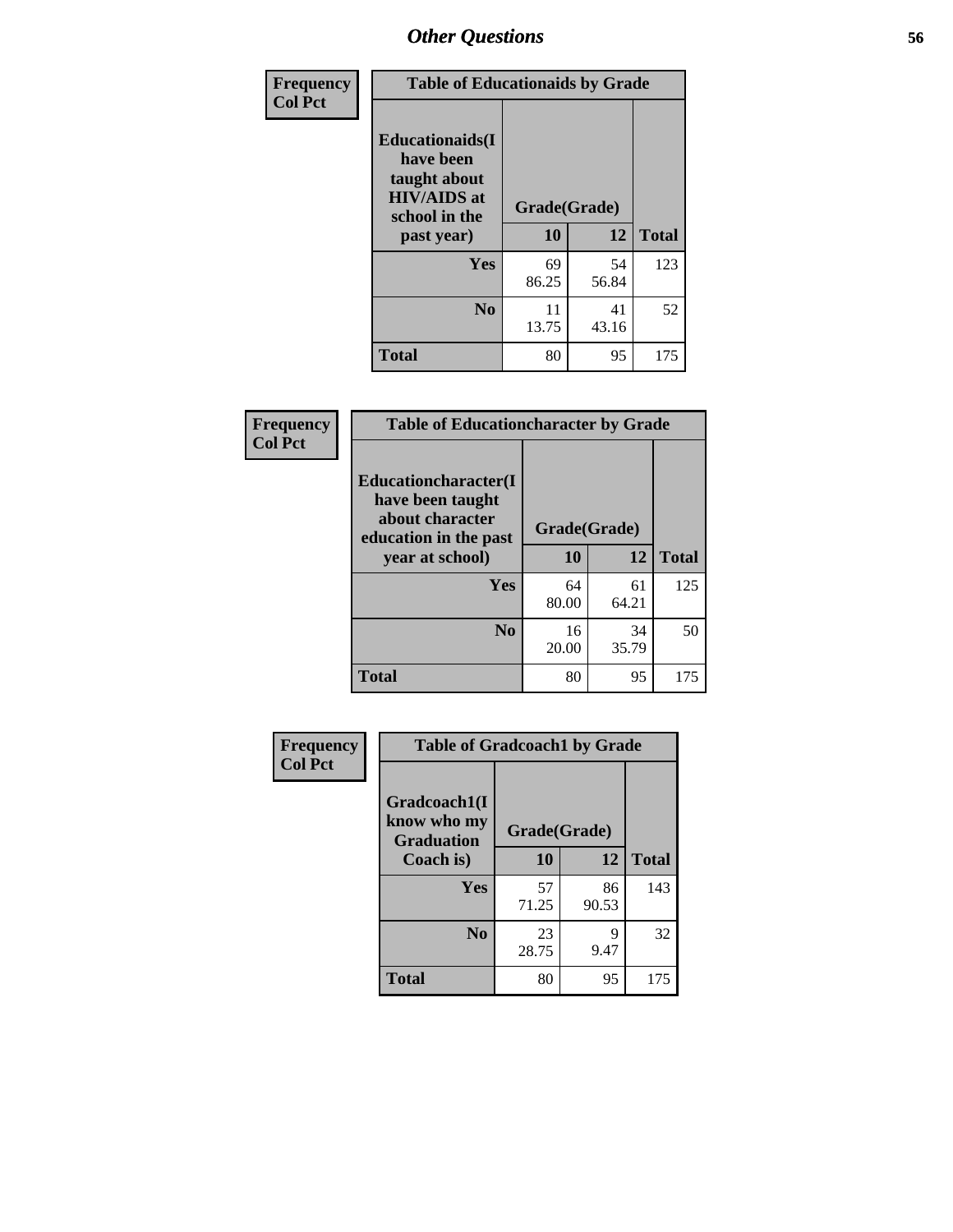## Other Questions

**Frequency**
**Col Pct**

**Table of Educationaids by Grade**

| Educationaids(I have been taught about HIV/AIDS at school in the past year) | Grade(Grade) | | |
|---|---|---|---|
| | 10 | 12 | Total |
| Yes | 69<br>86.25 | 54<br>56.84 | 123 |
| No | 11<br>13.75 | 41<br>43.16 | 52 |
| Total | 80 | 95 | 175 |

**Frequency**
**Col Pct**

**Table of Educationcharacter by Grade**

| Educationcharacter(I have been taught about character education in the past year at school) | Grade(Grade) | | |
|---|---|---|---|
| | 10 | 12 | Total |
| Yes | 64<br>80.00 | 61<br>64.21 | 125 |
| No | 16<br>20.00 | 34<br>35.79 | 50 |
| Total | 80 | 95 | 175 |

**Frequency**
**Col Pct**

**Table of Gradcoach1 by Grade**

| Gradcoach1(I know who my Graduation Coach is) | Grade(Grade) | | |
|---|---|---|---|
| | 10 | 12 | Total |
| Yes | 57<br>71.25 | 86<br>90.53 | 143 |
| No | 23<br>28.75 | 9<br>9.47 | 32 |
| Total | 80 | 95 | 175 |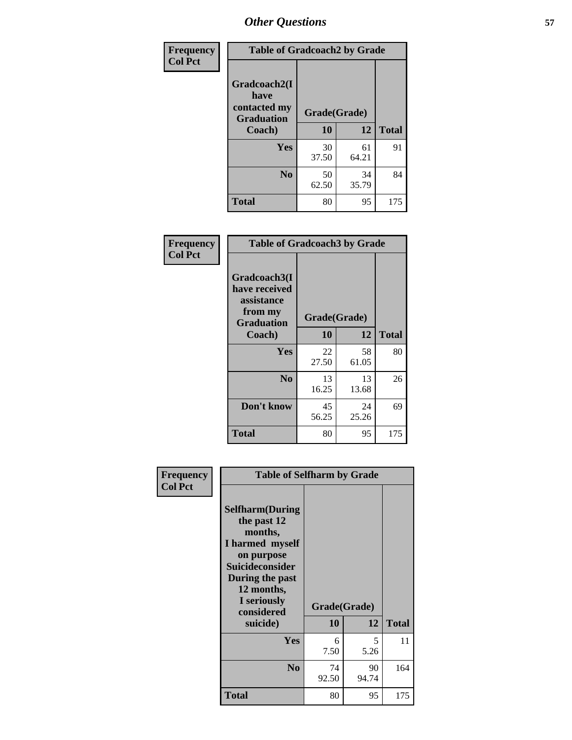| Frequency Col Pct | Table of Gradcoach2 by Grade | | |
|---|---|---|---|
| Gradcoach2(I have contacted my Graduation Coach) | Grade(Grade) | | |
| | 10 | 12 | Total |
| Yes | 30<br>37.50 | 61<br>64.21 | 91 |
| No | 50<br>62.50 | 34<br>35.79 | 84 |
| Total | 80 | 95 | 175 |

| Frequency Col Pct | Table of Gradcoach3 by Grade | | |
|---|---|---|---|
| Gradcoach3(I have received assistance from my Graduation Coach) | Grade(Grade) | | |
| | 10 | 12 | Total |
| Yes | 22<br>27.50 | 58<br>61.05 | 80 |
| No | 13<br>16.25 | 13<br>13.68 | 26 |
| Don't know | 45<br>56.25 | 24<br>25.26 | 69 |
| Total | 80 | 95 | 175 |

| Frequency Col Pct | Table of Selfharm by Grade | | |
|---|---|---|---|
| Selfharm(During the past 12 months, I harmed myself on purpose Suicideconsider During the past 12 months, I seriously considered suicide) | Grade(Grade) | | |
| | 10 | 12 | Total |
| Yes | 6<br>7.50 | 5<br>5.26 | 11 |
| No | 74<br>92.50 | 90<br>94.74 | 164 |
| Total | 80 | 95 | 175 |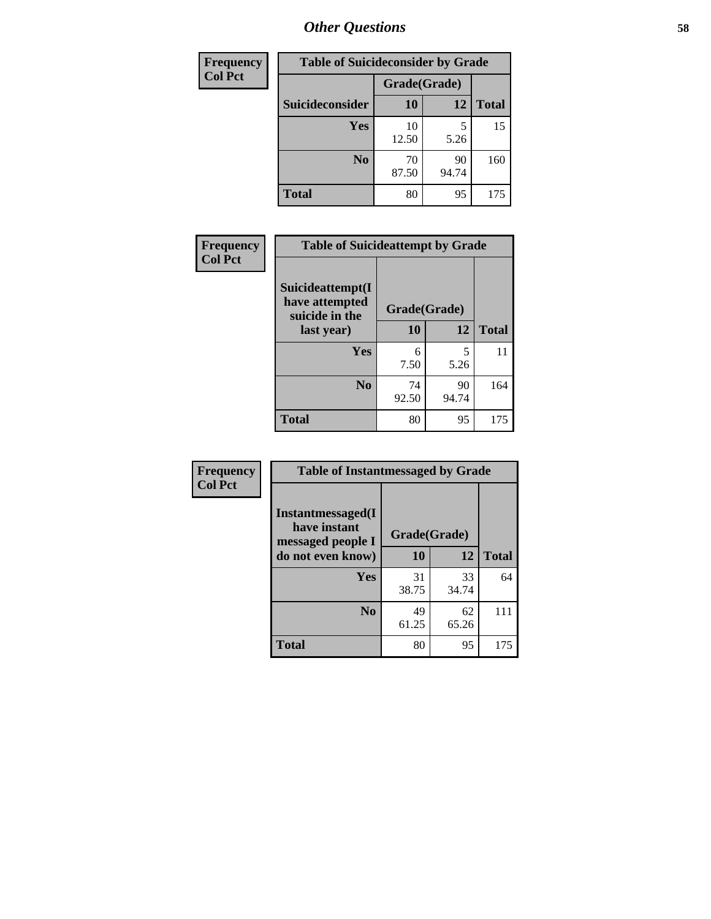# Other Questions

**Frequency**
**Col Pct**

| Table of Suicideconsider by Grade | | | |
|---|---|---|---|
| | Grade(Grade) | | |
| Suicideconsider | 10 | 12 | Total |
| Yes | 10<br>12.50 | 5<br>5.26 | 15 |
| No | 70<br>87.50 | 90<br>94.74 | 160 |
| Total | 80 | 95 | 175 |

**Frequency**
**Col Pct**

| Table of Suicideattempt by Grade | | | |
|---|---|---|---|
| Suicideattempt(I have attempted suicide in the last year) | Grade(Grade) | | |
| | 10 | 12 | Total |
| Yes | 6<br>7.50 | 5<br>5.26 | 11 |
| No | 74<br>92.50 | 90<br>94.74 | 164 |
| Total | 80 | 95 | 175 |

**Frequency**
**Col Pct**

| Table of Instantmessaged by Grade | | | |
|---|---|---|---|
| Instantmessaged(I have instant messaged people I do not even know) | Grade(Grade) | | |
| | 10 | 12 | Total |
| Yes | 31<br>38.75 | 33<br>34.74 | 64 |
| No | 49<br>61.25 | 62<br>65.26 | 111 |
| Total | 80 | 95 | 175 |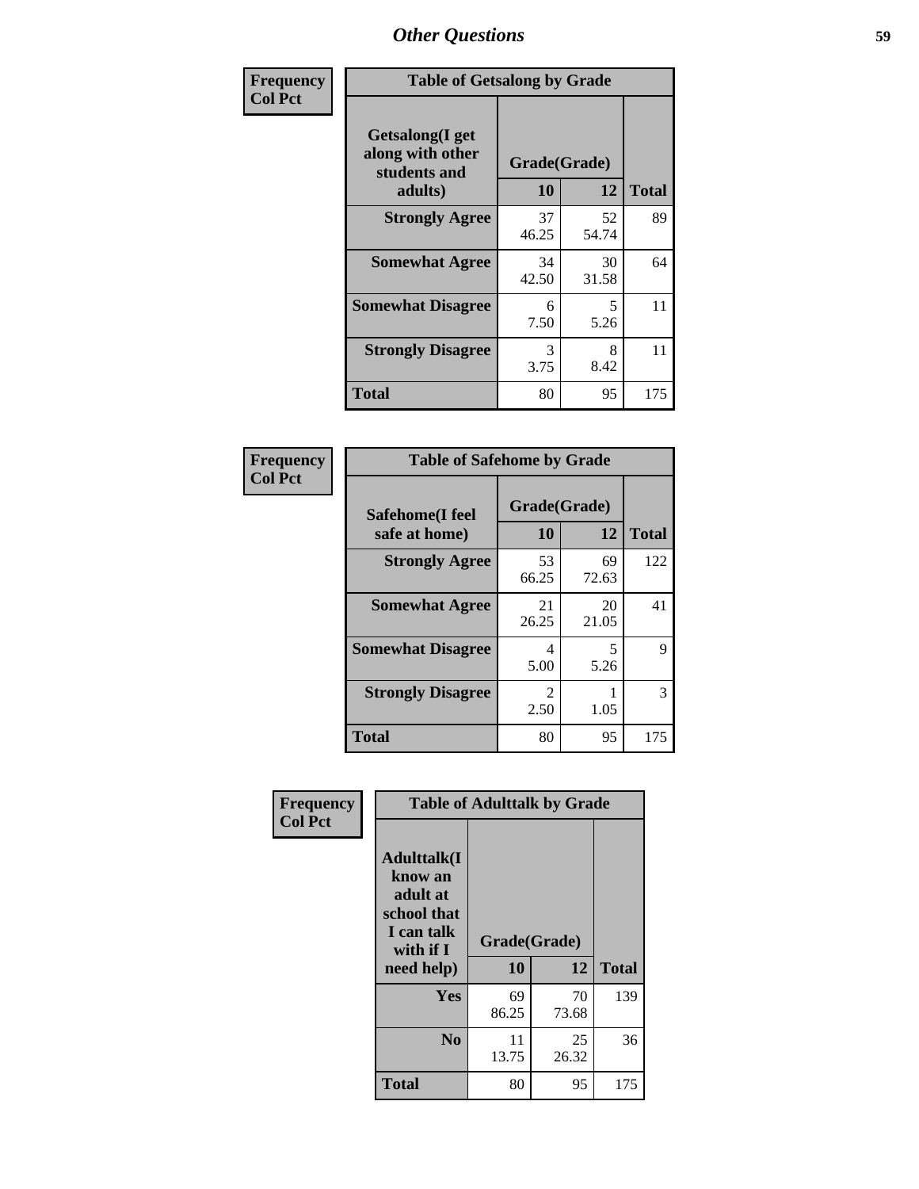# Other Questions

| Frequency<br>Col Pct | | | |
|---|---|---|---|

**Table of Getsalong by Grade**

| Getsalong(I get along with other students and adults) | Grade(Grade) 10 | 12 | Total |
|---|---|---|---|
| **Strongly Agree** | 37<br>46.25 | 52<br>54.74 | 89 |
| **Somewhat Agree** | 34<br>42.50 | 30<br>31.58 | 64 |
| **Somewhat Disagree** | 6<br>7.50 | 5<br>5.26 | 11 |
| **Strongly Disagree** | 3<br>3.75 | 8<br>8.42 | 11 |
| **Total** | 80 | 95 | 175 |

| Frequency<br>Col Pct | | | |
|---|---|---|---|

**Table of Safehome by Grade**

| Safehome(I feel safe at home) | Grade(Grade) 10 | 12 | Total |
|---|---|---|---|
| **Strongly Agree** | 53<br>66.25 | 69<br>72.63 | 122 |
| **Somewhat Agree** | 21<br>26.25 | 20<br>21.05 | 41 |
| **Somewhat Disagree** | 4<br>5.00 | 5<br>5.26 | 9 |
| **Strongly Disagree** | 2<br>2.50 | 1<br>1.05 | 3 |
| **Total** | 80 | 95 | 175 |

| Frequency<br>Col Pct | | | |
|---|---|---|---|

**Table of Adulttalk by Grade**

| Adulttalk(I know an adult at school that I can talk with if I need help) | Grade(Grade) 10 | 12 | Total |
|---|---|---|---|
| **Yes** | 69<br>86.25 | 70<br>73.68 | 139 |
| **No** | 11<br>13.75 | 25<br>26.32 | 36 |
| **Total** | 80 | 95 | 175 |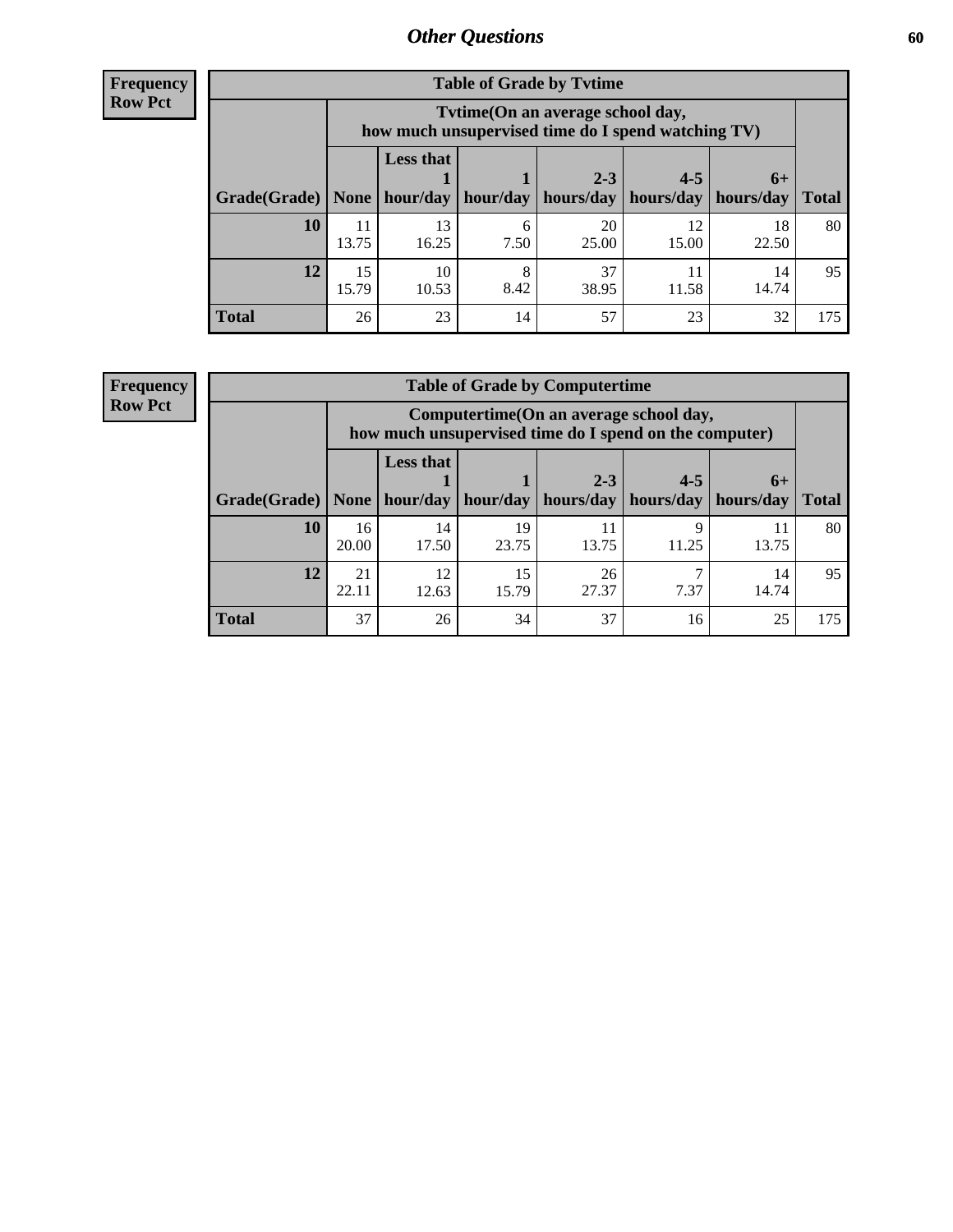## Other Questions

**Frequency**
**Row Pct**

**Table of Grade by Tvtime**

| Grade(Grade) | Tvtime(On an average school day, how much unsupervised time do I spend watching TV) None | Less that 1 hour/day | 1 hour/day | 2-3 hours/day | 4-5 hours/day | 6+ hours/day | Total |
|---|---|---|---|---|---|---|---|
| **10** | 11<br>13.75 | 13<br>16.25 | 6<br>7.50 | 20<br>25.00 | 12<br>15.00 | 18<br>22.50 | 80 |
| **12** | 15<br>15.79 | 10<br>10.53 | 8<br>8.42 | 37<br>38.95 | 11<br>11.58 | 14<br>14.74 | 95 |
| **Total** | 26 | 23 | 14 | 57 | 23 | 32 | 175 |

**Frequency**
**Row Pct**

**Table of Grade by Computertime**

| Grade(Grade) | Computertime(On an average school day, how much unsupervised time do I spend on the computer) None | Less that 1 hour/day | 1 hour/day | 2-3 hours/day | 4-5 hours/day | 6+ hours/day | Total |
|---|---|---|---|---|---|---|---|
| **10** | 16<br>20.00 | 14<br>17.50 | 19<br>23.75 | 11<br>13.75 | 9<br>11.25 | 11<br>13.75 | 80 |
| **12** | 21<br>22.11 | 12<br>12.63 | 15<br>15.79 | 26<br>27.37 | 7<br>7.37 | 14<br>14.74 | 95 |
| **Total** | 37 | 26 | 34 | 37 | 16 | 25 | 175 |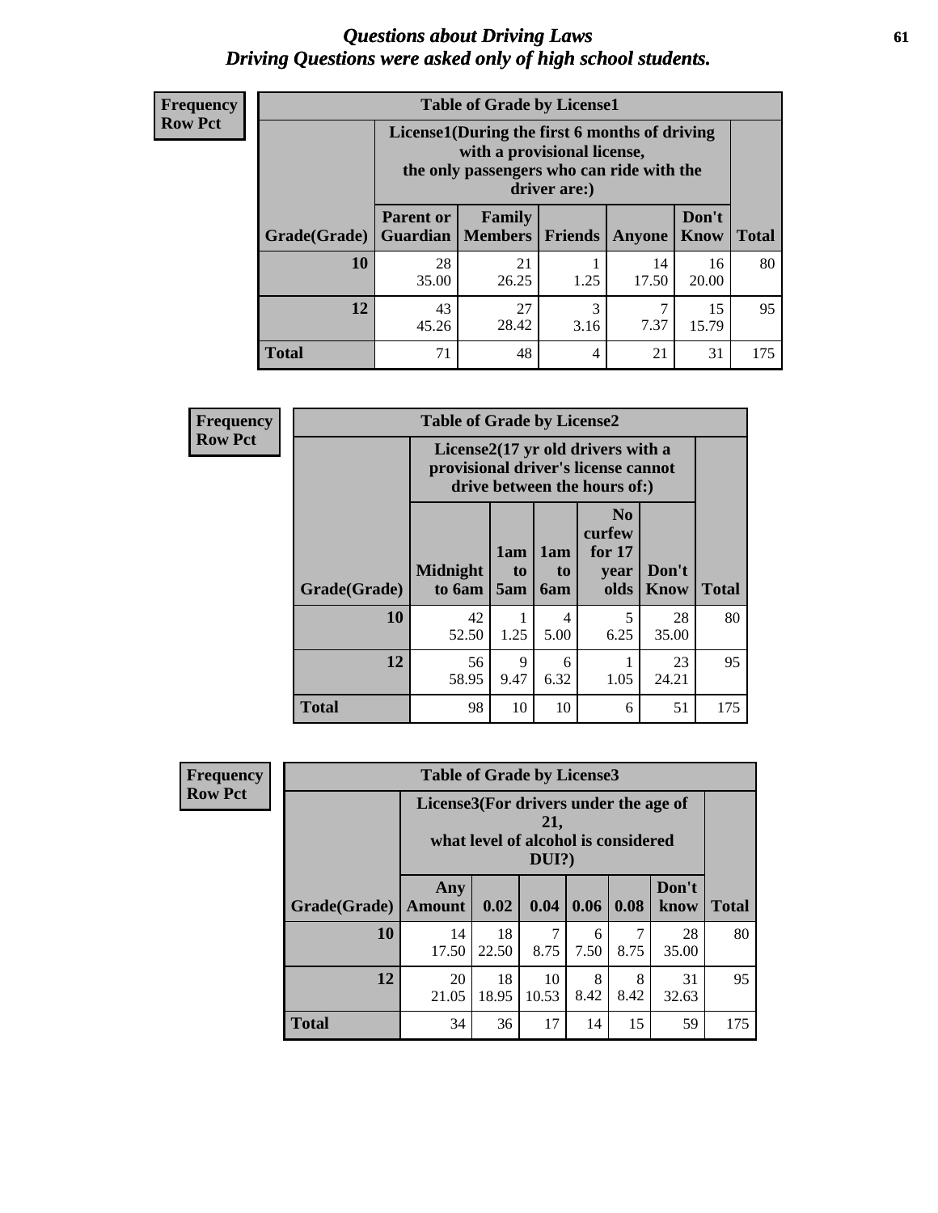# Questions about Driving Laws
## Driving Questions were asked only of high school students.

**Frequency Row Pct**

**Table of Grade by License1**

| Grade(Grade) | License1(During the first 6 months of driving with a provisional license, the only passengers who can ride with the driver are:) | | | | | Total |
|---|---|---|---|---|---|---|
| | Parent or Guardian | Family Members | Friends | Anyone | Don't Know | |
| 10 | 28<br>35.00 | 21<br>26.25 | 1<br>1.25 | 14<br>17.50 | 16<br>20.00 | 80 |
| 12 | 43<br>45.26 | 27<br>28.42 | 3<br>3.16 | 7<br>7.37 | 15<br>15.79 | 95 |
| Total | 71 | 48 | 4 | 21 | 31 | 175 |

**Frequency Row Pct**

**Table of Grade by License2**

| Grade(Grade) | License2(17 yr old drivers with a provisional driver's license cannot drive between the hours of:) | | | | | Total |
|---|---|---|---|---|---|---|
| | Midnight to 6am | 1am to 5am | 1am to 6am | No curfew for 17 year olds | Don't Know | |
| 10 | 42<br>52.50 | 1<br>1.25 | 4<br>5.00 | 5<br>6.25 | 28<br>35.00 | 80 |
| 12 | 56<br>58.95 | 9<br>9.47 | 6<br>6.32 | 1<br>1.05 | 23<br>24.21 | 95 |
| Total | 98 | 10 | 10 | 6 | 51 | 175 |

**Frequency Row Pct**

**Table of Grade by License3**

| Grade(Grade) | License3(For drivers under the age of 21, what level of alcohol is considered DUI?) | | | | | | Total |
|---|---|---|---|---|---|---|---|
| | Any Amount | 0.02 | 0.04 | 0.06 | 0.08 | Don't know | |
| 10 | 14<br>17.50 | 18<br>22.50 | 7<br>8.75 | 6<br>7.50 | 7<br>8.75 | 28<br>35.00 | 80 |
| 12 | 20<br>21.05 | 18<br>18.95 | 10<br>10.53 | 8<br>8.42 | 8<br>8.42 | 31<br>32.63 | 95 |
| Total | 34 | 36 | 17 | 14 | 15 | 59 | 175 |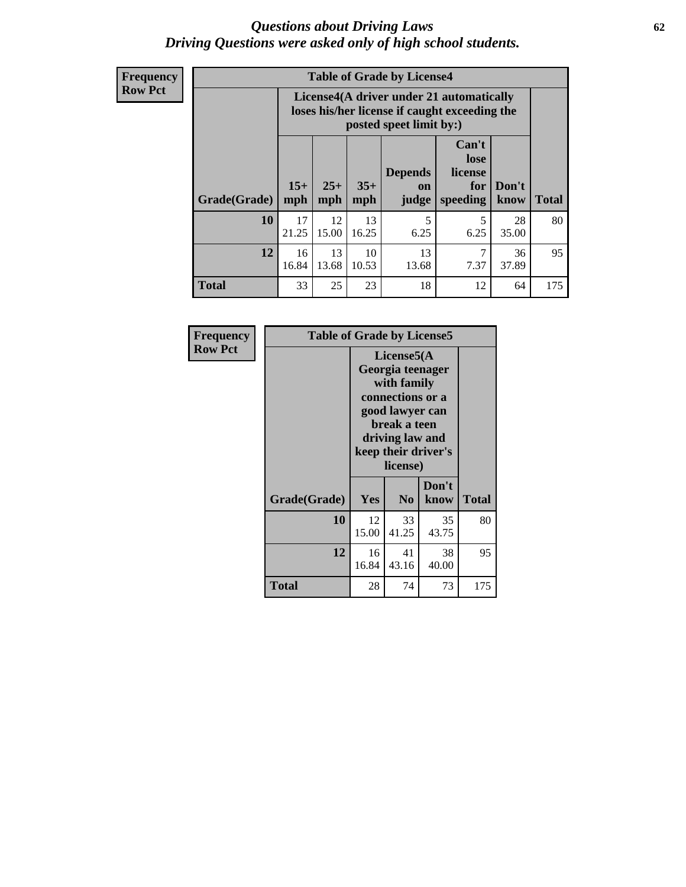# Questions about Driving Laws
*Driving Questions were asked only of high school students.*

**Frequency**
**Row Pct**

**Table of Grade by License4**

| Grade(Grade) | License4(A driver under 21 automatically loses his/her license if caught exceeding the posted speet limit by:) 15+ mph | 25+ mph | 35+ mph | Depends on judge | Can't lose license for speeding | Don't know | Total |
|---|---|---|---|---|---|---|---|
| 10 | 17<br>21.25 | 12<br>15.00 | 13<br>16.25 | 5<br>6.25 | 5<br>6.25 | 28<br>35.00 | 80 |
| 12 | 16<br>16.84 | 13<br>13.68 | 10<br>10.53 | 13<br>13.68 | 7<br>7.37 | 36<br>37.89 | 95 |
| Total | 33 | 25 | 23 | 18 | 12 | 64 | 175 |

**Frequency**
**Row Pct**

**Table of Grade by License5**

| Grade(Grade) | License5(A Georgia teenager with family connections or a good lawyer can break a teen driving law and keep their driver's license) Yes | No | Don't know | Total |
|---|---|---|---|---|
| 10 | 12<br>15.00 | 33<br>41.25 | 35<br>43.75 | 80 |
| 12 | 16<br>16.84 | 41<br>43.16 | 38<br>40.00 | 95 |
| Total | 28 | 74 | 73 | 175 |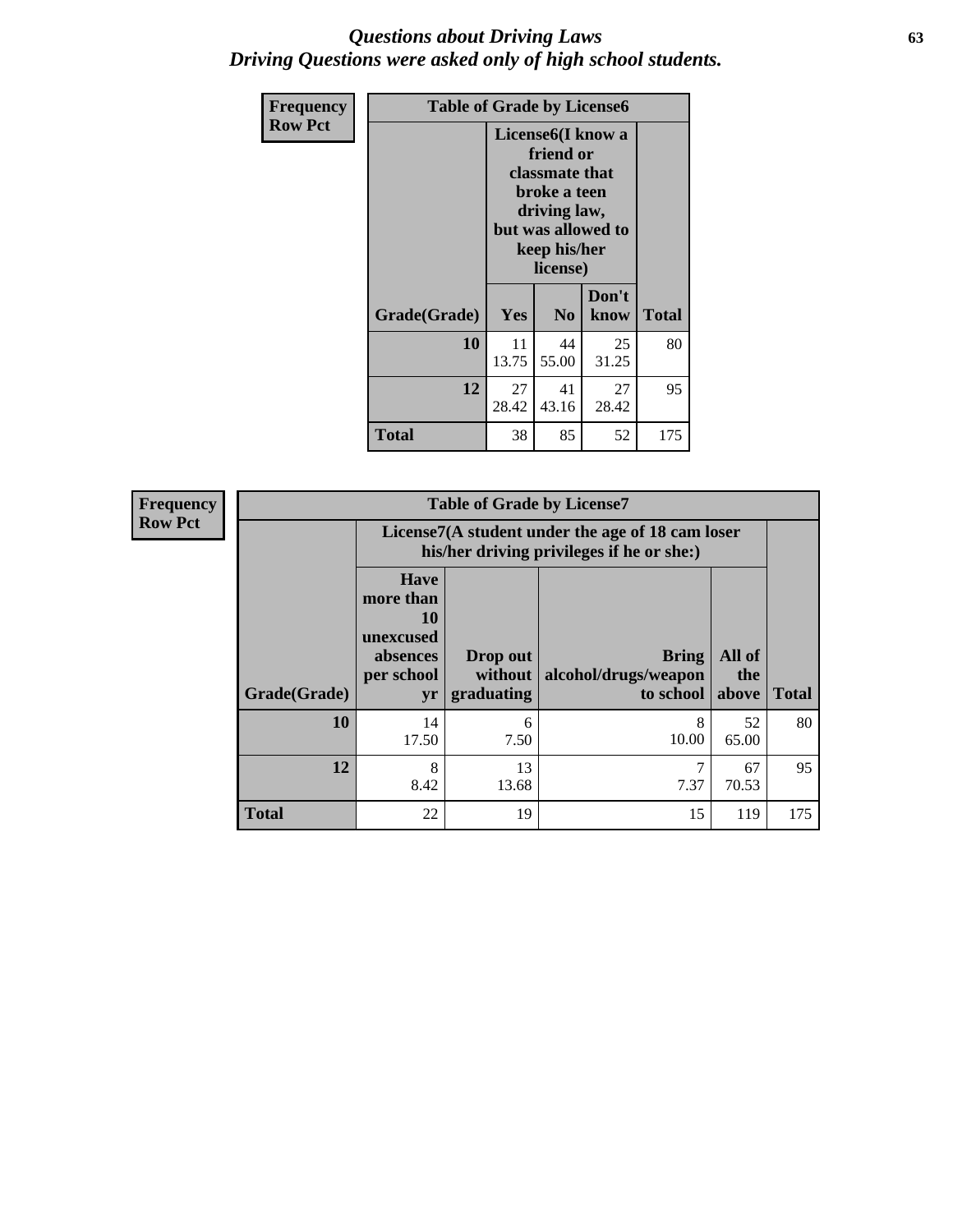# *Questions about Driving Laws*
## *Driving Questions were asked only of high school students.*

**Frequency**
**Row Pct**

| Table of Grade by License6 | | | | |
|---|---|---|---|---|
| | License6(I know a friend or classmate that broke a teen driving law, but was allowed to keep his/her license) | | | |
| **Grade(Grade)** | **Yes** | **No** | **Don't know** | **Total** |
| **10** | 11<br>13.75 | 44<br>55.00 | 25<br>31.25 | 80 |
| **12** | 27<br>28.42 | 41<br>43.16 | 27<br>28.42 | 95 |
| **Total** | 38 | 85 | 52 | 175 |

**Frequency**
**Row Pct**

| Table of Grade by License7 | | | | | |
|---|---|---|---|---|---|
| | License7(A student under the age of 18 cam loser his/her driving privileges if he or she:) | | | | |
| **Grade(Grade)** | **Have more than 10 unexcused absences per school yr** | **Drop out without graduating** | **Bring alcohol/drugs/weapon to school** | **All of the above** | **Total** |
| **10** | 14<br>17.50 | 6<br>7.50 | 8<br>10.00 | 52<br>65.00 | 80 |
| **12** | 8<br>8.42 | 13<br>13.68 | 7<br>7.37 | 67<br>70.53 | 95 |
| **Total** | 22 | 19 | 15 | 119 | 175 |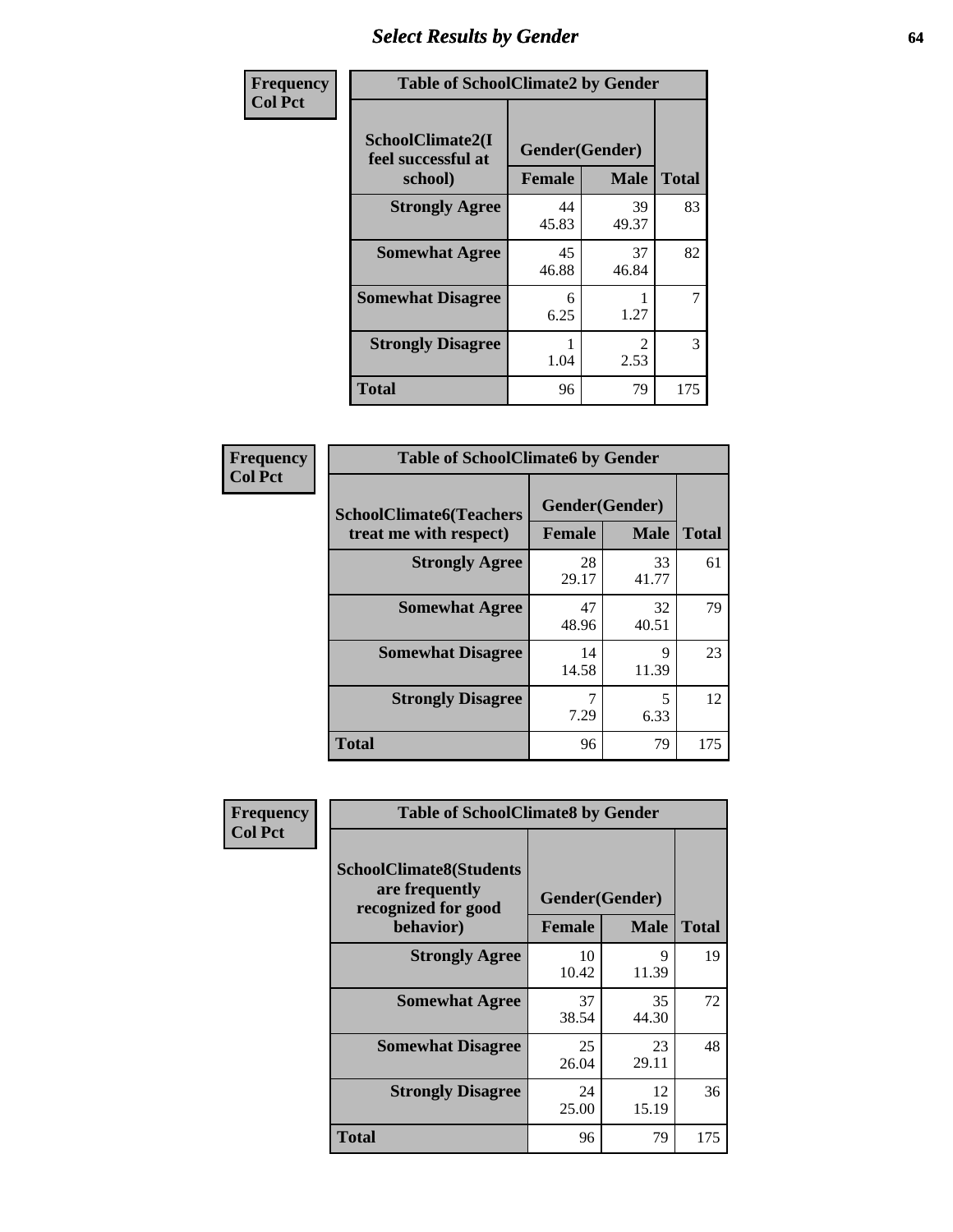# Select Results by Gender

**Frequency**
**Col Pct**

| Table of SchoolClimate2 by Gender | | | |
|---|---|---|---|
| SchoolClimate2(I feel successful at school) | Gender(Gender) | | |
| | Female | Male | Total |
| Strongly Agree | 44<br>45.83 | 39<br>49.37 | 83 |
| Somewhat Agree | 45<br>46.88 | 37<br>46.84 | 82 |
| Somewhat Disagree | 6<br>6.25 | 1<br>1.27 | 7 |
| Strongly Disagree | 1<br>1.04 | 2<br>2.53 | 3 |
| Total | 96 | 79 | 175 |

**Frequency**
**Col Pct**

| Table of SchoolClimate6 by Gender | | | |
|---|---|---|---|
| SchoolClimate6(Teachers treat me with respect) | Gender(Gender) | | |
| | Female | Male | Total |
| Strongly Agree | 28<br>29.17 | 33<br>41.77 | 61 |
| Somewhat Agree | 47<br>48.96 | 32<br>40.51 | 79 |
| Somewhat Disagree | 14<br>14.58 | 9<br>11.39 | 23 |
| Strongly Disagree | 7<br>7.29 | 5<br>6.33 | 12 |
| Total | 96 | 79 | 175 |

**Frequency**
**Col Pct**

| Table of SchoolClimate8 by Gender | | | |
|---|---|---|---|
| SchoolClimate8(Students are frequently recognized for good behavior) | Gender(Gender) | | |
| | Female | Male | Total |
| Strongly Agree | 10<br>10.42 | 9<br>11.39 | 19 |
| Somewhat Agree | 37<br>38.54 | 35<br>44.30 | 72 |
| Somewhat Disagree | 25<br>26.04 | 23<br>29.11 | 48 |
| Strongly Disagree | 24<br>25.00 | 12<br>15.19 | 36 |
| Total | 96 | 79 | 175 |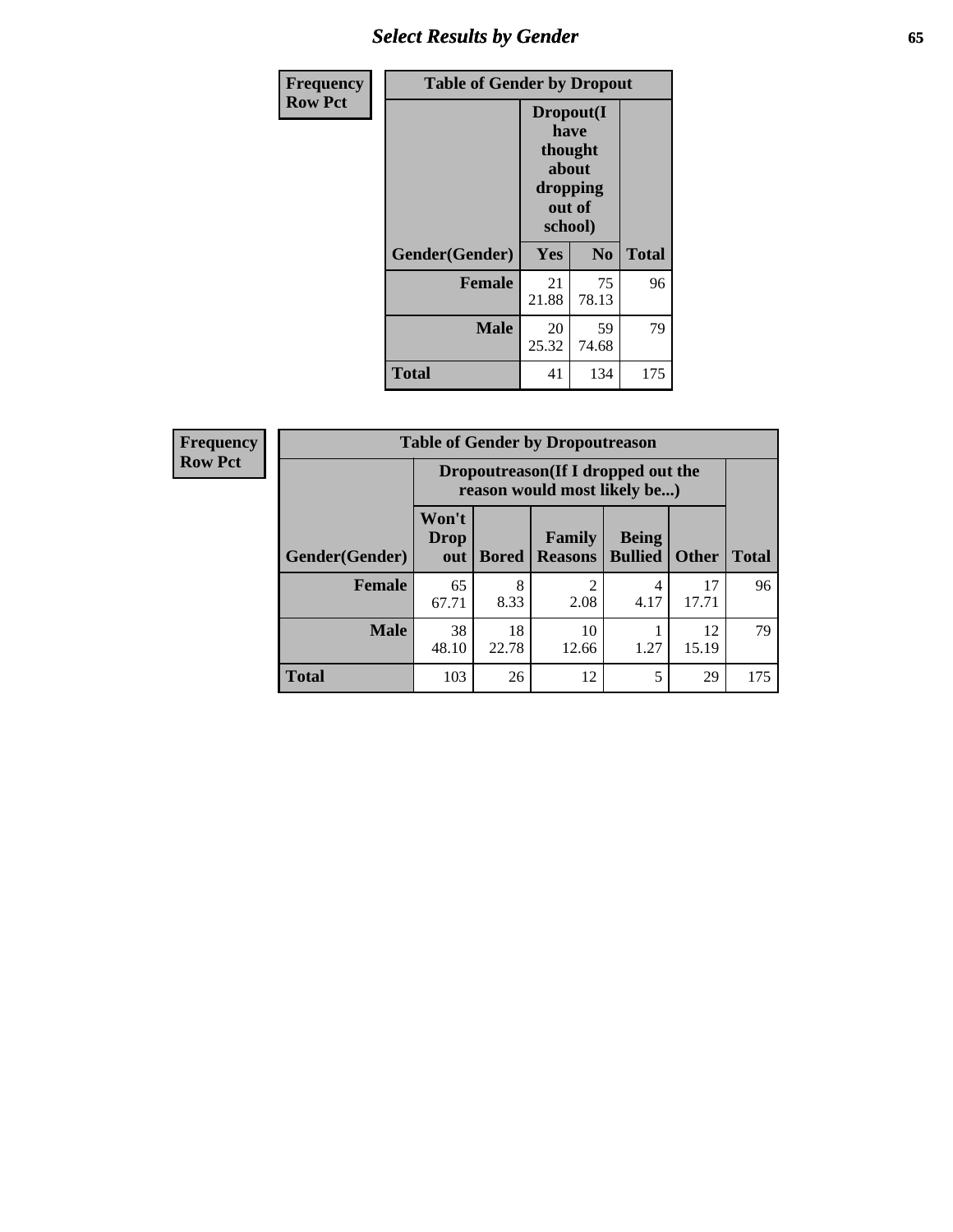| Frequency Row Pct | Table of Gender by Dropout | | |
|---|---|---|---|
| | Dropout(I have thought about dropping out of school) | | |
| Gender(Gender) | Yes | No | Total |
| Female | 21<br>21.88 | 75<br>78.13 | 96 |
| Male | 20<br>25.32 | 59<br>74.68 | 79 |
| Total | 41 | 134 | 175 |

| Frequency Row Pct | Table of Gender by Dropoutreason | | | | | |
|---|---|---|---|---|---|---|
| | Dropoutreason(If I dropped out the reason would most likely be...) | | | | | |
| Gender(Gender) | Won't Drop out | Bored | Family Reasons | Being Bullied | Other | Total |
| Female | 65<br>67.71 | 8<br>8.33 | 2<br>2.08 | 4<br>4.17 | 17<br>17.71 | 96 |
| Male | 38<br>48.10 | 18<br>22.78 | 10<br>12.66 | 1<br>1.27 | 12<br>15.19 | 79 |
| Total | 103 | 26 | 12 | 5 | 29 | 175 |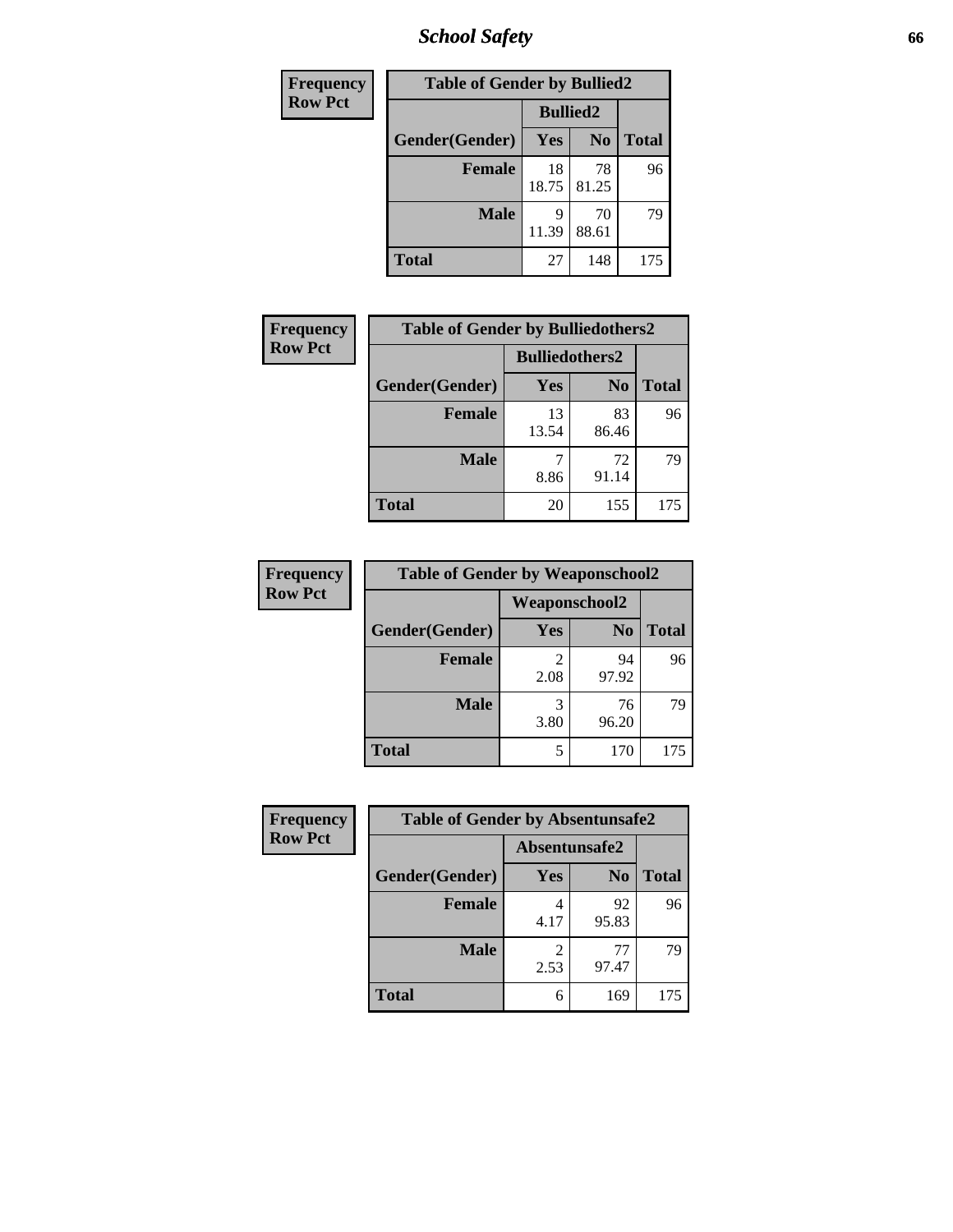| Frequency<br>Row Pct | | | |
|---|---|---|---|
| **Table of Gender by Bullied2** | | | |
| | **Bullied2** | | |
| **Gender(Gender)** | **Yes** | **No** | **Total** |
| **Female** | 18<br>18.75 | 78<br>81.25 | 96 |
| **Male** | 9<br>11.39 | 70<br>88.61 | 79 |
| **Total** | 27 | 148 | 175 |

| Frequency<br>Row Pct | | | |
|---|---|---|---|
| **Table of Gender by Bulliedothers2** | | | |
| | **Bulliedothers2** | | |
| **Gender(Gender)** | **Yes** | **No** | **Total** |
| **Female** | 13<br>13.54 | 83<br>86.46 | 96 |
| **Male** | 7<br>8.86 | 72<br>91.14 | 79 |
| **Total** | 20 | 155 | 175 |

| Frequency<br>Row Pct | | | |
|---|---|---|---|
| **Table of Gender by Weaponschool2** | | | |
| | **Weaponschool2** | | |
| **Gender(Gender)** | **Yes** | **No** | **Total** |
| **Female** | 2<br>2.08 | 94<br>97.92 | 96 |
| **Male** | 3<br>3.80 | 76<br>96.20 | 79 |
| **Total** | 5 | 170 | 175 |

| Frequency<br>Row Pct | | | |
|---|---|---|---|
| **Table of Gender by Absentunsafe2** | | | |
| | **Absentunsafe2** | | |
| **Gender(Gender)** | **Yes** | **No** | **Total** |
| **Female** | 4<br>4.17 | 92<br>95.83 | 96 |
| **Male** | 2<br>2.53 | 77<br>97.47 | 79 |
| **Total** | 6 | 169 | 175 |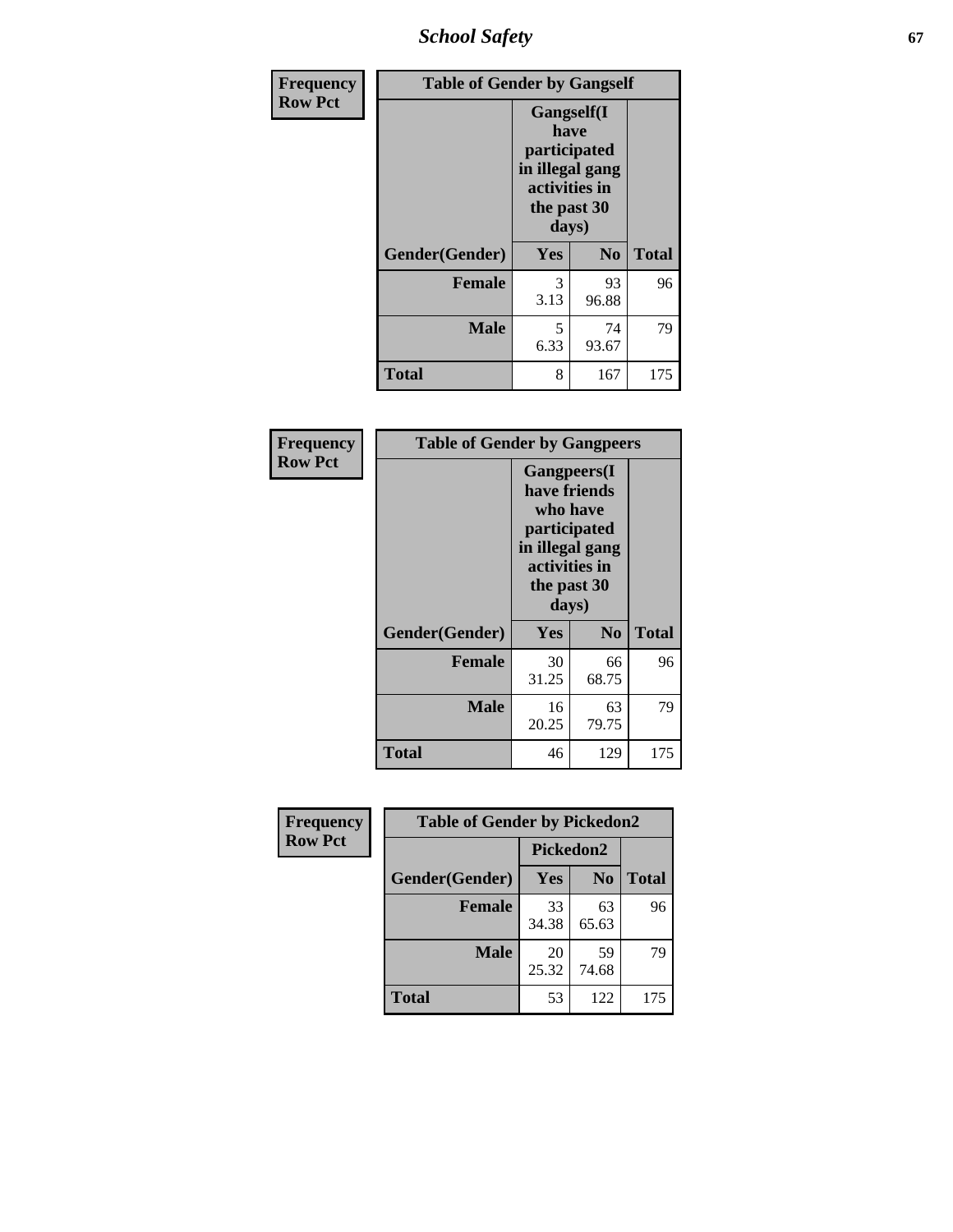| Frequency Row Pct | Table of Gender by Gangself | | |
|---|---|---|---|
| | Gangself(I have participated in illegal gang activities in the past 30 days) | | |
| Gender(Gender) | Yes | No | Total |
| Female | 3<br>3.13 | 93<br>96.88 | 96 |
| Male | 5<br>6.33 | 74<br>93.67 | 79 |
| Total | 8 | 167 | 175 |

| Frequency Row Pct | Table of Gender by Gangpeers | | |
|---|---|---|---|
| | Gangpeers(I have friends who have participated in illegal gang activities in the past 30 days) | | |
| Gender(Gender) | Yes | No | Total |
| Female | 30<br>31.25 | 66<br>68.75 | 96 |
| Male | 16<br>20.25 | 63<br>79.75 | 79 |
| Total | 46 | 129 | 175 |

| Frequency Row Pct | Table of Gender by Pickedon2 | | |
|---|---|---|---|
| | Pickedon2 | | |
| Gender(Gender) | Yes | No | Total |
| Female | 33<br>34.38 | 63<br>65.63 | 96 |
| Male | 20<br>25.32 | 59<br>74.68 | 79 |
| Total | 53 | 122 | 175 |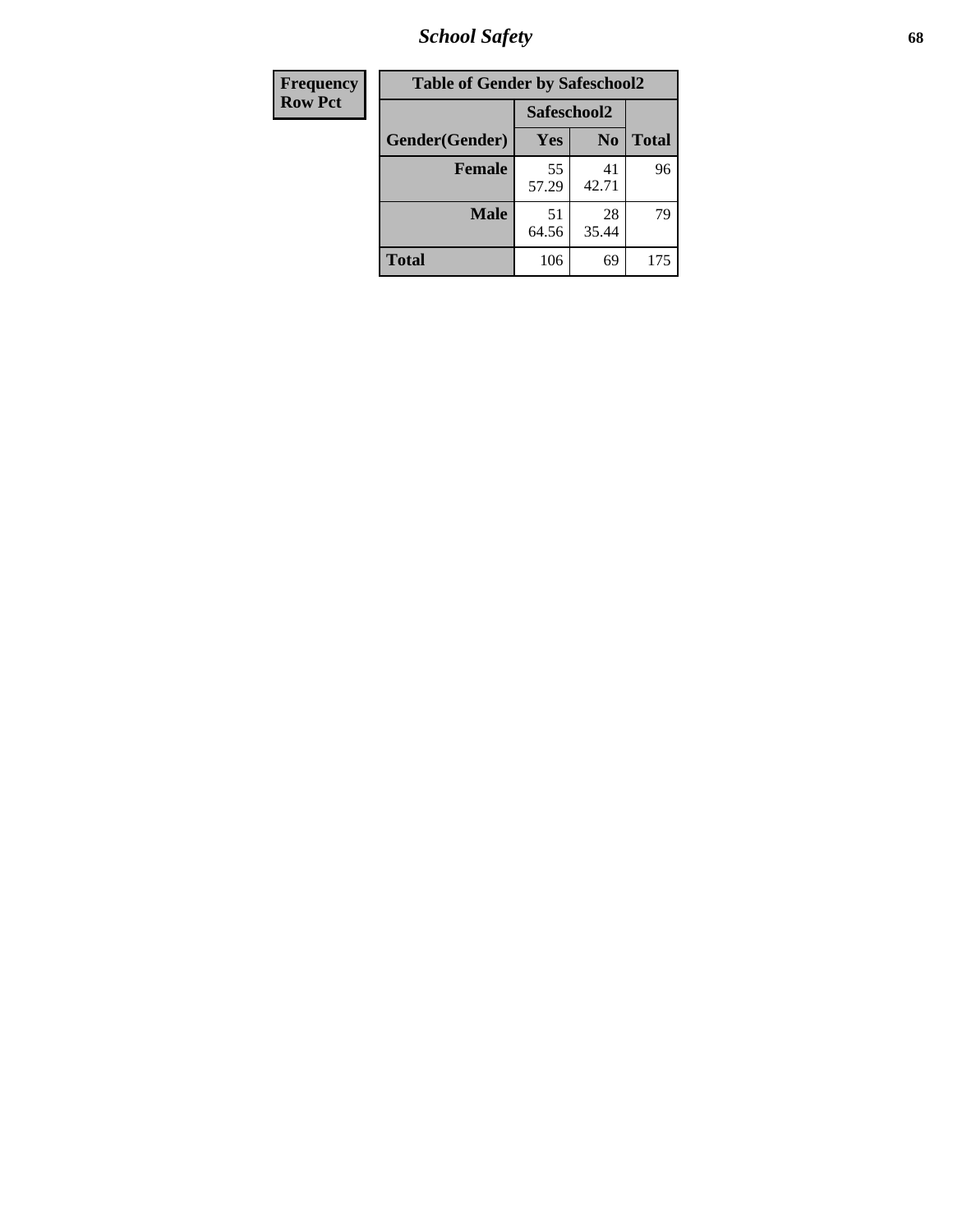| Frequency Row Pct | Table of Gender by Safeschool2 | | |
|---|---|---|---|
| | Safeschool2 | | |
| Gender(Gender) | Yes | No | Total |
| **Female** | 55<br>57.29 | 41<br>42.71 | 96 |
| **Male** | 51<br>64.56 | 28<br>35.44 | 79 |
| **Total** | 106 | 69 | 175 |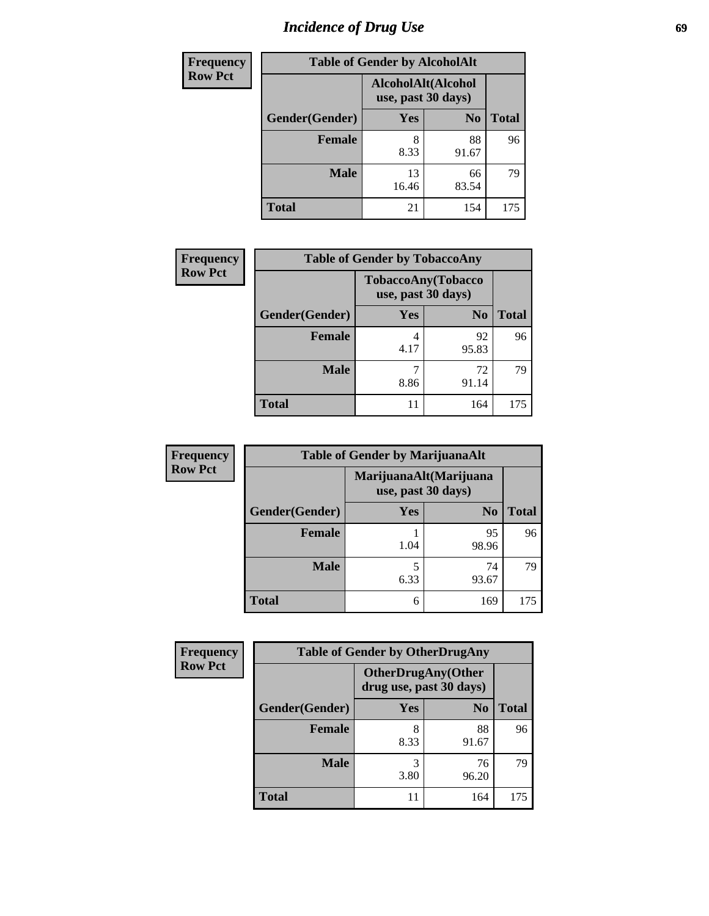# Incidence of Drug Use

| Frequency Row Pct | Table of Gender by AlcoholAlt | | |
|---|---|---|---|
| | AlcoholAlt(Alcohol use, past 30 days) | | |
| Gender(Gender) | Yes | No | Total |
| Female | 8<br>8.33 | 88<br>91.67 | 96 |
| Male | 13<br>16.46 | 66<br>83.54 | 79 |
| Total | 21 | 154 | 175 |

| Frequency Row Pct | Table of Gender by TobaccoAny | | |
|---|---|---|---|
| | TobaccoAny(Tobacco use, past 30 days) | | |
| Gender(Gender) | Yes | No | Total |
| Female | 4<br>4.17 | 92<br>95.83 | 96 |
| Male | 7<br>8.86 | 72<br>91.14 | 79 |
| Total | 11 | 164 | 175 |

| Frequency Row Pct | Table of Gender by MarijuanaAlt | | |
|---|---|---|---|
| | MarijuanaAlt(Marijuana use, past 30 days) | | |
| Gender(Gender) | Yes | No | Total |
| Female | 1<br>1.04 | 95<br>98.96 | 96 |
| Male | 5<br>6.33 | 74<br>93.67 | 79 |
| Total | 6 | 169 | 175 |

| Frequency Row Pct | Table of Gender by OtherDrugAny | | |
|---|---|---|---|
| | OtherDrugAny(Other drug use, past 30 days) | | |
| Gender(Gender) | Yes | No | Total |
| Female | 8<br>8.33 | 88<br>91.67 | 96 |
| Male | 3<br>3.80 | 76<br>96.20 | 79 |
| Total | 11 | 164 | 175 |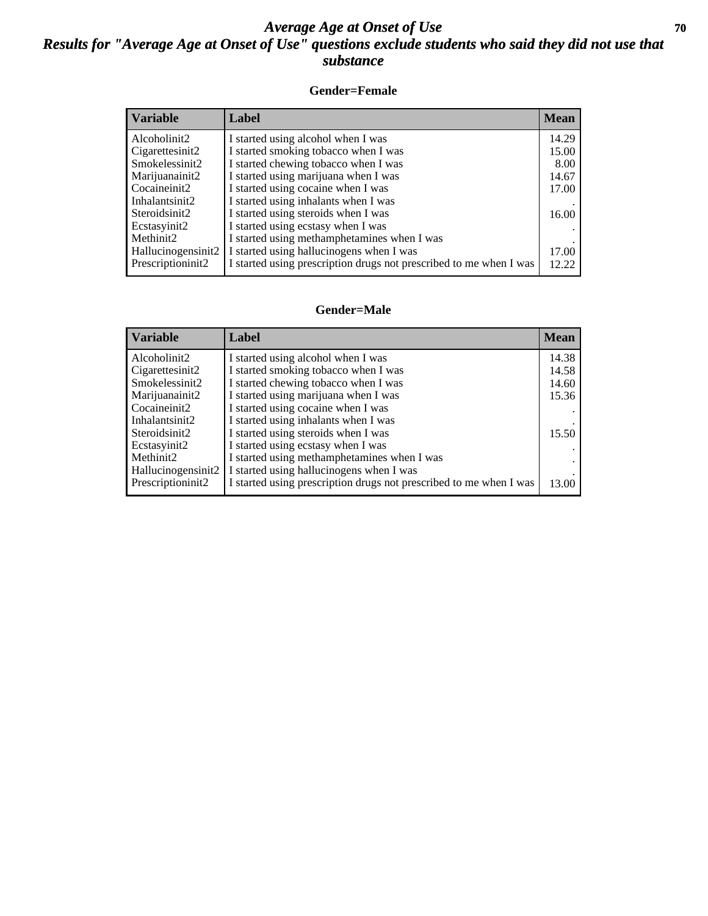# *Average Age at Onset of Use*

## *Results for "Average Age at Onset of Use" questions exclude students who said they did not use that substance*

### Gender=Female

| Variable | Label | Mean |
|---|---|---|
| Alcoholinit2 | I started using alcohol when I was | 14.29 |
| Cigarettesinit2 | I started smoking tobacco when I was | 15.00 |
| Smokelessinit2 | I started chewing tobacco when I was | 8.00 |
| Marijuanainit2 | I started using marijuana when I was | 14.67 |
| Cocaineinit2 | I started using cocaine when I was | 17.00 |
| Inhalantsinit2 | I started using inhalants when I was | . |
| Steroidsinit2 | I started using steroids when I was | 16.00 |
| Ecstasyinit2 | I started using ecstasy when I was | . |
| Methinit2 | I started using methamphetamines when I was | . |
| Hallucinogensinit2 | I started using hallucinogens when I was | 17.00 |
| Prescriptioninit2 | I started using prescription drugs not prescribed to me when I was | 12.22 |

### Gender=Male

| Variable | Label | Mean |
|---|---|---|
| Alcoholinit2 | I started using alcohol when I was | 14.38 |
| Cigarettesinit2 | I started smoking tobacco when I was | 14.58 |
| Smokelessinit2 | I started chewing tobacco when I was | 14.60 |
| Marijuanainit2 | I started using marijuana when I was | 15.36 |
| Cocaineinit2 | I started using cocaine when I was | . |
| Inhalantsinit2 | I started using inhalants when I was | . |
| Steroidsinit2 | I started using steroids when I was | 15.50 |
| Ecstasyinit2 | I started using ecstasy when I was | . |
| Methinit2 | I started using methamphetamines when I was | . |
| Hallucinogensinit2 | I started using hallucinogens when I was | . |
| Prescriptioninit2 | I started using prescription drugs not prescribed to me when I was | 13.00 |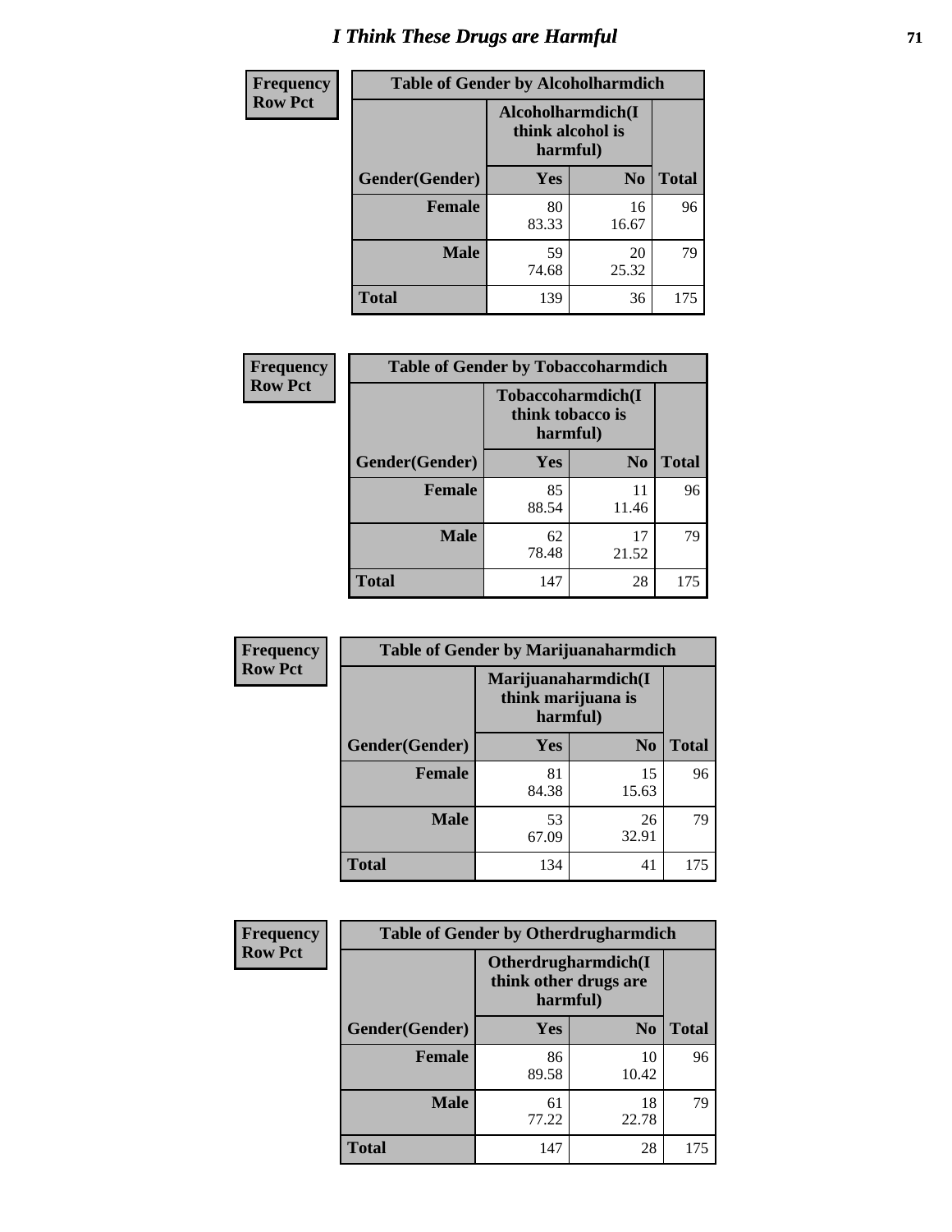# I Think These Drugs are Harmful

**Frequency**
**Row Pct**

| Table of Gender by Alcoholharmdich | | | |
|---|---|---|---|
| | Alcoholharmdich(I think alcohol is harmful) | | |
| Gender(Gender) | Yes | No | Total |
| Female | 80<br>83.33 | 16<br>16.67 | 96 |
| Male | 59<br>74.68 | 20<br>25.32 | 79 |
| Total | 139 | 36 | 175 |

**Frequency**
**Row Pct**

| Table of Gender by Tobaccoharmdich | | | |
|---|---|---|---|
| | Tobaccoharmdich(I think tobacco is harmful) | | |
| Gender(Gender) | Yes | No | Total |
| Female | 85<br>88.54 | 11<br>11.46 | 96 |
| Male | 62<br>78.48 | 17<br>21.52 | 79 |
| Total | 147 | 28 | 175 |

**Frequency**
**Row Pct**

| Table of Gender by Marijuanaharmdich | | | |
|---|---|---|---|
| | Marijuanaharmdich(I think marijuana is harmful) | | |
| Gender(Gender) | Yes | No | Total |
| Female | 81<br>84.38 | 15<br>15.63 | 96 |
| Male | 53<br>67.09 | 26<br>32.91 | 79 |
| Total | 134 | 41 | 175 |

**Frequency**
**Row Pct**

| Table of Gender by Otherdrugharmdich | | | |
|---|---|---|---|
| | Otherdrugharmdich(I think other drugs are harmful) | | |
| Gender(Gender) | Yes | No | Total |
| Female | 86<br>89.58 | 10<br>10.42 | 96 |
| Male | 61<br>77.22 | 18<br>22.78 | 79 |
| Total | 147 | 28 | 175 |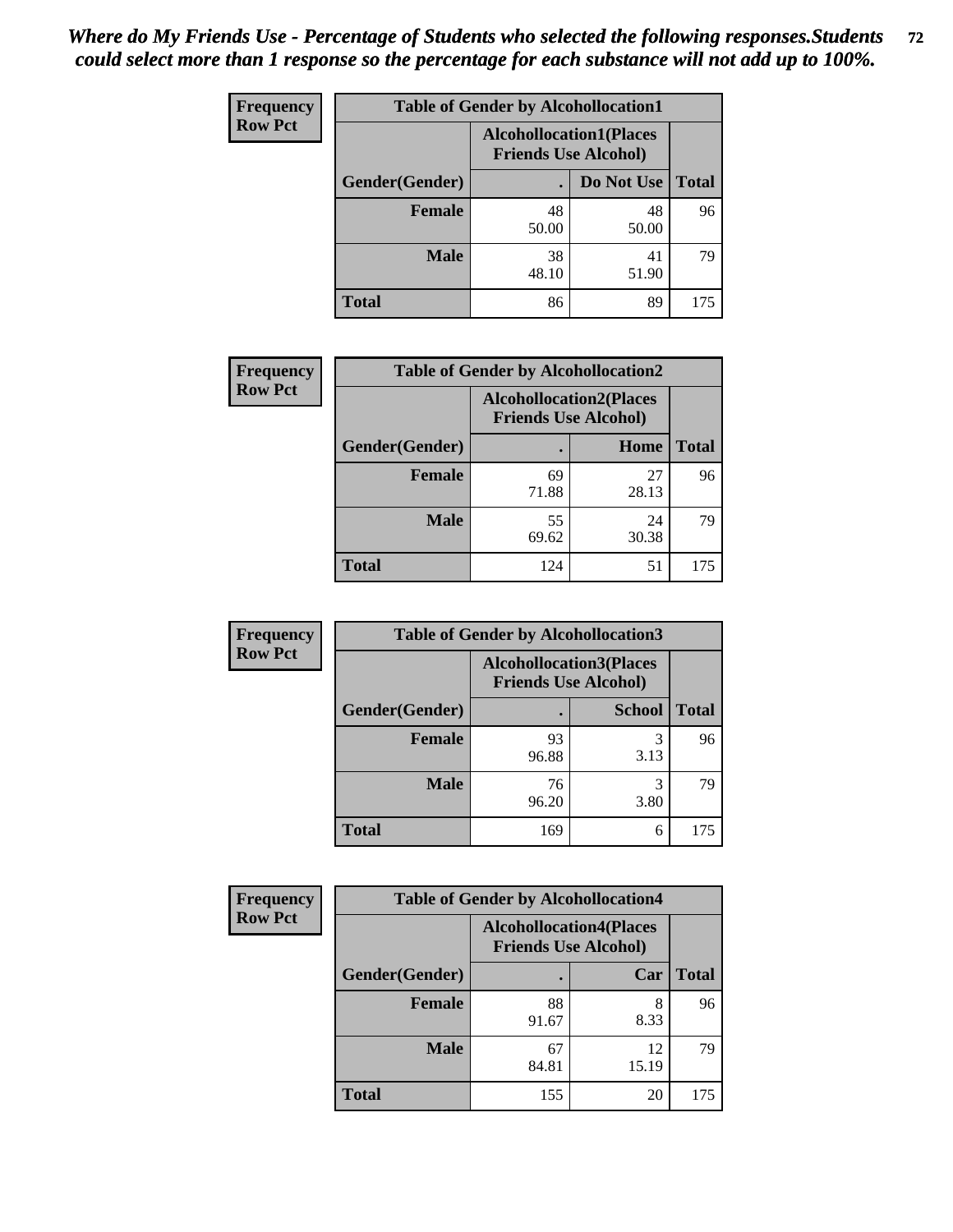*Where do My Friends Use - Percentage of Students who selected the following responses.Students could select more than 1 response so the percentage for each substance will not add up to 100%.*

**Frequency**
**Row Pct**

| Table of Gender by Alcohollocation1 | | | |
|---|---|---|---|
| | Alcohollocation1(Places Friends Use Alcohol) | | |
| Gender(Gender) | . | Do Not Use | Total |
| Female | 48<br>50.00 | 48<br>50.00 | 96 |
| Male | 38<br>48.10 | 41<br>51.90 | 79 |
| Total | 86 | 89 | 175 |

**Frequency**
**Row Pct**

| Table of Gender by Alcohollocation2 | | | |
|---|---|---|---|
| | Alcohollocation2(Places Friends Use Alcohol) | | |
| Gender(Gender) | . | Home | Total |
| Female | 69<br>71.88 | 27<br>28.13 | 96 |
| Male | 55<br>69.62 | 24<br>30.38 | 79 |
| Total | 124 | 51 | 175 |

**Frequency**
**Row Pct**

| Table of Gender by Alcohollocation3 | | | |
|---|---|---|---|
| | Alcohollocation3(Places Friends Use Alcohol) | | |
| Gender(Gender) | . | School | Total |
| Female | 93<br>96.88 | 3<br>3.13 | 96 |
| Male | 76<br>96.20 | 3<br>3.80 | 79 |
| Total | 169 | 6 | 175 |

**Frequency**
**Row Pct**

| Table of Gender by Alcohollocation4 | | | |
|---|---|---|---|
| | Alcohollocation4(Places Friends Use Alcohol) | | |
| Gender(Gender) | . | Car | Total |
| Female | 88<br>91.67 | 8<br>8.33 | 96 |
| Male | 67<br>84.81 | 12<br>15.19 | 79 |
| Total | 155 | 20 | 175 |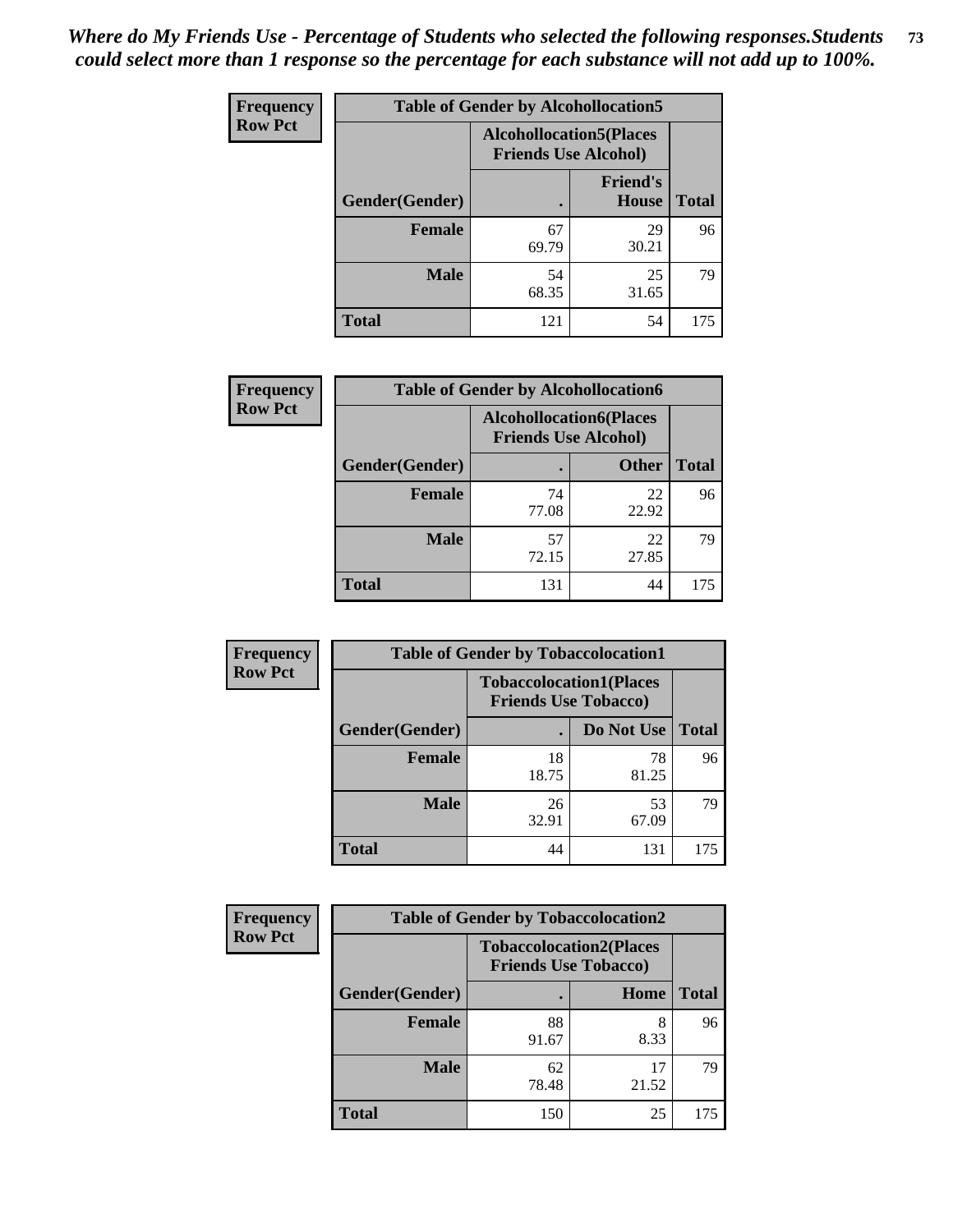*Where do My Friends Use - Percentage of Students who selected the following responses.Students could select more than 1 response so the percentage for each substance will not add up to 100%.*

**Frequency**
**Row Pct**

| Table of Gender by Alcohollocation5 | | | |
|---|---|---|---|
| | Alcohollocation5(Places Friends Use Alcohol) | | |
| Gender(Gender) | . | Friend's House | Total |
| **Female** | 67<br>69.79 | 29<br>30.21 | 96 |
| **Male** | 54<br>68.35 | 25<br>31.65 | 79 |
| **Total** | 121 | 54 | 175 |

**Frequency**
**Row Pct**

| Table of Gender by Alcohollocation6 | | | |
|---|---|---|---|
| | Alcohollocation6(Places Friends Use Alcohol) | | |
| Gender(Gender) | . | Other | Total |
| **Female** | 74<br>77.08 | 22<br>22.92 | 96 |
| **Male** | 57<br>72.15 | 22<br>27.85 | 79 |
| **Total** | 131 | 44 | 175 |

**Frequency**
**Row Pct**

| Table of Gender by Tobaccolocation1 | | | |
|---|---|---|---|
| | Tobaccolocation1(Places Friends Use Tobacco) | | |
| Gender(Gender) | . | Do Not Use | Total |
| **Female** | 18<br>18.75 | 78<br>81.25 | 96 |
| **Male** | 26<br>32.91 | 53<br>67.09 | 79 |
| **Total** | 44 | 131 | 175 |

**Frequency**
**Row Pct**

| Table of Gender by Tobaccolocation2 | | | |
|---|---|---|---|
| | Tobaccolocation2(Places Friends Use Tobacco) | | |
| Gender(Gender) | . | Home | Total |
| **Female** | 88<br>91.67 | 8<br>8.33 | 96 |
| **Male** | 62<br>78.48 | 17<br>21.52 | 79 |
| **Total** | 150 | 25 | 175 |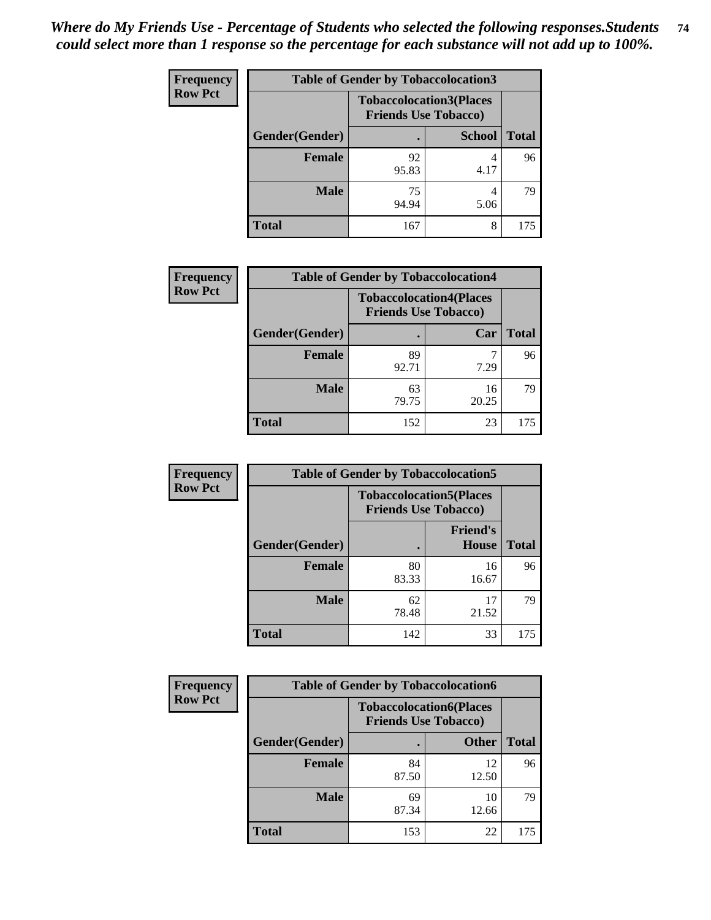*Where do My Friends Use - Percentage of Students who selected the following responses.Students could select more than 1 response so the percentage for each substance will not add up to 100%.*

**Frequency Row Pct**

| Table of Gender by Tobaccolocation3 | | | |
|---|---|---|---|
| | Tobaccolocation3(Places Friends Use Tobacco) | | |
| Gender(Gender) | . | School | Total |
| Female | 92<br>95.83 | 4<br>4.17 | 96 |
| Male | 75<br>94.94 | 4<br>5.06 | 79 |
| Total | 167 | 8 | 175 |

**Frequency Row Pct**

| Table of Gender by Tobaccolocation4 | | | |
|---|---|---|---|
| | Tobaccolocation4(Places Friends Use Tobacco) | | |
| Gender(Gender) | . | Car | Total |
| Female | 89<br>92.71 | 7<br>7.29 | 96 |
| Male | 63<br>79.75 | 16<br>20.25 | 79 |
| Total | 152 | 23 | 175 |

**Frequency Row Pct**

| Table of Gender by Tobaccolocation5 | | | |
|---|---|---|---|
| | Tobaccolocation5(Places Friends Use Tobacco) | | |
| Gender(Gender) | . | Friend's House | Total |
| Female | 80<br>83.33 | 16<br>16.67 | 96 |
| Male | 62<br>78.48 | 17<br>21.52 | 79 |
| Total | 142 | 33 | 175 |

**Frequency Row Pct**

| Table of Gender by Tobaccolocation6 | | | |
|---|---|---|---|
| | Tobaccolocation6(Places Friends Use Tobacco) | | |
| Gender(Gender) | . | Other | Total |
| Female | 84<br>87.50 | 12<br>12.50 | 96 |
| Male | 69<br>87.34 | 10<br>12.66 | 79 |
| Total | 153 | 22 | 175 |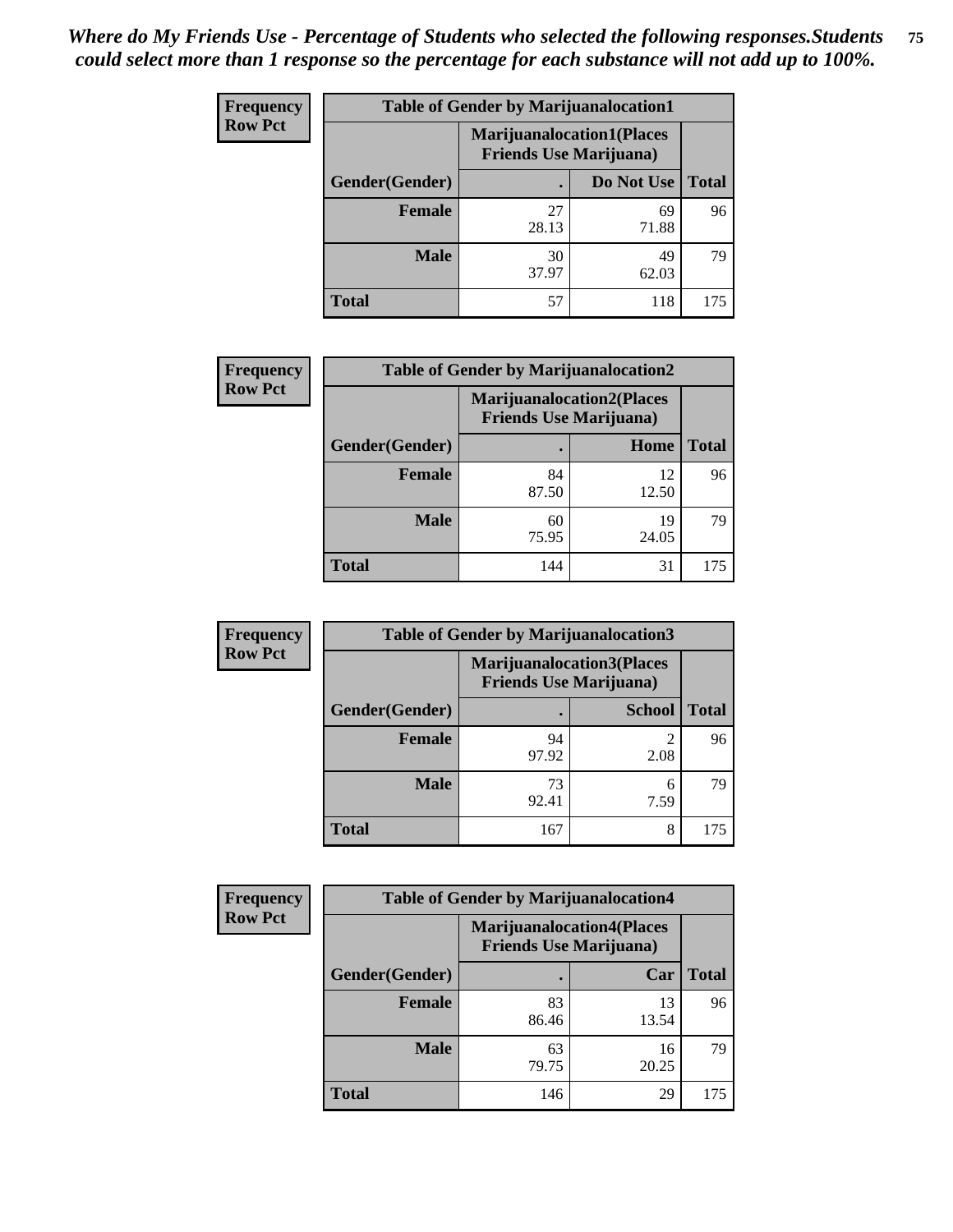*Where do My Friends Use - Percentage of Students who selected the following responses.Students could select more than 1 response so the percentage for each substance will not add up to 100%.*

**Frequency Row Pct**

| Table of Gender by Marijuanalocation1 | | | |
|---|---|---|---|
| | Marijuanalocation1(Places Friends Use Marijuana) | | |
| Gender(Gender) | . | Do Not Use | Total |
| Female | 27<br>28.13 | 69<br>71.88 | 96 |
| Male | 30<br>37.97 | 49<br>62.03 | 79 |
| Total | 57 | 118 | 175 |

**Frequency Row Pct**

| Table of Gender by Marijuanalocation2 | | | |
|---|---|---|---|
| | Marijuanalocation2(Places Friends Use Marijuana) | | |
| Gender(Gender) | . | Home | Total |
| Female | 84<br>87.50 | 12<br>12.50 | 96 |
| Male | 60<br>75.95 | 19<br>24.05 | 79 |
| Total | 144 | 31 | 175 |

**Frequency Row Pct**

| Table of Gender by Marijuanalocation3 | | | |
|---|---|---|---|
| | Marijuanalocation3(Places Friends Use Marijuana) | | |
| Gender(Gender) | . | School | Total |
| Female | 94<br>97.92 | 2<br>2.08 | 96 |
| Male | 73<br>92.41 | 6<br>7.59 | 79 |
| Total | 167 | 8 | 175 |

**Frequency Row Pct**

| Table of Gender by Marijuanalocation4 | | | |
|---|---|---|---|
| | Marijuanalocation4(Places Friends Use Marijuana) | | |
| Gender(Gender) | . | Car | Total |
| Female | 83<br>86.46 | 13<br>13.54 | 96 |
| Male | 63<br>79.75 | 16<br>20.25 | 79 |
| Total | 146 | 29 | 175 |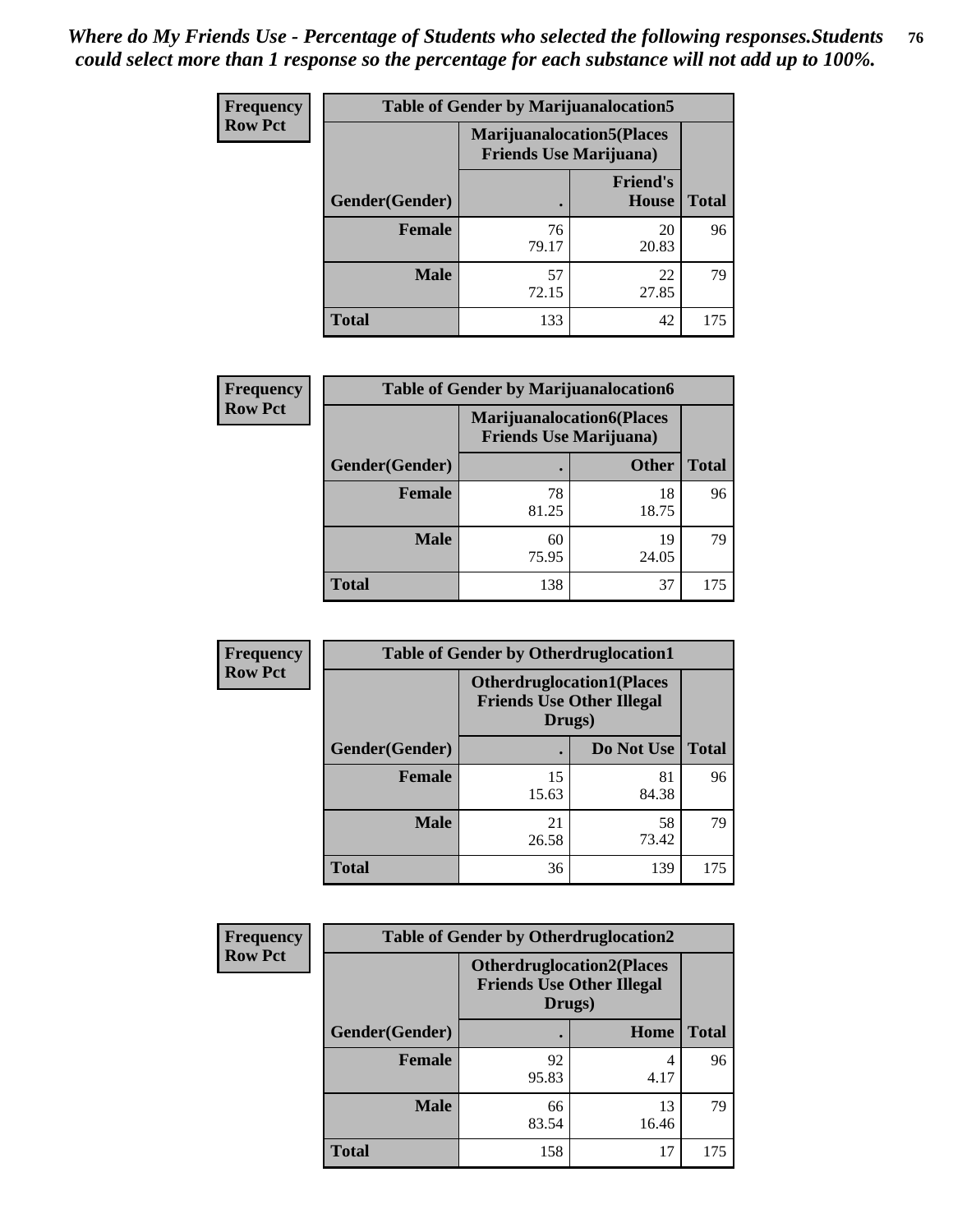*Where do My Friends Use - Percentage of Students who selected the following responses.Students could select more than 1 response so the percentage for each substance will not add up to 100%.*

**Frequency**
**Row Pct**

| Table of Gender by Marijuanalocation5 | | | |
|---|---|---|---|
| | Marijuanalocation5(Places Friends Use Marijuana) | | |
| Gender(Gender) | . | Friend's House | Total |
| **Female** | 76<br>79.17 | 20<br>20.83 | 96 |
| **Male** | 57<br>72.15 | 22<br>27.85 | 79 |
| **Total** | 133 | 42 | 175 |

**Frequency**
**Row Pct**

| Table of Gender by Marijuanalocation6 | | | |
|---|---|---|---|
| | Marijuanalocation6(Places Friends Use Marijuana) | | |
| Gender(Gender) | . | Other | Total |
| **Female** | 78<br>81.25 | 18<br>18.75 | 96 |
| **Male** | 60<br>75.95 | 19<br>24.05 | 79 |
| **Total** | 138 | 37 | 175 |

**Frequency**
**Row Pct**

| Table of Gender by Otherdruglocation1 | | | |
|---|---|---|---|
| | Otherdruglocation1(Places Friends Use Other Illegal Drugs) | | |
| Gender(Gender) | . | Do Not Use | Total |
| **Female** | 15<br>15.63 | 81<br>84.38 | 96 |
| **Male** | 21<br>26.58 | 58<br>73.42 | 79 |
| **Total** | 36 | 139 | 175 |

**Frequency**
**Row Pct**

| Table of Gender by Otherdruglocation2 | | | |
|---|---|---|---|
| | Otherdruglocation2(Places Friends Use Other Illegal Drugs) | | |
| Gender(Gender) | . | Home | Total |
| **Female** | 92<br>95.83 | 4<br>4.17 | 96 |
| **Male** | 66<br>83.54 | 13<br>16.46 | 79 |
| **Total** | 158 | 17 | 175 |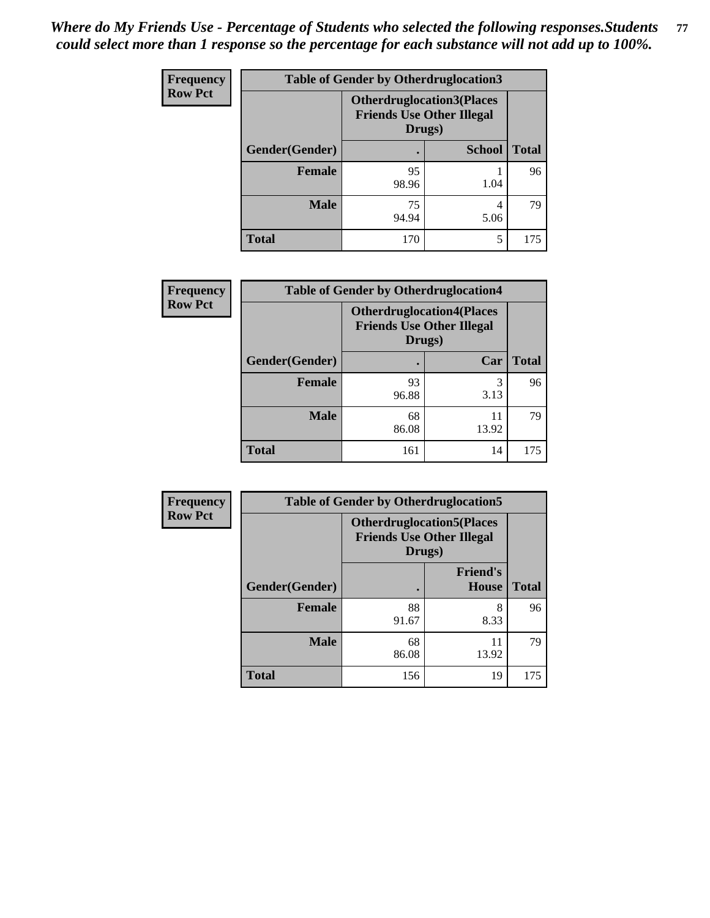*Where do My Friends Use - Percentage of Students who selected the following responses.Students could select more than 1 response so the percentage for each substance will not add up to 100%.*

**Frequency**
**Row Pct**

| Table of Gender by Otherdruglocation3 | | | |
|---|---|---|---|
| | Otherdruglocation3(Places Friends Use Other Illegal Drugs) | | |
| Gender(Gender) | . | School | Total |
| **Female** | 95<br>98.96 | 1<br>1.04 | 96 |
| **Male** | 75<br>94.94 | 4<br>5.06 | 79 |
| **Total** | 170 | 5 | 175 |

**Frequency**
**Row Pct**

| Table of Gender by Otherdruglocation4 | | | |
|---|---|---|---|
| | Otherdruglocation4(Places Friends Use Other Illegal Drugs) | | |
| Gender(Gender) | . | Car | Total |
| **Female** | 93<br>96.88 | 3<br>3.13 | 96 |
| **Male** | 68<br>86.08 | 11<br>13.92 | 79 |
| **Total** | 161 | 14 | 175 |

**Frequency**
**Row Pct**

| Table of Gender by Otherdruglocation5 | | | |
|---|---|---|---|
| | Otherdruglocation5(Places Friends Use Other Illegal Drugs) | | |
| Gender(Gender) | . | Friend's House | Total |
| **Female** | 88<br>91.67 | 8<br>8.33 | 96 |
| **Male** | 68<br>86.08 | 11<br>13.92 | 79 |
| **Total** | 156 | 19 | 175 |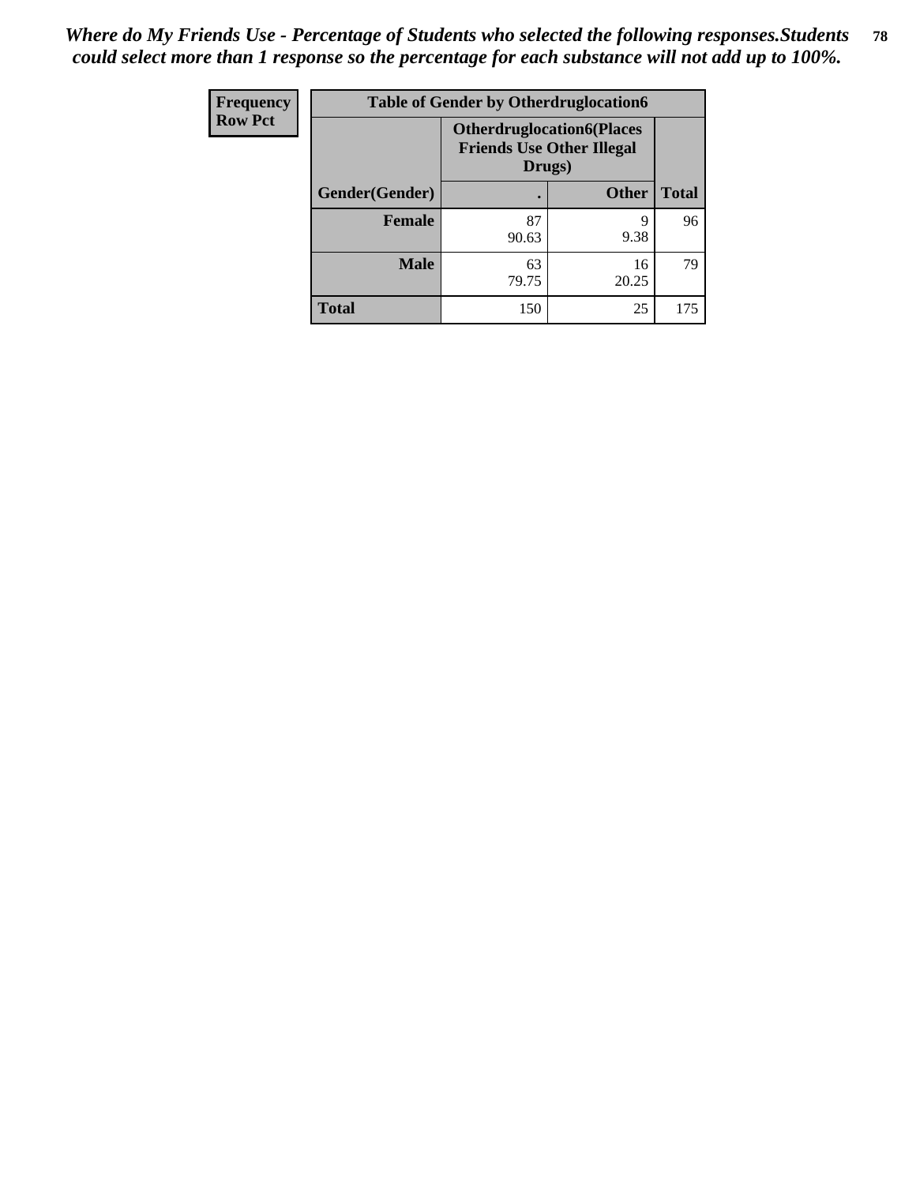*Where do My Friends Use - Percentage of Students who selected the following responses.Students could select more than 1 response so the percentage for each substance will not add up to 100%.*

| Frequency<br>Row Pct | Table of Gender by Otherdruglocation6 | | |
|---|---|---|---|
| | **Otherdruglocation6(Places Friends Use Other Illegal Drugs)** | | |
| **Gender(Gender)** | **.** | **Other** | **Total** |
| **Female** | 87<br>90.63 | 9<br>9.38 | 96 |
| **Male** | 63<br>79.75 | 16<br>20.25 | 79 |
| **Total** | 150 | 25 | 175 |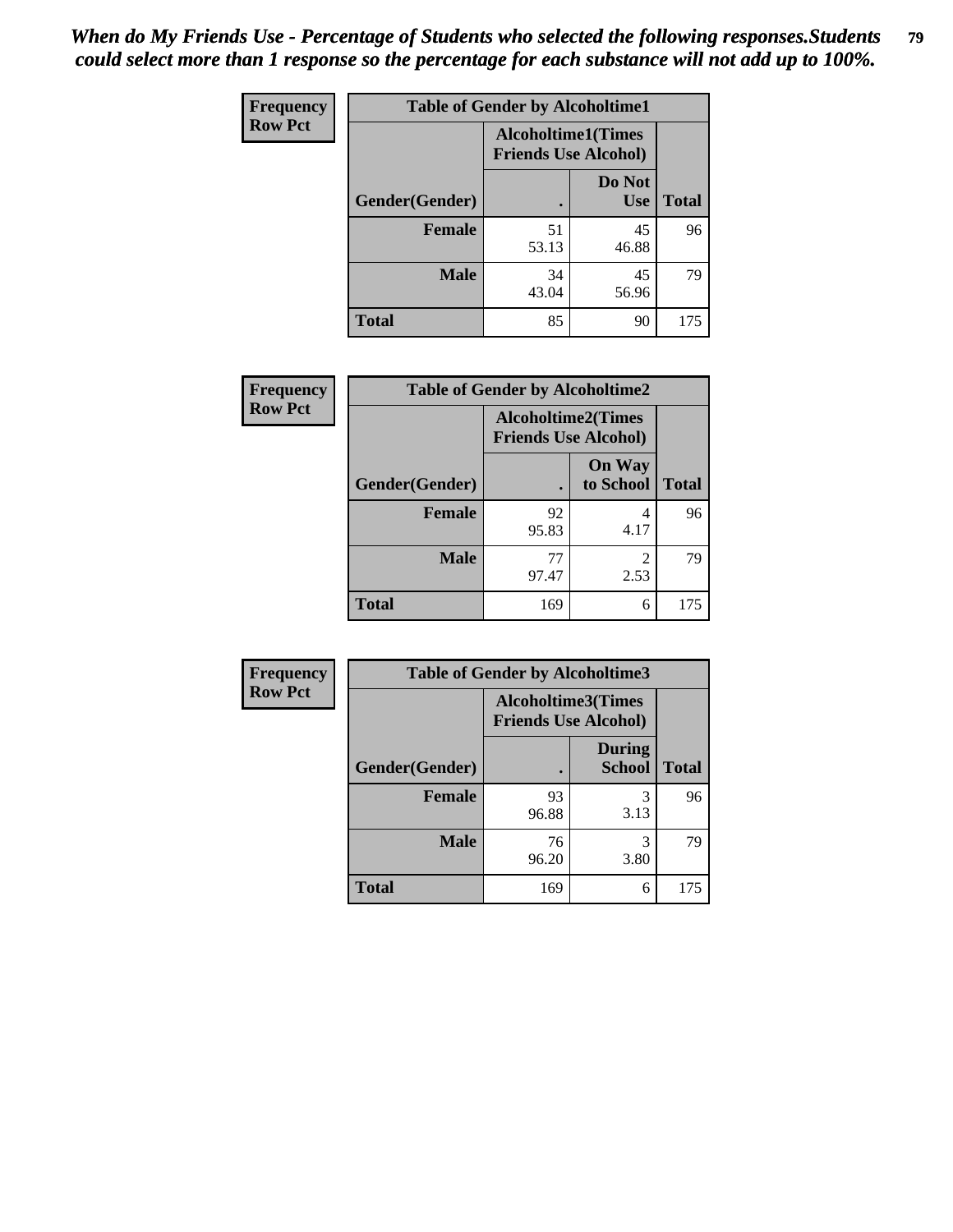*When do My Friends Use - Percentage of Students who selected the following responses.Students could select more than 1 response so the percentage for each substance will not add up to 100%.*

**Frequency**
**Row Pct**

| Table of Gender by Alcoholtime1 | | | |
|---|---|---|---|
| | Alcoholtime1(Times Friends Use Alcohol) | | |
| Gender(Gender) | . | Do Not Use | Total |
| **Female** | 51<br>53.13 | 45<br>46.88 | 96 |
| **Male** | 34<br>43.04 | 45<br>56.96 | 79 |
| **Total** | 85 | 90 | 175 |

**Frequency**
**Row Pct**

| Table of Gender by Alcoholtime2 | | | |
|---|---|---|---|
| | Alcoholtime2(Times Friends Use Alcohol) | | |
| Gender(Gender) | . | On Way to School | Total |
| **Female** | 92<br>95.83 | 4<br>4.17 | 96 |
| **Male** | 77<br>97.47 | 2<br>2.53 | 79 |
| **Total** | 169 | 6 | 175 |

**Frequency**
**Row Pct**

| Table of Gender by Alcoholtime3 | | | |
|---|---|---|---|
| | Alcoholtime3(Times Friends Use Alcohol) | | |
| Gender(Gender) | . | During School | Total |
| **Female** | 93<br>96.88 | 3<br>3.13 | 96 |
| **Male** | 76<br>96.20 | 3<br>3.80 | 79 |
| **Total** | 169 | 6 | 175 |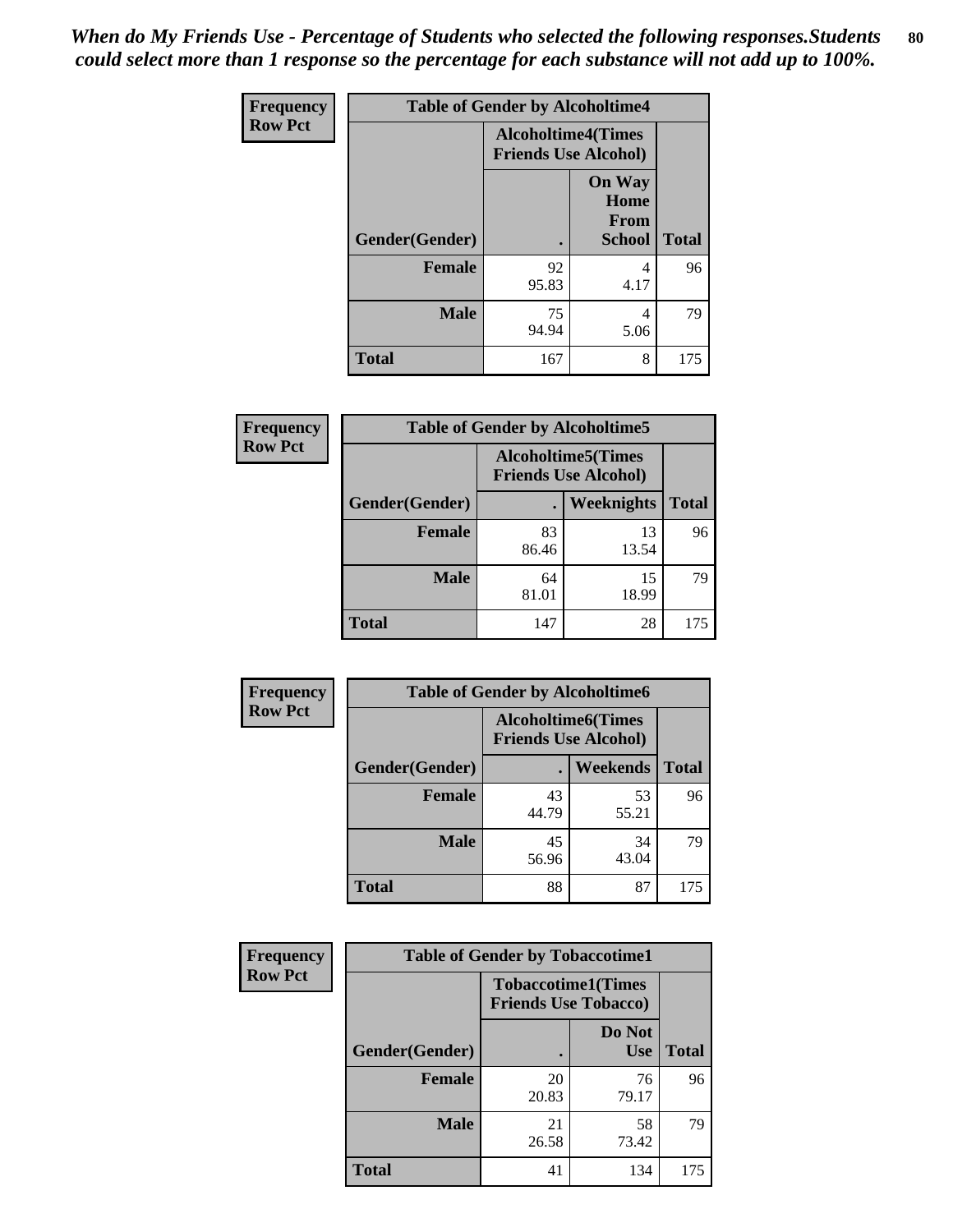*When do My Friends Use - Percentage of Students who selected the following responses.Students could select more than 1 response so the percentage for each substance will not add up to 100%.*

**Frequency**
**Row Pct**

| Table of Gender by Alcoholtime4 | | | |
|---|---|---|---|
| | Alcoholtime4(Times Friends Use Alcohol) | | |
| Gender(Gender) | . | On Way Home From School | Total |
| **Female** | 92<br>95.83 | 4<br>4.17 | 96 |
| **Male** | 75<br>94.94 | 4<br>5.06 | 79 |
| **Total** | 167 | 8 | 175 |

**Frequency**
**Row Pct**

| Table of Gender by Alcoholtime5 | | | |
|---|---|---|---|
| | Alcoholtime5(Times Friends Use Alcohol) | | |
| Gender(Gender) | . | Weeknights | Total |
| **Female** | 83<br>86.46 | 13<br>13.54 | 96 |
| **Male** | 64<br>81.01 | 15<br>18.99 | 79 |
| **Total** | 147 | 28 | 175 |

**Frequency**
**Row Pct**

| Table of Gender by Alcoholtime6 | | | |
|---|---|---|---|
| | Alcoholtime6(Times Friends Use Alcohol) | | |
| Gender(Gender) | . | Weekends | Total |
| **Female** | 43<br>44.79 | 53<br>55.21 | 96 |
| **Male** | 45<br>56.96 | 34<br>43.04 | 79 |
| **Total** | 88 | 87 | 175 |

**Frequency**
**Row Pct**

| Table of Gender by Tobaccotime1 | | | |
|---|---|---|---|
| | Tobaccotime1(Times Friends Use Tobacco) | | |
| Gender(Gender) | . | Do Not Use | Total |
| **Female** | 20<br>20.83 | 76<br>79.17 | 96 |
| **Male** | 21<br>26.58 | 58<br>73.42 | 79 |
| **Total** | 41 | 134 | 175 |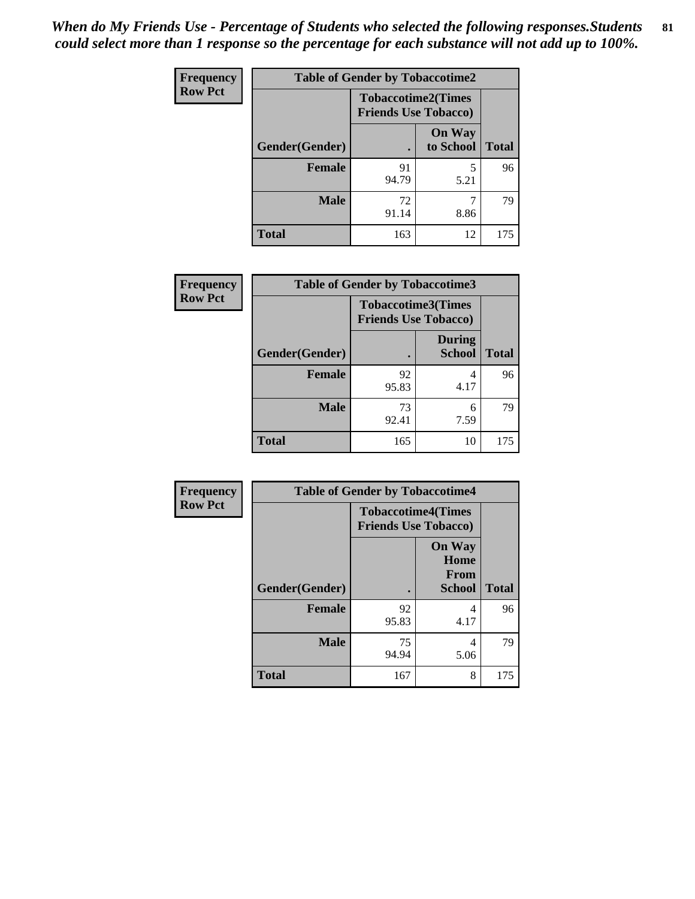*When do My Friends Use - Percentage of Students who selected the following responses.Students could select more than 1 response so the percentage for each substance will not add up to 100%.*

**Frequency**
**Row Pct**

| Table of Gender by Tobaccotime2 | | | |
|---|---|---|---|
| | Tobaccotime2(Times Friends Use Tobacco) | | |
| Gender(Gender) | . | On Way to School | Total |
| **Female** | 91<br>94.79 | 5<br>5.21 | 96 |
| **Male** | 72<br>91.14 | 7<br>8.86 | 79 |
| **Total** | 163 | 12 | 175 |

**Frequency**
**Row Pct**

| Table of Gender by Tobaccotime3 | | | |
|---|---|---|---|
| | Tobaccotime3(Times Friends Use Tobacco) | | |
| Gender(Gender) | . | During School | Total |
| **Female** | 92<br>95.83 | 4<br>4.17 | 96 |
| **Male** | 73<br>92.41 | 6<br>7.59 | 79 |
| **Total** | 165 | 10 | 175 |

**Frequency**
**Row Pct**

| Table of Gender by Tobaccotime4 | | | |
|---|---|---|---|
| | Tobaccotime4(Times Friends Use Tobacco) | | |
| Gender(Gender) | . | On Way Home From School | Total |
| **Female** | 92<br>95.83 | 4<br>4.17 | 96 |
| **Male** | 75<br>94.94 | 4<br>5.06 | 79 |
| **Total** | 167 | 8 | 175 |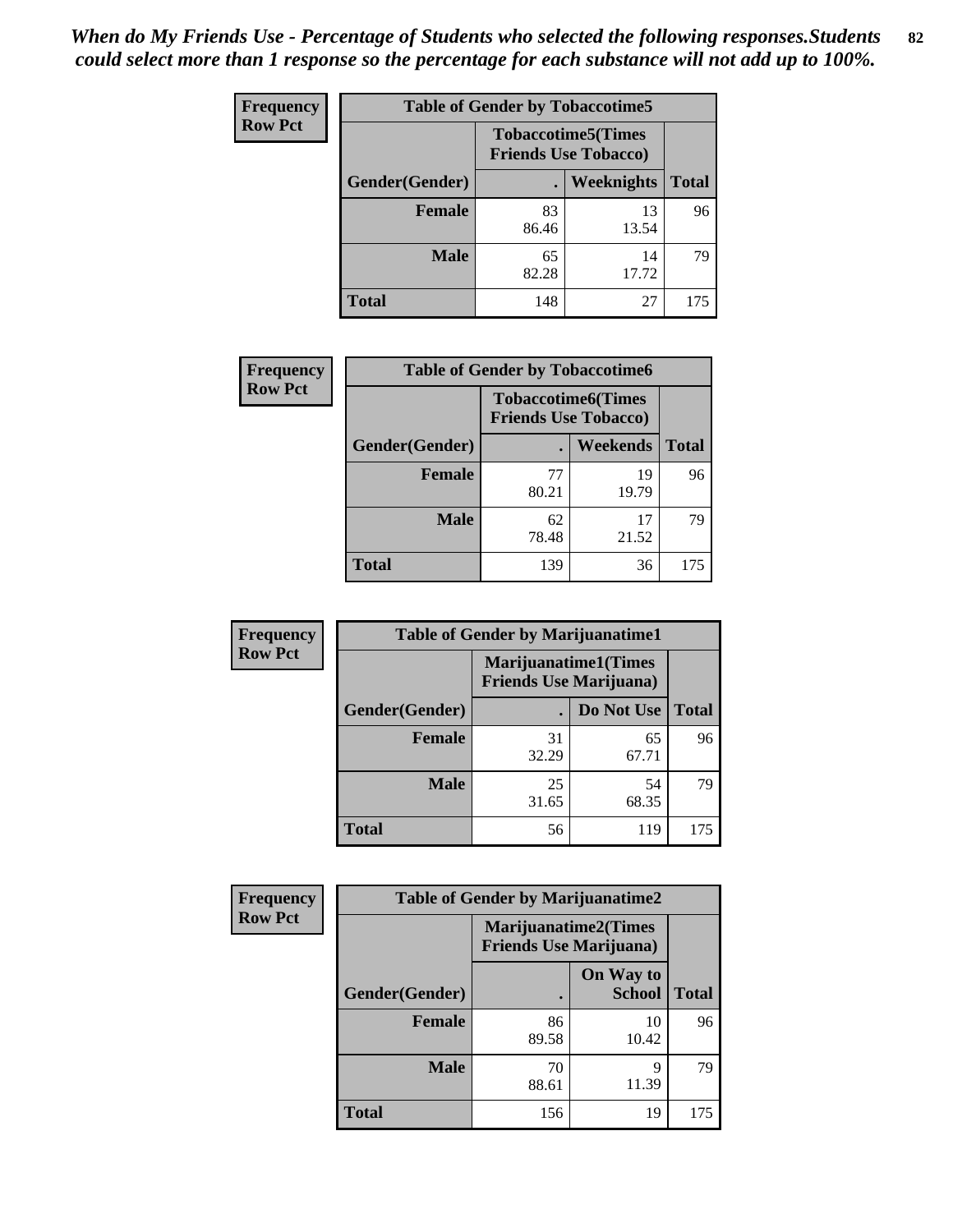*When do My Friends Use - Percentage of Students who selected the following responses.Students could select more than 1 response so the percentage for each substance will not add up to 100%.*

**Frequency**
**Row Pct**

| Table of Gender by Tobaccotime5 | | | |
|---|---|---|---|
| | Tobaccotime5(Times Friends Use Tobacco) | | |
| Gender(Gender) | . | Weeknights | Total |
| Female | 83<br>86.46 | 13<br>13.54 | 96 |
| Male | 65<br>82.28 | 14<br>17.72 | 79 |
| Total | 148 | 27 | 175 |

**Frequency**
**Row Pct**

| Table of Gender by Tobaccotime6 | | | |
|---|---|---|---|
| | Tobaccotime6(Times Friends Use Tobacco) | | |
| Gender(Gender) | . | Weekends | Total |
| Female | 77<br>80.21 | 19<br>19.79 | 96 |
| Male | 62<br>78.48 | 17<br>21.52 | 79 |
| Total | 139 | 36 | 175 |

**Frequency**
**Row Pct**

| Table of Gender by Marijuanatime1 | | | |
|---|---|---|---|
| | Marijuanatime1(Times Friends Use Marijuana) | | |
| Gender(Gender) | . | Do Not Use | Total |
| Female | 31<br>32.29 | 65<br>67.71 | 96 |
| Male | 25<br>31.65 | 54<br>68.35 | 79 |
| Total | 56 | 119 | 175 |

**Frequency**
**Row Pct**

| Table of Gender by Marijuanatime2 | | | |
|---|---|---|---|
| | Marijuanatime2(Times Friends Use Marijuana) | | |
| Gender(Gender) | . | On Way to School | Total |
| Female | 86<br>89.58 | 10<br>10.42 | 96 |
| Male | 70<br>88.61 | 9<br>11.39 | 79 |
| Total | 156 | 19 | 175 |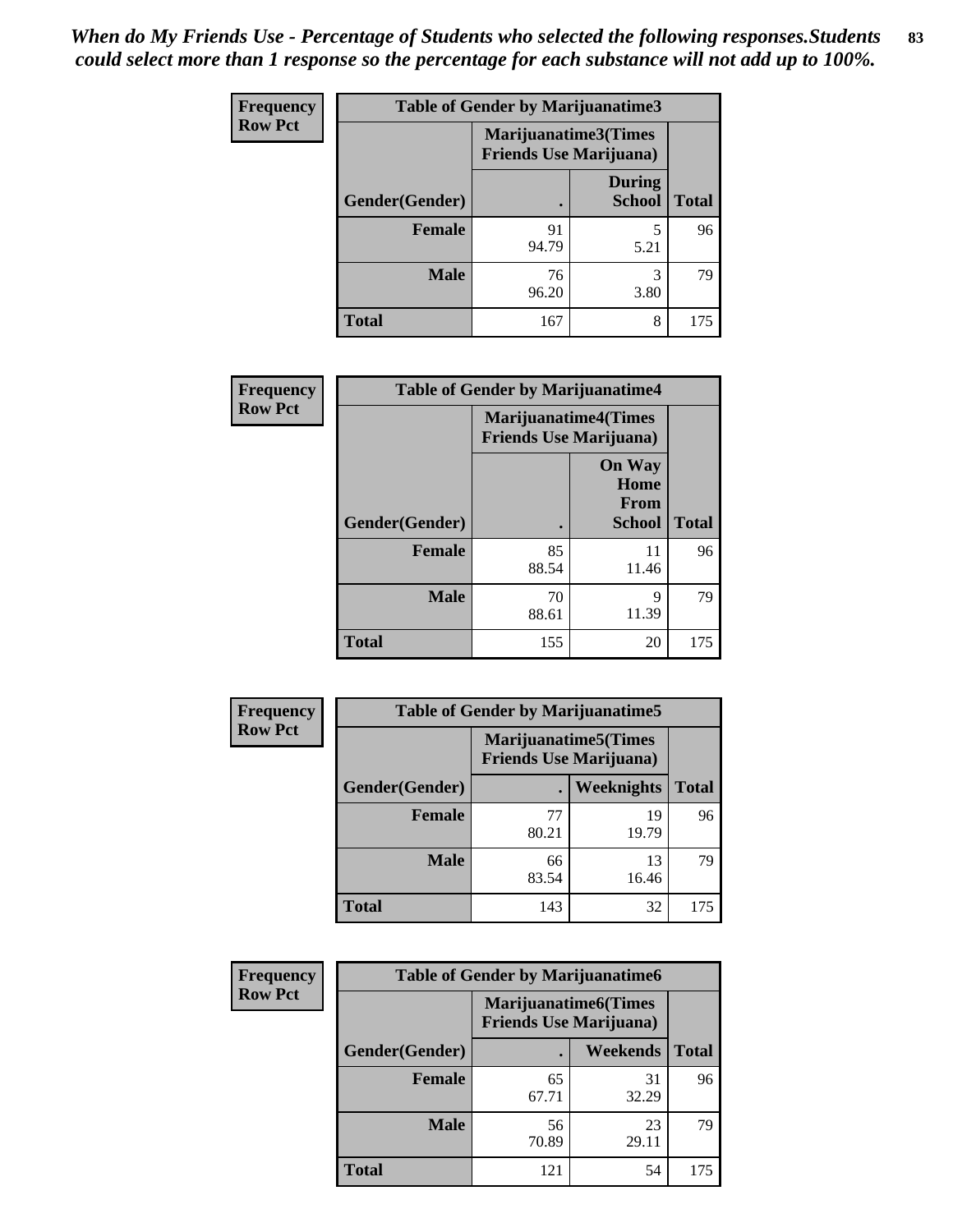*When do My Friends Use - Percentage of Students who selected the following responses.Students could select more than 1 response so the percentage for each substance will not add up to 100%.*

**Frequency**
**Row Pct**

| Table of Gender by Marijuanatime3 | | | |
|---|---|---|---|
| | Marijuanatime3(Times Friends Use Marijuana) | | |
| Gender(Gender) | . | During School | Total |
| **Female** | 91<br>94.79 | 5<br>5.21 | 96 |
| **Male** | 76<br>96.20 | 3<br>3.80 | 79 |
| **Total** | 167 | 8 | 175 |

**Frequency**
**Row Pct**

| Table of Gender by Marijuanatime4 | | | |
|---|---|---|---|
| | Marijuanatime4(Times Friends Use Marijuana) | | |
| Gender(Gender) | . | On Way Home From School | Total |
| **Female** | 85<br>88.54 | 11<br>11.46 | 96 |
| **Male** | 70<br>88.61 | 9<br>11.39 | 79 |
| **Total** | 155 | 20 | 175 |

**Frequency**
**Row Pct**

| Table of Gender by Marijuanatime5 | | | |
|---|---|---|---|
| | Marijuanatime5(Times Friends Use Marijuana) | | |
| Gender(Gender) | . | Weeknights | Total |
| **Female** | 77<br>80.21 | 19<br>19.79 | 96 |
| **Male** | 66<br>83.54 | 13<br>16.46 | 79 |
| **Total** | 143 | 32 | 175 |

**Frequency**
**Row Pct**

| Table of Gender by Marijuanatime6 | | | |
|---|---|---|---|
| | Marijuanatime6(Times Friends Use Marijuana) | | |
| Gender(Gender) | . | Weekends | Total |
| **Female** | 65<br>67.71 | 31<br>32.29 | 96 |
| **Male** | 56<br>70.89 | 23<br>29.11 | 79 |
| **Total** | 121 | 54 | 175 |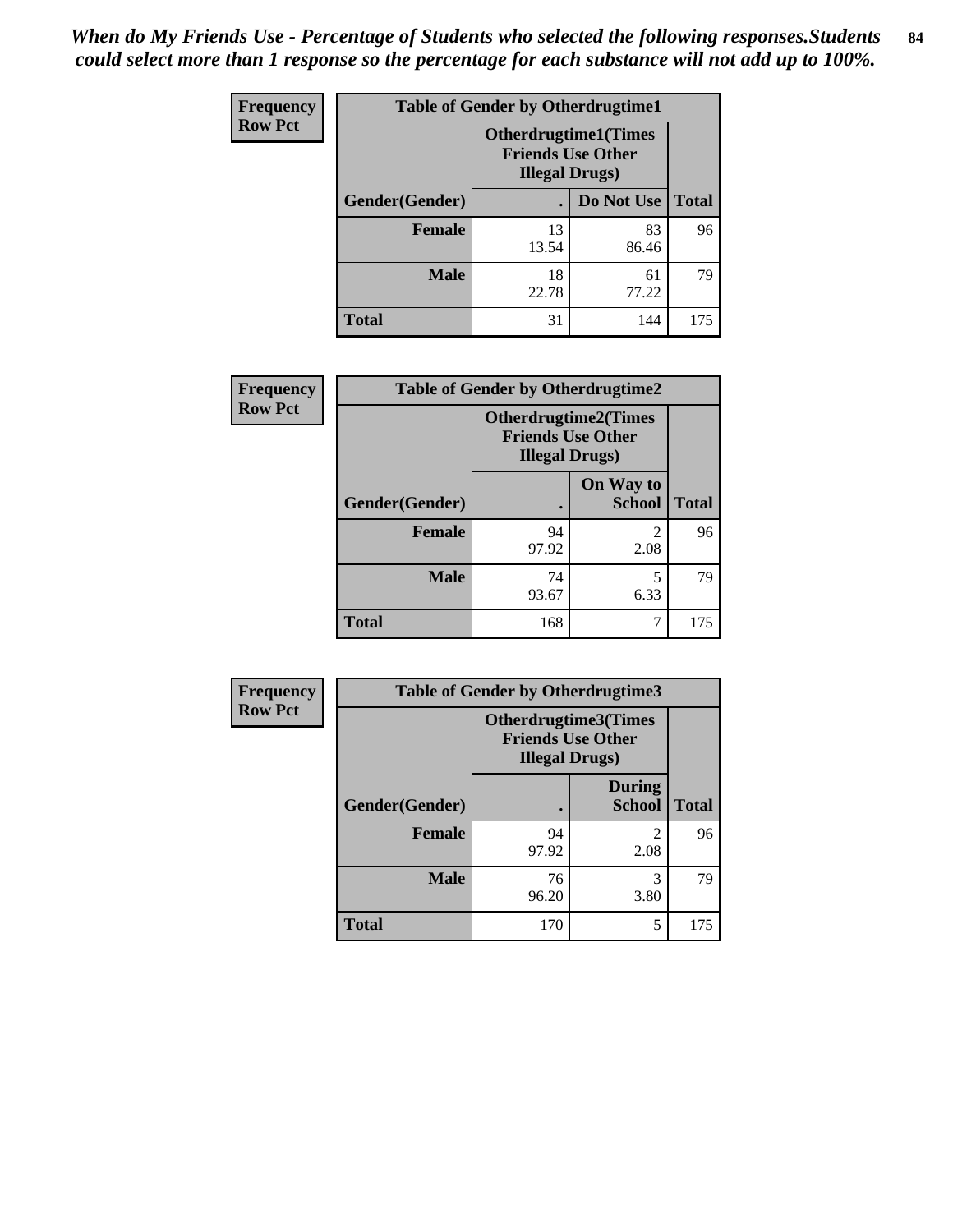*When do My Friends Use - Percentage of Students who selected the following responses.Students could select more than 1 response so the percentage for each substance will not add up to 100%.*

**Frequency**
**Row Pct**

| Table of Gender by Otherdrugtime1 | | | |
|---|---|---|---|
| | Otherdrugtime1(Times Friends Use Other Illegal Drugs) | | |
| Gender(Gender) | . | Do Not Use | Total |
| Female | 13<br>13.54 | 83<br>86.46 | 96 |
| Male | 18<br>22.78 | 61<br>77.22 | 79 |
| Total | 31 | 144 | 175 |

**Frequency**
**Row Pct**

| Table of Gender by Otherdrugtime2 | | | |
|---|---|---|---|
| | Otherdrugtime2(Times Friends Use Other Illegal Drugs) | | |
| Gender(Gender) | . | On Way to School | Total |
| Female | 94<br>97.92 | 2<br>2.08 | 96 |
| Male | 74<br>93.67 | 5<br>6.33 | 79 |
| Total | 168 | 7 | 175 |

**Frequency**
**Row Pct**

| Table of Gender by Otherdrugtime3 | | | |
|---|---|---|---|
| | Otherdrugtime3(Times Friends Use Other Illegal Drugs) | | |
| Gender(Gender) | . | During School | Total |
| Female | 94<br>97.92 | 2<br>2.08 | 96 |
| Male | 76<br>96.20 | 3<br>3.80 | 79 |
| Total | 170 | 5 | 175 |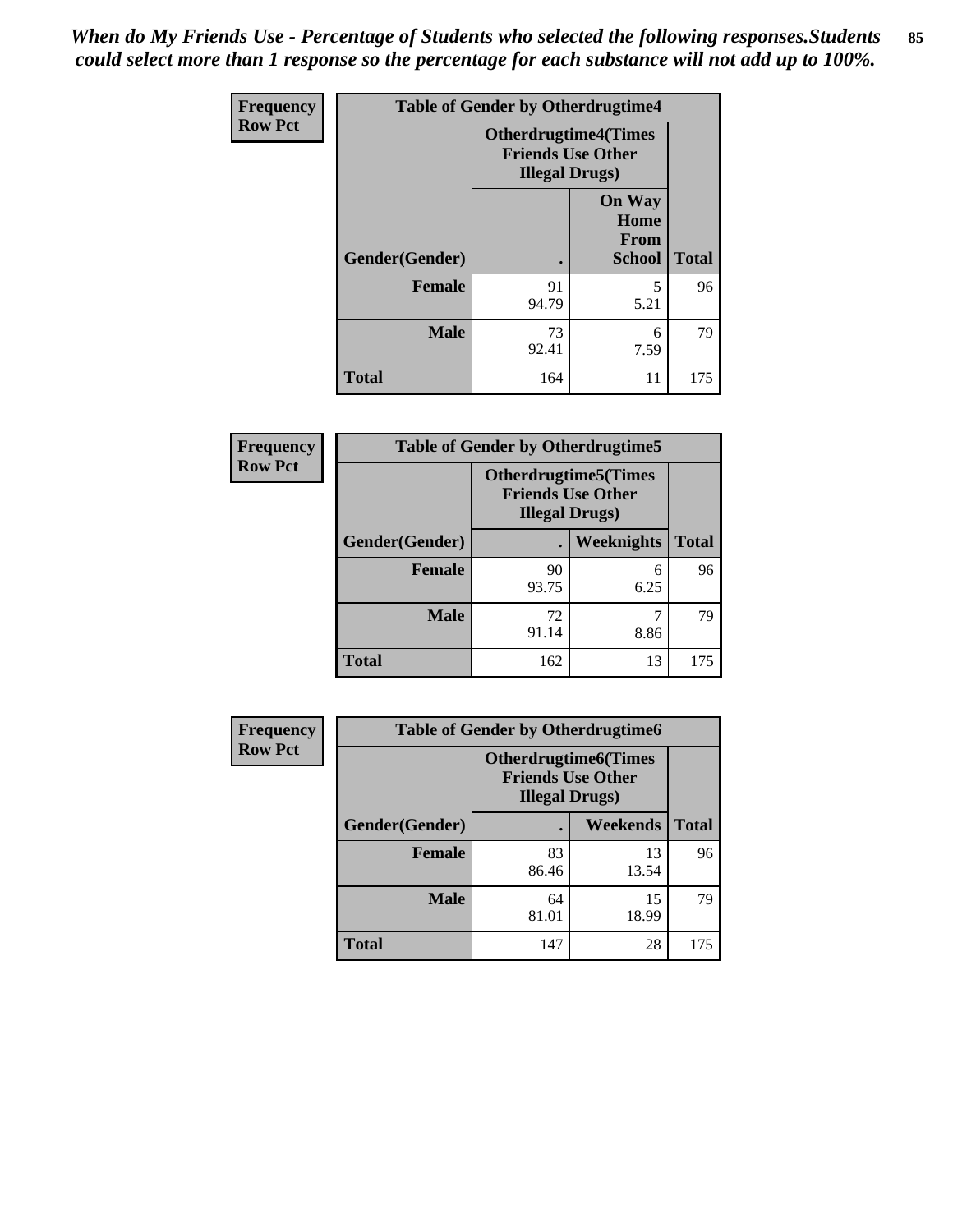*When do My Friends Use - Percentage of Students who selected the following responses.Students could select more than 1 response so the percentage for each substance will not add up to 100%.*

**Frequency**
**Row Pct**

| Table of Gender by Otherdrugtime4 | | | |
|---|---|---|---|
| | Otherdrugtime4(Times Friends Use Other Illegal Drugs) | | |
| Gender(Gender) | . | On Way Home From School | Total |
| Female | 91<br>94.79 | 5<br>5.21 | 96 |
| Male | 73<br>92.41 | 6<br>7.59 | 79 |
| Total | 164 | 11 | 175 |

**Frequency**
**Row Pct**

| Table of Gender by Otherdrugtime5 | | | |
|---|---|---|---|
| | Otherdrugtime5(Times Friends Use Other Illegal Drugs) | | |
| Gender(Gender) | . | Weeknights | Total |
| Female | 90<br>93.75 | 6<br>6.25 | 96 |
| Male | 72<br>91.14 | 7<br>8.86 | 79 |
| Total | 162 | 13 | 175 |

**Frequency**
**Row Pct**

| Table of Gender by Otherdrugtime6 | | | |
|---|---|---|---|
| | Otherdrugtime6(Times Friends Use Other Illegal Drugs) | | |
| Gender(Gender) | . | Weekends | Total |
| Female | 83<br>86.46 | 13<br>13.54 | 96 |
| Male | 64<br>81.01 | 15<br>18.99 | 79 |
| Total | 147 | 28 | 175 |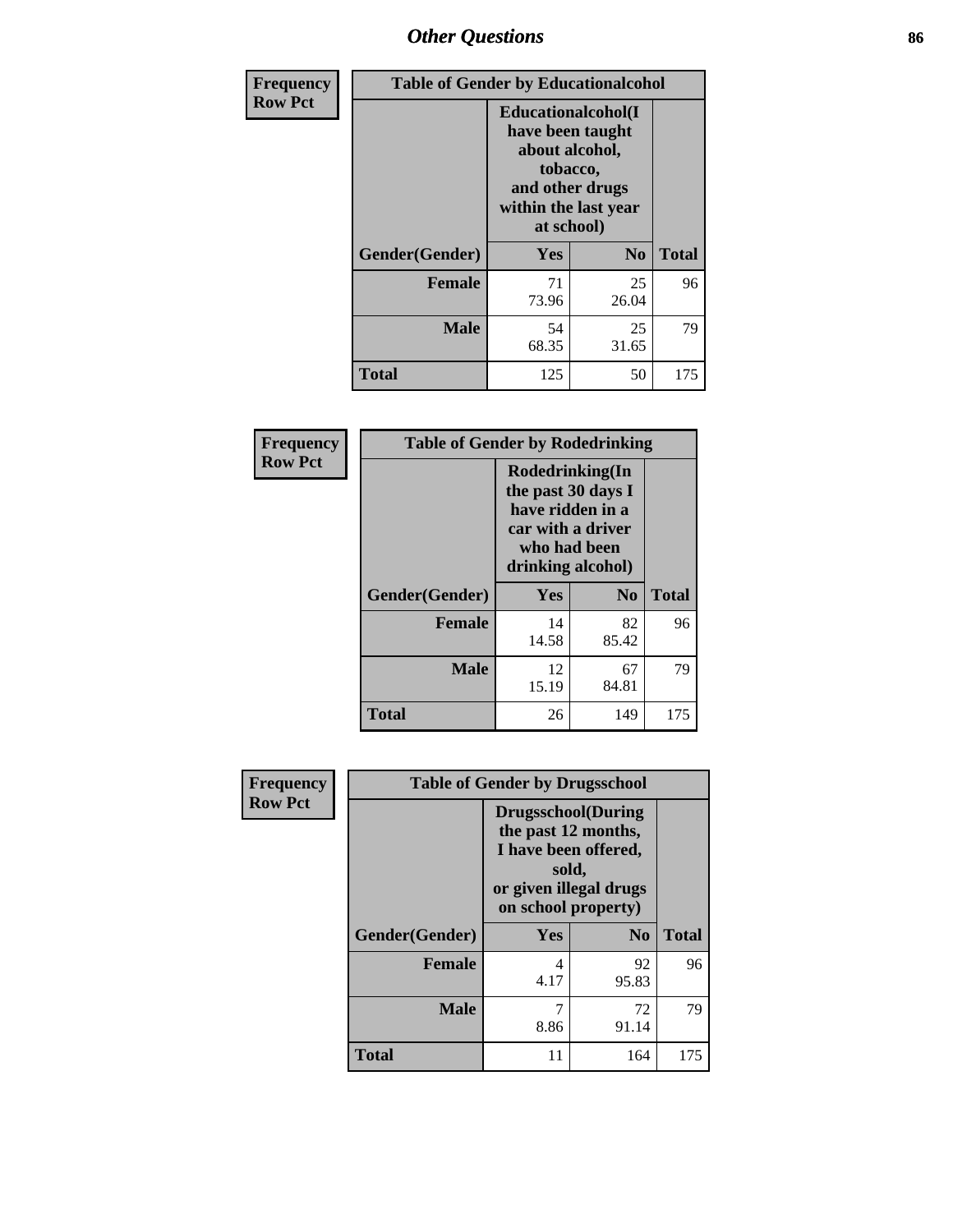# Other Questions

**Frequency Row Pct**

| Table of Gender by Educationalcohol | | | |
|---|---|---|---|
| | Educationalcohol(I have been taught about alcohol, tobacco, and other drugs within the last year at school) | | |
| Gender(Gender) | Yes | No | Total |
| Female | 71<br>73.96 | 25<br>26.04 | 96 |
| Male | 54<br>68.35 | 25<br>31.65 | 79 |
| Total | 125 | 50 | 175 |

**Frequency Row Pct**

| Table of Gender by Rodedrinking | | | |
|---|---|---|---|
| | Rodedrinking(In the past 30 days I have ridden in a car with a driver who had been drinking alcohol) | | |
| Gender(Gender) | Yes | No | Total |
| Female | 14<br>14.58 | 82<br>85.42 | 96 |
| Male | 12<br>15.19 | 67<br>84.81 | 79 |
| Total | 26 | 149 | 175 |

**Frequency Row Pct**

| Table of Gender by Drugsschool | | | |
|---|---|---|---|
| | Drugsschool(During the past 12 months, I have been offered, sold, or given illegal drugs on school property) | | |
| Gender(Gender) | Yes | No | Total |
| Female | 4<br>4.17 | 92<br>95.83 | 96 |
| Male | 7<br>8.86 | 72<br>91.14 | 79 |
| Total | 11 | 164 | 175 |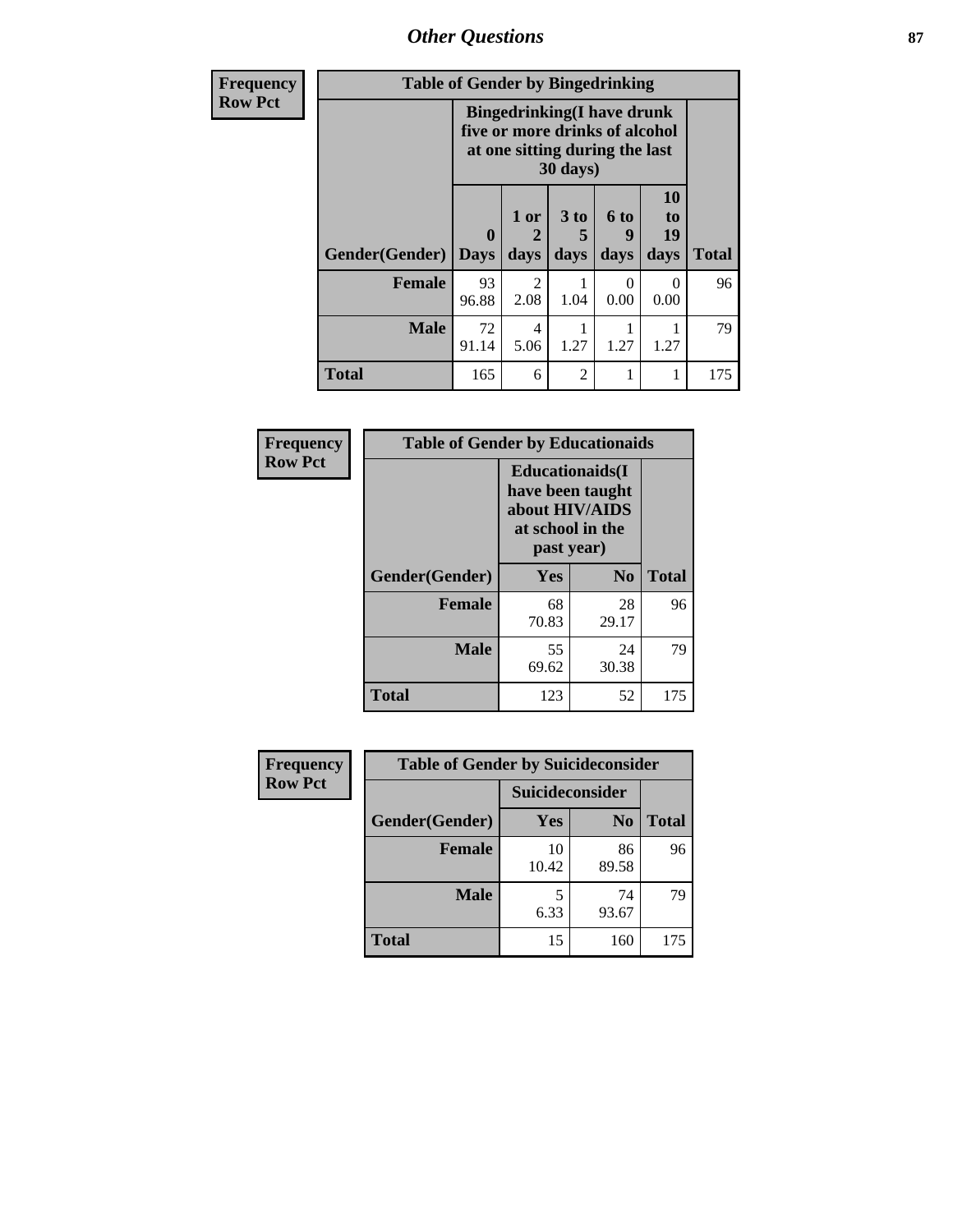## Other Questions

**Frequency**
**Row Pct**

| Table of Gender by Bingedrinking | | | | | | |
|---|---|---|---|---|---|---|
| | Bingedrinking(I have drunk five or more drinks of alcohol at one sitting during the last 30 days) | | | | | |
| Gender(Gender) | 0 Days | 1 or 2 days | 3 to 5 days | 6 to 9 days | 10 to 19 days | Total |
| **Female** | 93<br>96.88 | 2<br>2.08 | 1<br>1.04 | 0<br>0.00 | 0<br>0.00 | 96 |
| **Male** | 72<br>91.14 | 4<br>5.06 | 1<br>1.27 | 1<br>1.27 | 1<br>1.27 | 79 |
| **Total** | 165 | 6 | 2 | 1 | 1 | 175 |

**Frequency**
**Row Pct**

| Table of Gender by Educationaids | | | |
|---|---|---|---|
| | Educationaids(I have been taught about HIV/AIDS at school in the past year) | | |
| Gender(Gender) | Yes | No | Total |
| **Female** | 68<br>70.83 | 28<br>29.17 | 96 |
| **Male** | 55<br>69.62 | 24<br>30.38 | 79 |
| **Total** | 123 | 52 | 175 |

**Frequency**
**Row Pct**

| Table of Gender by Suicideconsider | | | |
|---|---|---|---|
| | Suicideconsider | | |
| Gender(Gender) | Yes | No | Total |
| **Female** | 10<br>10.42 | 86<br>89.58 | 96 |
| **Male** | 5<br>6.33 | 74<br>93.67 | 79 |
| **Total** | 15 | 160 | 175 |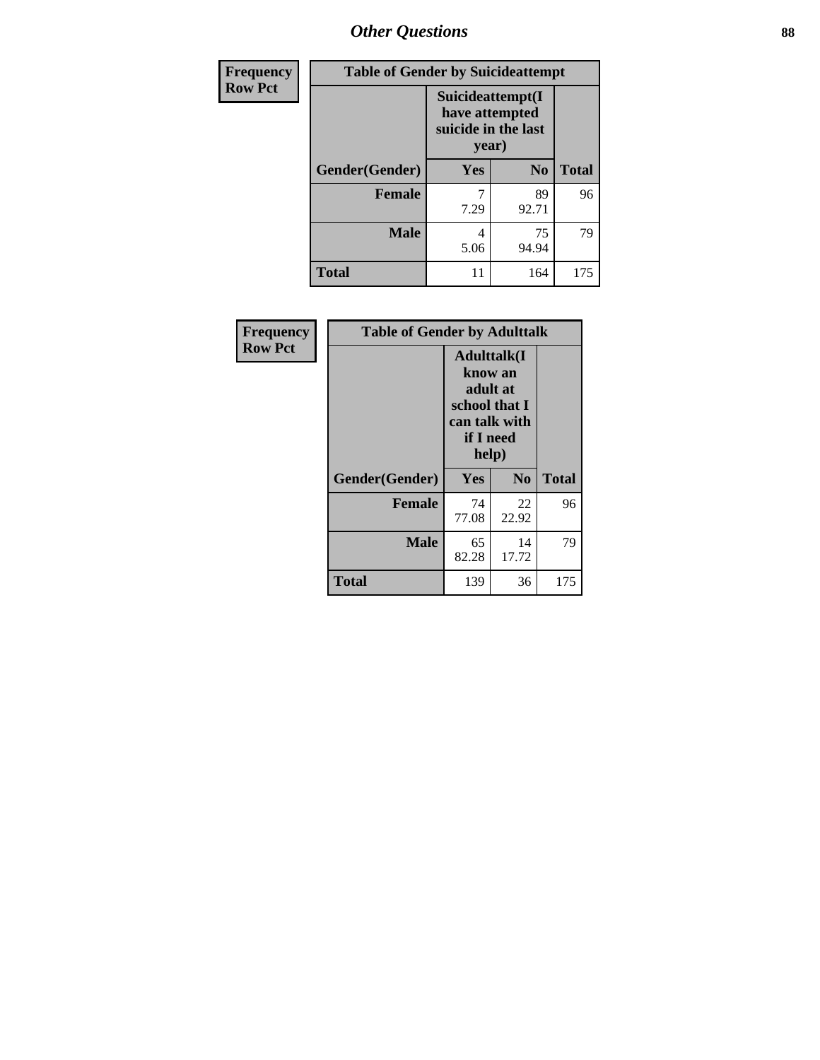| Frequency<br>Row Pct | Table of Gender by Suicideattempt | | |
|---|---|---|---|
| | Suicideattempt(I have attempted suicide in the last year) | | |
| Gender(Gender) | Yes | No | Total |
| Female | 7<br>7.29 | 89<br>92.71 | 96 |
| Male | 4<br>5.06 | 75<br>94.94 | 79 |
| Total | 11 | 164 | 175 |

| Frequency<br>Row Pct | Table of Gender by Adulttalk | | |
|---|---|---|---|
| | Adulttalk(I know an adult at school that I can talk with if I need help) | | |
| Gender(Gender) | Yes | No | Total |
| Female | 74<br>77.08 | 22<br>22.92 | 96 |
| Male | 65<br>82.28 | 14<br>17.72 | 79 |
| Total | 139 | 36 | 175 |